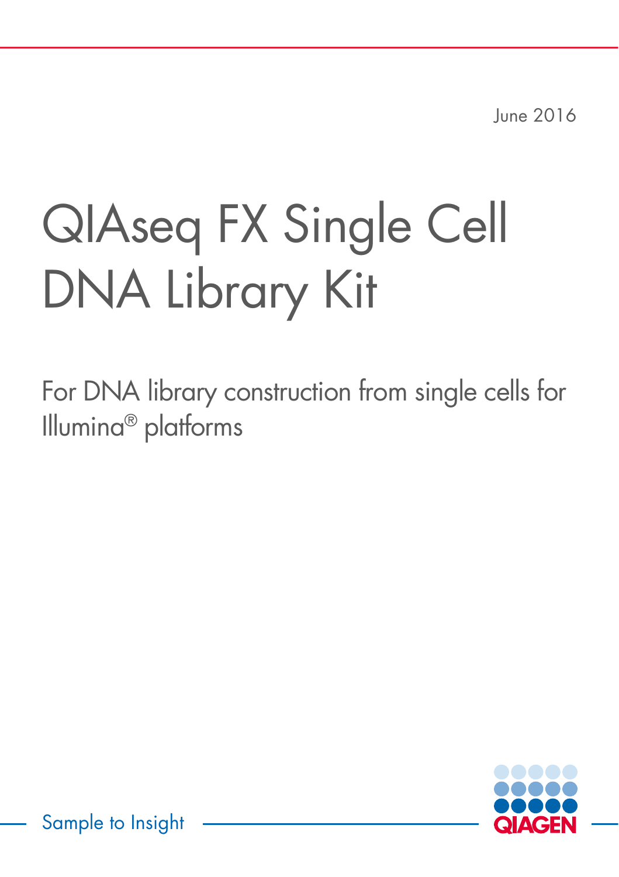June 2016

# QIAseq FX Single Cell DNA Library Kit

For DNA library construction from single cells for Illumina® platforms

Sample to Insight

QIAGEN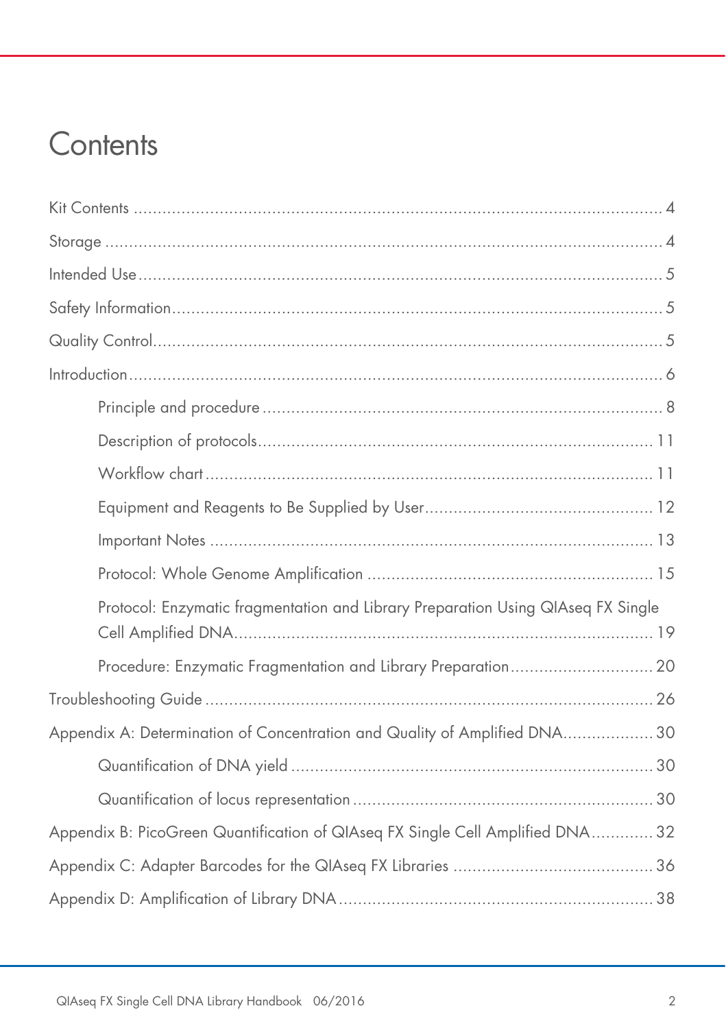# Contents

Kit Contents ..... 4

Storage ..... 4

Intended Use ..... 5

Safety Information ..... 5

Quality Control ..... 5

Introduction ..... 6

- Principle and procedure ..... 8
- Description of protocols ..... 11
- Workflow chart ..... 11
- Equipment and Reagents to Be Supplied by User ..... 12
- Important Notes ..... 13
- Protocol: Whole Genome Amplification ..... 15
- Protocol: Enzymatic fragmentation and Library Preparation Using QIAseq FX Single Cell Amplified DNA ..... 19
- Procedure: Enzymatic Fragmentation and Library Preparation ..... 20

Troubleshooting Guide ..... 26

Appendix A: Determination of Concentration and Quality of Amplified DNA ..... 30

- Quantification of DNA yield ..... 30
- Quantification of locus representation ..... 30

Appendix B: PicoGreen Quantification of QIAseq FX Single Cell Amplified DNA ..... 32

Appendix C: Adapter Barcodes for the QIAseq FX Libraries ..... 36

Appendix D: Amplification of Library DNA ..... 38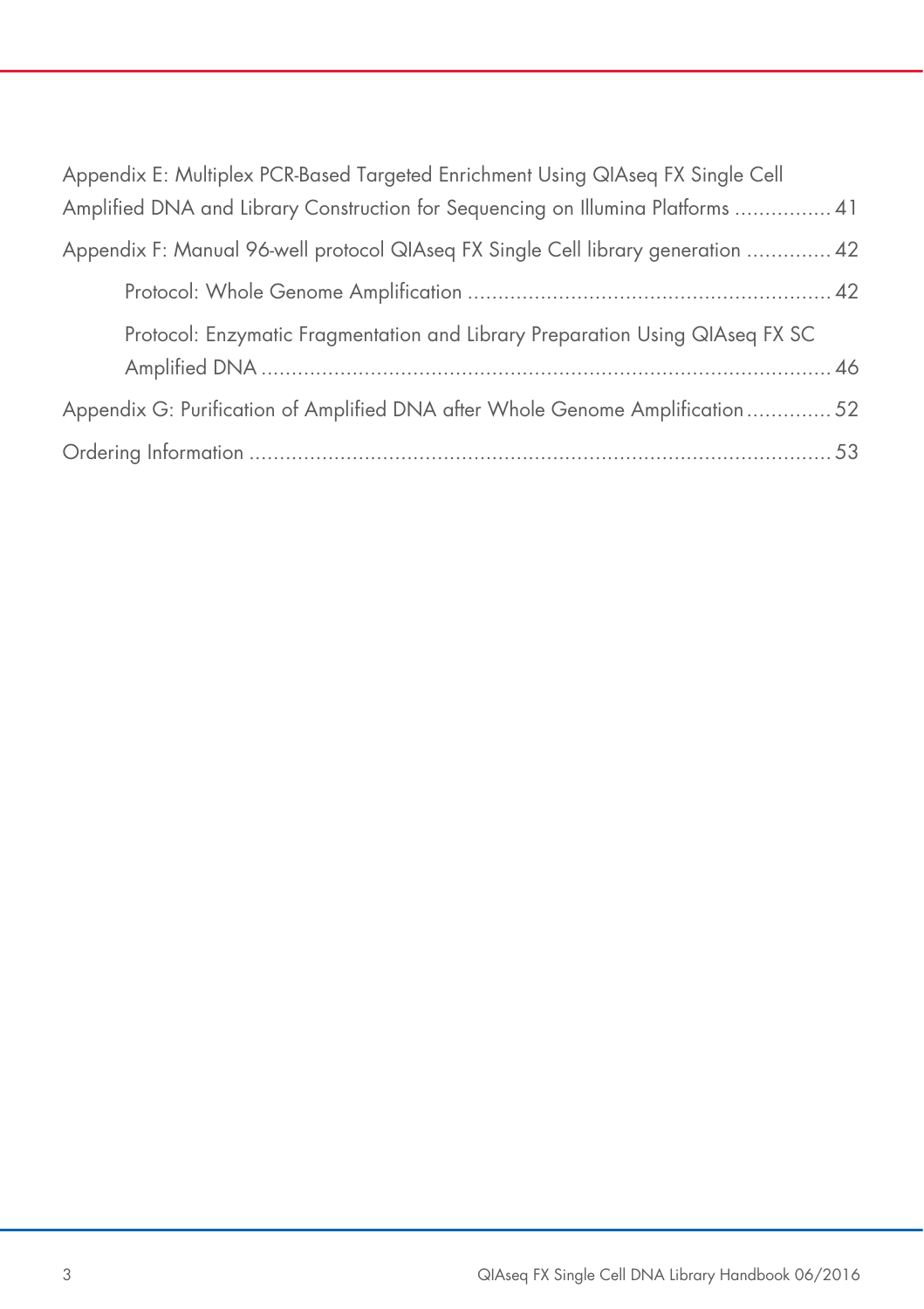Appendix E: Multiplex PCR-Based Targeted Enrichment Using QIAseq FX Single Cell Amplified DNA and Library Construction for Sequencing on Illumina Platforms ................ 41

Appendix F: Manual 96-well protocol QIAseq FX Single Cell library generation .............. 42

  Protocol: Whole Genome Amplification ............................................................ 42

  Protocol: Enzymatic Fragmentation and Library Preparation Using QIAseq FX SC Amplified DNA .............................................................................................. 46

Appendix G: Purification of Amplified DNA after Whole Genome Amplification .............. 52

Ordering Information ................................................................................... 53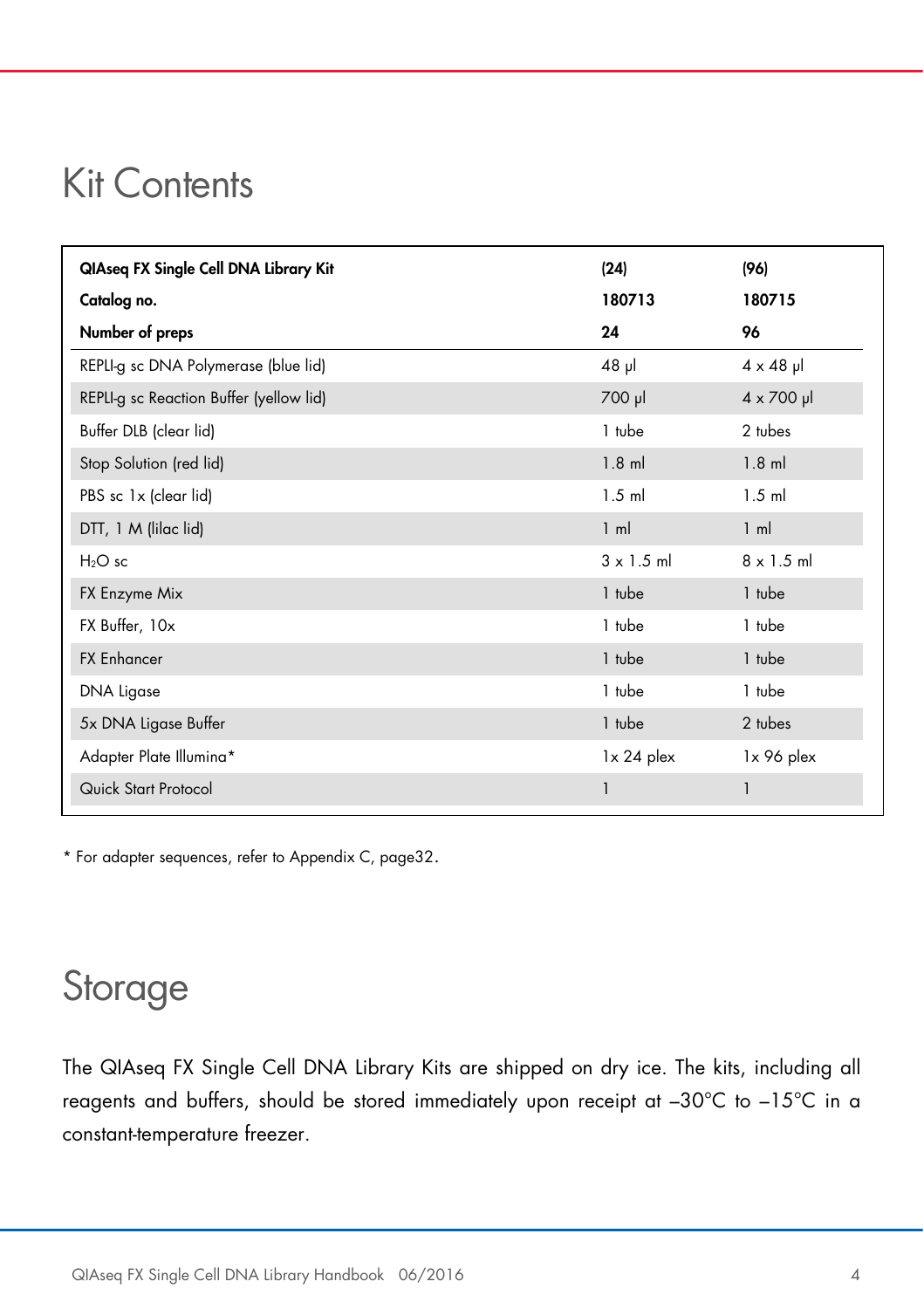# Kit Contents

| QIAseq FX Single Cell DNA Library Kit | (24) | (96) |
| --- | --- | --- |
| **Catalog no.** | **180713** | **180715** |
| **Number of preps** | **24** | **96** |
| REPLI-g sc DNA Polymerase (blue lid) | 48 µl | 4 x 48 µl |
| REPLI-g sc Reaction Buffer (yellow lid) | 700 µl | 4 x 700 µl |
| Buffer DLB (clear lid) | 1 tube | 2 tubes |
| Stop Solution (red lid) | 1.8 ml | 1.8 ml |
| PBS sc 1x (clear lid) | 1.5 ml | 1.5 ml |
| DTT, 1 M (lilac lid) | 1 ml | 1 ml |
| $H_2O$ sc | 3 x 1.5 ml | 8 x 1.5 ml |
| FX Enzyme Mix | 1 tube | 1 tube |
| FX Buffer, 10x | 1 tube | 1 tube |
| FX Enhancer | 1 tube | 1 tube |
| DNA Ligase | 1 tube | 1 tube |
| 5x DNA Ligase Buffer | 1 tube | 2 tubes |
| Adapter Plate Illumina* | 1x 24 plex | 1x 96 plex |
| Quick Start Protocol | 1 | 1 |

* For adapter sequences, refer to Appendix C, page32.

# Storage

The QIAseq FX Single Cell DNA Library Kits are shipped on dry ice. The kits, including all reagents and buffers, should be stored immediately upon receipt at –30°C to –15°C in a constant-temperature freezer.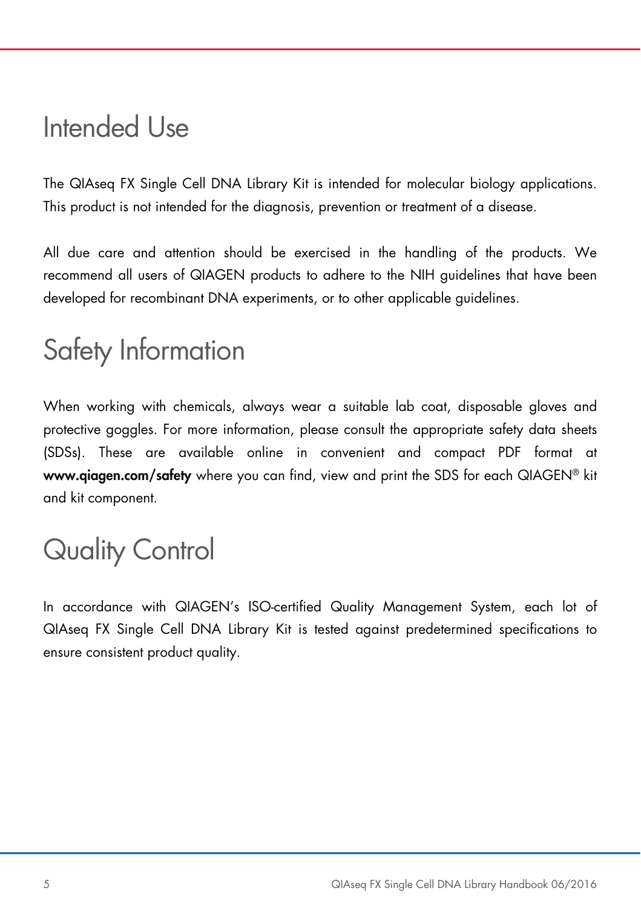# Intended Use

The QIAseq FX Single Cell DNA Library Kit is intended for molecular biology applications. This product is not intended for the diagnosis, prevention or treatment of a disease.

All due care and attention should be exercised in the handling of the products. We recommend all users of QIAGEN products to adhere to the NIH guidelines that have been developed for recombinant DNA experiments, or to other applicable guidelines.

# Safety Information

When working with chemicals, always wear a suitable lab coat, disposable gloves and protective goggles. For more information, please consult the appropriate safety data sheets (SDSs). These are available online in convenient and compact PDF format at **www.qiagen.com/safety** where you can find, view and print the SDS for each QIAGEN® kit and kit component.

# Quality Control

In accordance with QIAGEN's ISO-certified Quality Management System, each lot of QIAseq FX Single Cell DNA Library Kit is tested against predetermined specifications to ensure consistent product quality.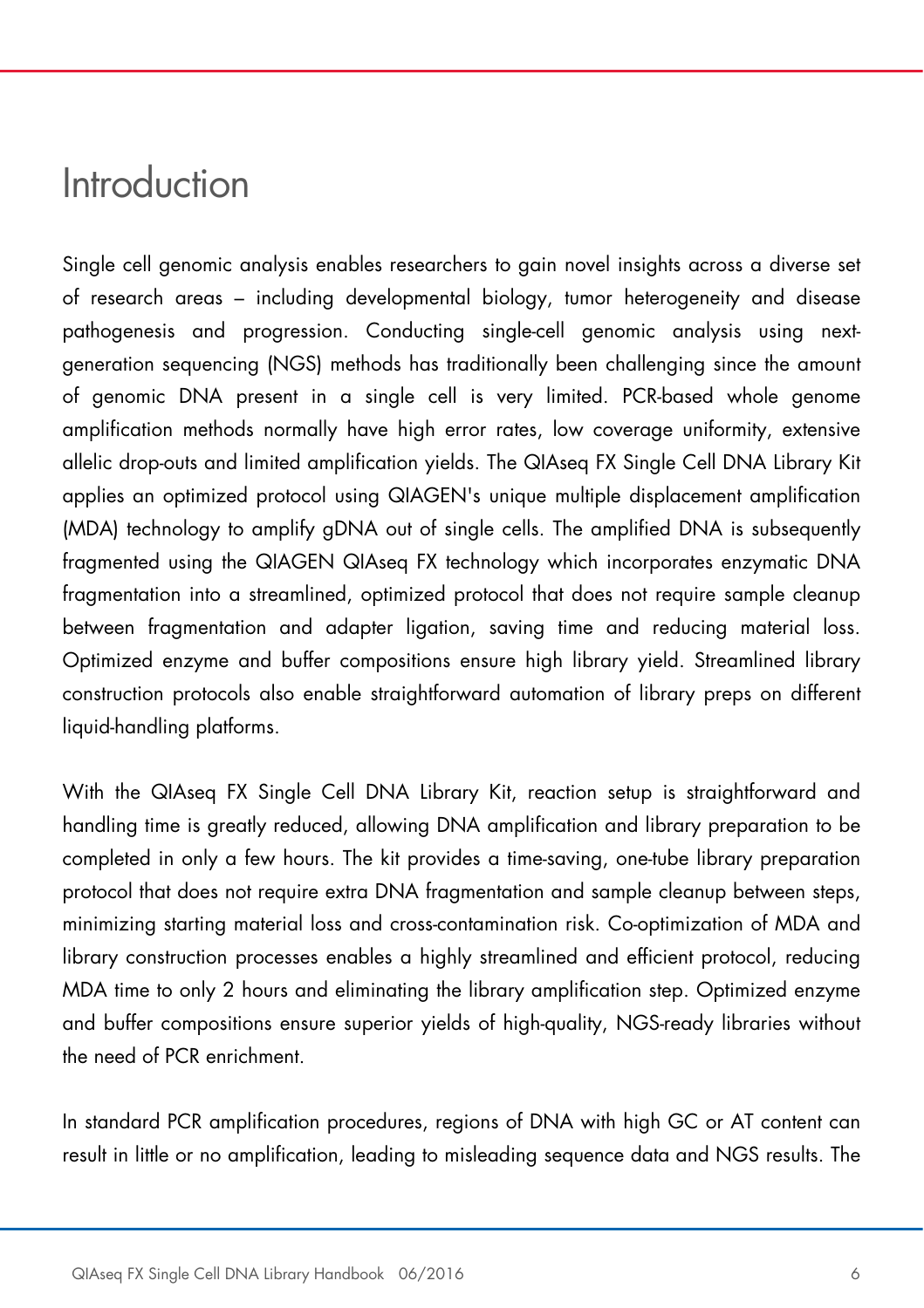# Introduction

Single cell genomic analysis enables researchers to gain novel insights across a diverse set of research areas – including developmental biology, tumor heterogeneity and disease pathogenesis and progression. Conducting single-cell genomic analysis using next-generation sequencing (NGS) methods has traditionally been challenging since the amount of genomic DNA present in a single cell is very limited. PCR-based whole genome amplification methods normally have high error rates, low coverage uniformity, extensive allelic drop-outs and limited amplification yields. The QIAseq FX Single Cell DNA Library Kit applies an optimized protocol using QIAGEN's unique multiple displacement amplification (MDA) technology to amplify gDNA out of single cells. The amplified DNA is subsequently fragmented using the QIAGEN QIAseq FX technology which incorporates enzymatic DNA fragmentation into a streamlined, optimized protocol that does not require sample cleanup between fragmentation and adapter ligation, saving time and reducing material loss. Optimized enzyme and buffer compositions ensure high library yield. Streamlined library construction protocols also enable straightforward automation of library preps on different liquid-handling platforms.

With the QIAseq FX Single Cell DNA Library Kit, reaction setup is straightforward and handling time is greatly reduced, allowing DNA amplification and library preparation to be completed in only a few hours. The kit provides a time-saving, one-tube library preparation protocol that does not require extra DNA fragmentation and sample cleanup between steps, minimizing starting material loss and cross-contamination risk. Co-optimization of MDA and library construction processes enables a highly streamlined and efficient protocol, reducing MDA time to only 2 hours and eliminating the library amplification step. Optimized enzyme and buffer compositions ensure superior yields of high-quality, NGS-ready libraries without the need of PCR enrichment.

In standard PCR amplification procedures, regions of DNA with high GC or AT content can result in little or no amplification, leading to misleading sequence data and NGS results. The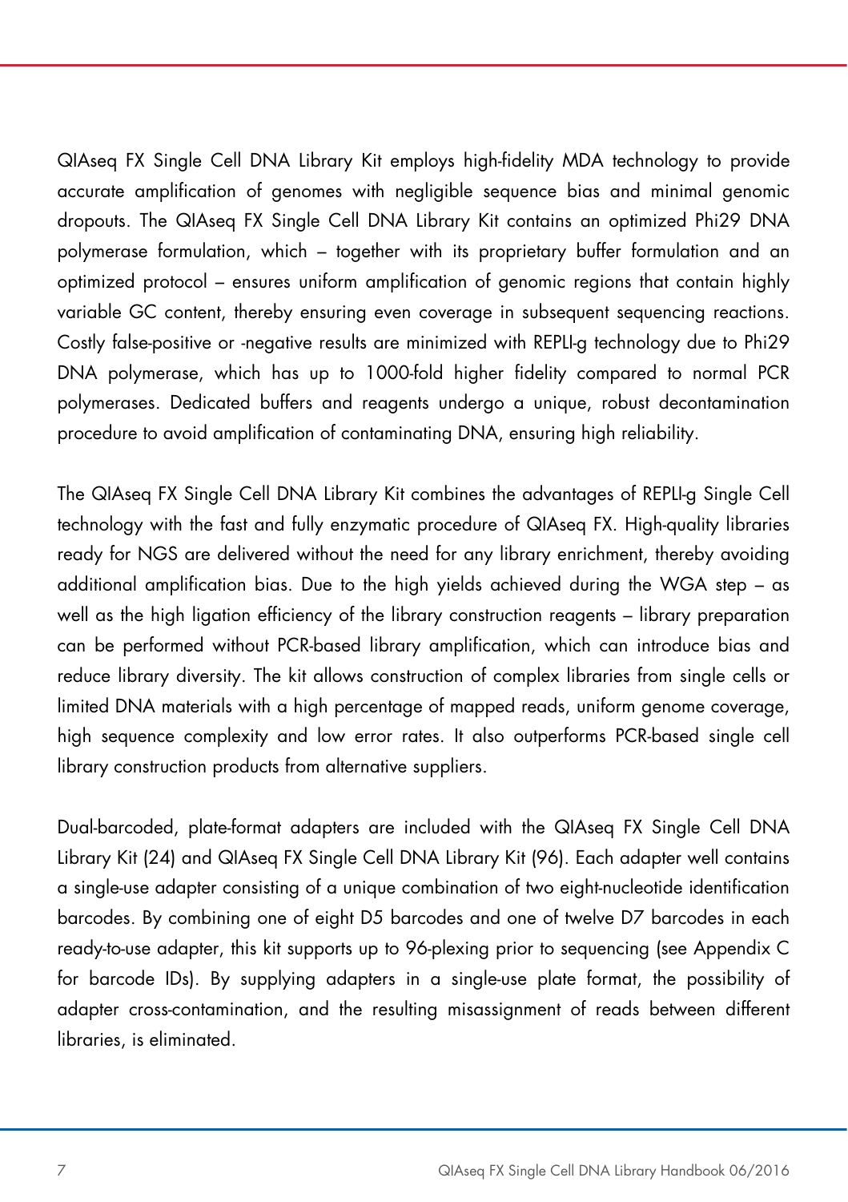QIAseq FX Single Cell DNA Library Kit employs high-fidelity MDA technology to provide accurate amplification of genomes with negligible sequence bias and minimal genomic dropouts. The QIAseq FX Single Cell DNA Library Kit contains an optimized Phi29 DNA polymerase formulation, which – together with its proprietary buffer formulation and an optimized protocol – ensures uniform amplification of genomic regions that contain highly variable GC content, thereby ensuring even coverage in subsequent sequencing reactions. Costly false-positive or -negative results are minimized with REPLI-g technology due to Phi29 DNA polymerase, which has up to 1000-fold higher fidelity compared to normal PCR polymerases. Dedicated buffers and reagents undergo a unique, robust decontamination procedure to avoid amplification of contaminating DNA, ensuring high reliability.

The QIAseq FX Single Cell DNA Library Kit combines the advantages of REPLI-g Single Cell technology with the fast and fully enzymatic procedure of QIAseq FX. High-quality libraries ready for NGS are delivered without the need for any library enrichment, thereby avoiding additional amplification bias. Due to the high yields achieved during the WGA step – as well as the high ligation efficiency of the library construction reagents – library preparation can be performed without PCR-based library amplification, which can introduce bias and reduce library diversity. The kit allows construction of complex libraries from single cells or limited DNA materials with a high percentage of mapped reads, uniform genome coverage, high sequence complexity and low error rates. It also outperforms PCR-based single cell library construction products from alternative suppliers.

Dual-barcoded, plate-format adapters are included with the QIAseq FX Single Cell DNA Library Kit (24) and QIAseq FX Single Cell DNA Library Kit (96). Each adapter well contains a single-use adapter consisting of a unique combination of two eight-nucleotide identification barcodes. By combining one of eight D5 barcodes and one of twelve D7 barcodes in each ready-to-use adapter, this kit supports up to 96-plexing prior to sequencing (see Appendix C for barcode IDs). By supplying adapters in a single-use plate format, the possibility of adapter cross-contamination, and the resulting misassignment of reads between different libraries, is eliminated.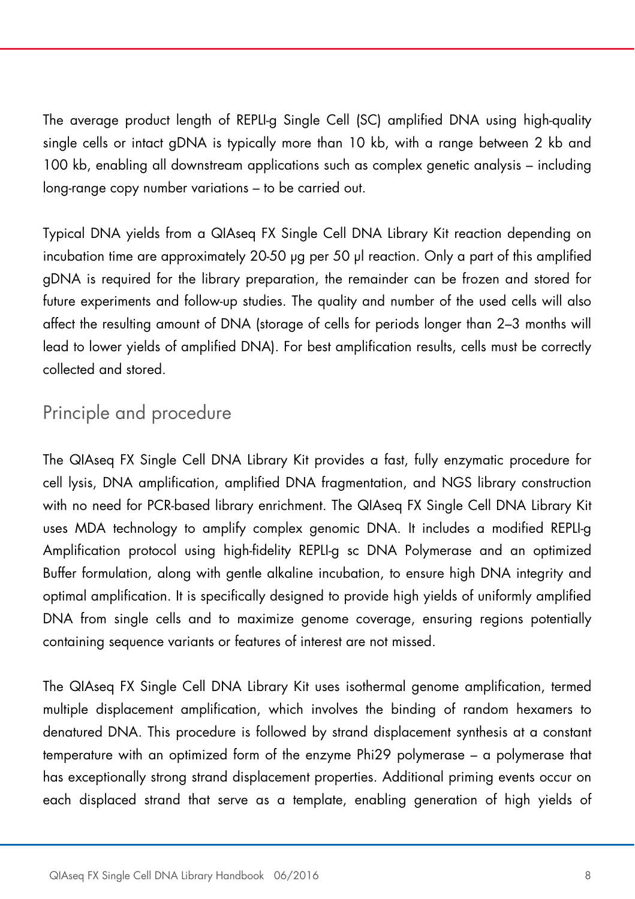The average product length of REPLI-g Single Cell (SC) amplified DNA using high-quality single cells or intact gDNA is typically more than 10 kb, with a range between 2 kb and 100 kb, enabling all downstream applications such as complex genetic analysis – including long-range copy number variations – to be carried out.

Typical DNA yields from a QIAseq FX Single Cell DNA Library Kit reaction depending on incubation time are approximately 20-50 µg per 50 µl reaction. Only a part of this amplified gDNA is required for the library preparation, the remainder can be frozen and stored for future experiments and follow-up studies. The quality and number of the used cells will also affect the resulting amount of DNA (storage of cells for periods longer than 2–3 months will lead to lower yields of amplified DNA). For best amplification results, cells must be correctly collected and stored.

## Principle and procedure

The QIAseq FX Single Cell DNA Library Kit provides a fast, fully enzymatic procedure for cell lysis, DNA amplification, amplified DNA fragmentation, and NGS library construction with no need for PCR-based library enrichment. The QIAseq FX Single Cell DNA Library Kit uses MDA technology to amplify complex genomic DNA. It includes a modified REPLI-g Amplification protocol using high-fidelity REPLI-g sc DNA Polymerase and an optimized Buffer formulation, along with gentle alkaline incubation, to ensure high DNA integrity and optimal amplification. It is specifically designed to provide high yields of uniformly amplified DNA from single cells and to maximize genome coverage, ensuring regions potentially containing sequence variants or features of interest are not missed.

The QIAseq FX Single Cell DNA Library Kit uses isothermal genome amplification, termed multiple displacement amplification, which involves the binding of random hexamers to denatured DNA. This procedure is followed by strand displacement synthesis at a constant temperature with an optimized form of the enzyme Phi29 polymerase – a polymerase that has exceptionally strong strand displacement properties. Additional priming events occur on each displaced strand that serve as a template, enabling generation of high yields of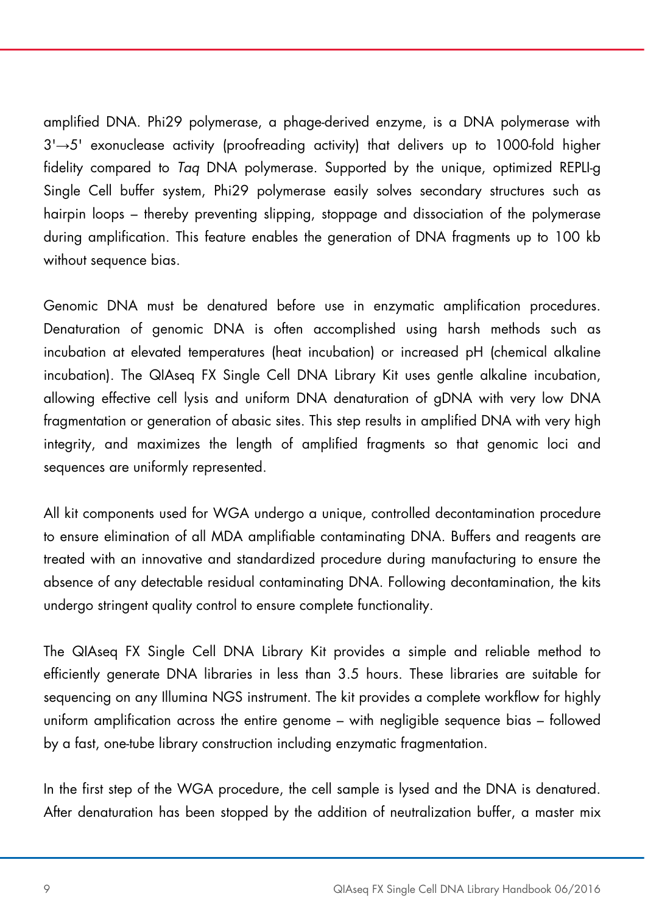amplified DNA. Phi29 polymerase, a phage-derived enzyme, is a DNA polymerase with 3'→5' exonuclease activity (proofreading activity) that delivers up to 1000-fold higher fidelity compared to *Taq* DNA polymerase. Supported by the unique, optimized REPLI-g Single Cell buffer system, Phi29 polymerase easily solves secondary structures such as hairpin loops – thereby preventing slipping, stoppage and dissociation of the polymerase during amplification. This feature enables the generation of DNA fragments up to 100 kb without sequence bias.

Genomic DNA must be denatured before use in enzymatic amplification procedures. Denaturation of genomic DNA is often accomplished using harsh methods such as incubation at elevated temperatures (heat incubation) or increased pH (chemical alkaline incubation). The QIAseq FX Single Cell DNA Library Kit uses gentle alkaline incubation, allowing effective cell lysis and uniform DNA denaturation of gDNA with very low DNA fragmentation or generation of abasic sites. This step results in amplified DNA with very high integrity, and maximizes the length of amplified fragments so that genomic loci and sequences are uniformly represented.

All kit components used for WGA undergo a unique, controlled decontamination procedure to ensure elimination of all MDA amplifiable contaminating DNA. Buffers and reagents are treated with an innovative and standardized procedure during manufacturing to ensure the absence of any detectable residual contaminating DNA. Following decontamination, the kits undergo stringent quality control to ensure complete functionality.

The QIAseq FX Single Cell DNA Library Kit provides a simple and reliable method to efficiently generate DNA libraries in less than 3.5 hours. These libraries are suitable for sequencing on any Illumina NGS instrument. The kit provides a complete workflow for highly uniform amplification across the entire genome – with negligible sequence bias – followed by a fast, one-tube library construction including enzymatic fragmentation.

In the first step of the WGA procedure, the cell sample is lysed and the DNA is denatured. After denaturation has been stopped by the addition of neutralization buffer, a master mix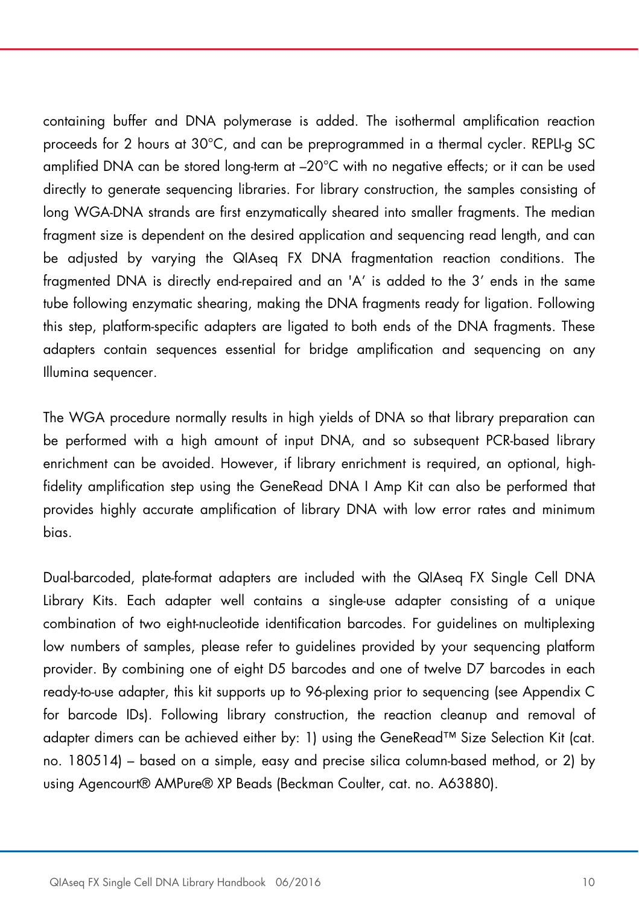containing buffer and DNA polymerase is added. The isothermal amplification reaction proceeds for 2 hours at 30°C, and can be preprogrammed in a thermal cycler. REPLI-g SC amplified DNA can be stored long-term at –20°C with no negative effects; or it can be used directly to generate sequencing libraries. For library construction, the samples consisting of long WGA-DNA strands are first enzymatically sheared into smaller fragments. The median fragment size is dependent on the desired application and sequencing read length, and can be adjusted by varying the QIAseq FX DNA fragmentation reaction conditions. The fragmented DNA is directly end-repaired and an 'A' is added to the 3' ends in the same tube following enzymatic shearing, making the DNA fragments ready for ligation. Following this step, platform-specific adapters are ligated to both ends of the DNA fragments. These adapters contain sequences essential for bridge amplification and sequencing on any Illumina sequencer.

The WGA procedure normally results in high yields of DNA so that library preparation can be performed with a high amount of input DNA, and so subsequent PCR-based library enrichment can be avoided. However, if library enrichment is required, an optional, high-fidelity amplification step using the GeneRead DNA I Amp Kit can also be performed that provides highly accurate amplification of library DNA with low error rates and minimum bias.

Dual-barcoded, plate-format adapters are included with the QIAseq FX Single Cell DNA Library Kits. Each adapter well contains a single-use adapter consisting of a unique combination of two eight-nucleotide identification barcodes. For guidelines on multiplexing low numbers of samples, please refer to guidelines provided by your sequencing platform provider. By combining one of eight D5 barcodes and one of twelve D7 barcodes in each ready-to-use adapter, this kit supports up to 96-plexing prior to sequencing (see Appendix C for barcode IDs). Following library construction, the reaction cleanup and removal of adapter dimers can be achieved either by: 1) using the GeneRead™ Size Selection Kit (cat. no. 180514) – based on a simple, easy and precise silica column-based method, or 2) by using Agencourt® AMPure® XP Beads (Beckman Coulter, cat. no. A63880).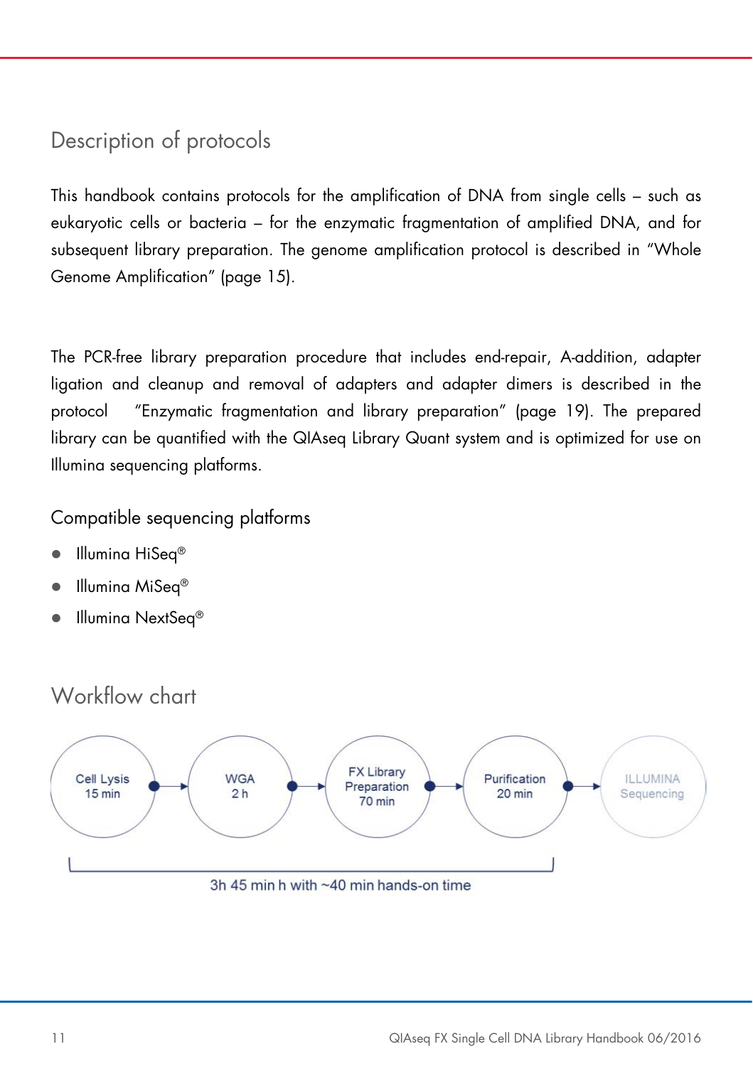## Description of protocols

This handbook contains protocols for the amplification of DNA from single cells – such as eukaryotic cells or bacteria – for the enzymatic fragmentation of amplified DNA, and for subsequent library preparation. The genome amplification protocol is described in "Whole Genome Amplification" (page 15).

The PCR-free library preparation procedure that includes end-repair, A-addition, adapter ligation and cleanup and removal of adapters and adapter dimers is described in the protocol "Enzymatic fragmentation and library preparation" (page 19). The prepared library can be quantified with the QIAseq Library Quant system and is optimized for use on Illumina sequencing platforms.

### Compatible sequencing platforms

- Illumina HiSeq®
- Illumina MiSeq®
- Illumina NextSeq®

## Workflow chart

Cell Lysis 15 min → WGA 2 h → FX Library Preparation 70 min → Purification 20 min → ILLUMINA Sequencing

3h 45 min h with ~40 min hands-on time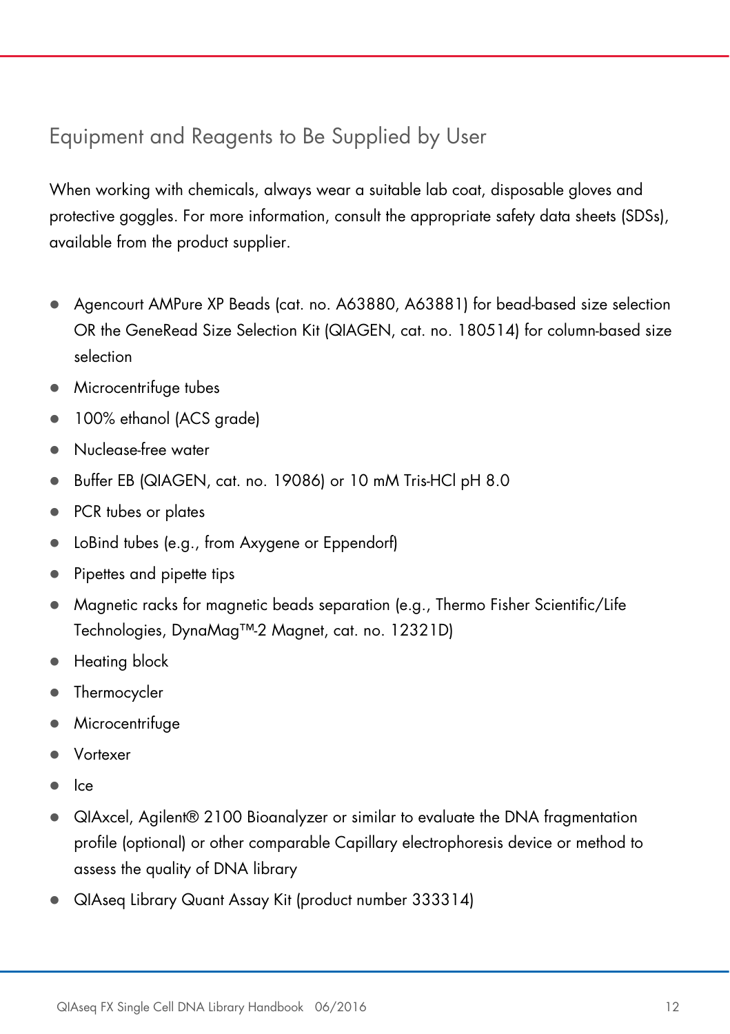## Equipment and Reagents to Be Supplied by User

When working with chemicals, always wear a suitable lab coat, disposable gloves and protective goggles. For more information, consult the appropriate safety data sheets (SDSs), available from the product supplier.

- Agencourt AMPure XP Beads (cat. no. A63880, A63881) for bead-based size selection OR the GeneRead Size Selection Kit (QIAGEN, cat. no. 180514) for column-based size selection
- Microcentrifuge tubes
- 100% ethanol (ACS grade)
- Nuclease-free water
- Buffer EB (QIAGEN, cat. no. 19086) or 10 mM Tris-HCl pH 8.0
- PCR tubes or plates
- LoBind tubes (e.g., from Axygene or Eppendorf)
- Pipettes and pipette tips
- Magnetic racks for magnetic beads separation (e.g., Thermo Fisher Scientific/Life Technologies, DynaMag™-2 Magnet, cat. no. 12321D)
- Heating block
- Thermocycler
- Microcentrifuge
- Vortexer
- Ice
- QIAxcel, Agilent® 2100 Bioanalyzer or similar to evaluate the DNA fragmentation profile (optional) or other comparable Capillary electrophoresis device or method to assess the quality of DNA library
- QIAseq Library Quant Assay Kit (product number 333314)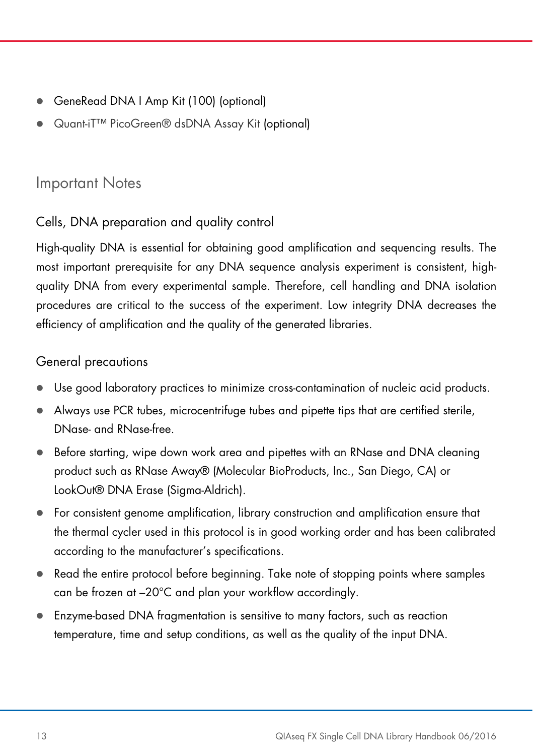- GeneRead DNA I Amp Kit (100) (optional)
- Quant-iT™ PicoGreen® dsDNA Assay Kit (optional)

## Important Notes

### Cells, DNA preparation and quality control

High-quality DNA is essential for obtaining good amplification and sequencing results. The most important prerequisite for any DNA sequence analysis experiment is consistent, high-quality DNA from every experimental sample. Therefore, cell handling and DNA isolation procedures are critical to the success of the experiment. Low integrity DNA decreases the efficiency of amplification and the quality of the generated libraries.

### General precautions

- Use good laboratory practices to minimize cross-contamination of nucleic acid products.
- Always use PCR tubes, microcentrifuge tubes and pipette tips that are certified sterile, DNase- and RNase-free.
- Before starting, wipe down work area and pipettes with an RNase and DNA cleaning product such as RNase Away® (Molecular BioProducts, Inc., San Diego, CA) or LookOut® DNA Erase (Sigma-Aldrich).
- For consistent genome amplification, library construction and amplification ensure that the thermal cycler used in this protocol is in good working order and has been calibrated according to the manufacturer's specifications.
- Read the entire protocol before beginning. Take note of stopping points where samples can be frozen at –20°C and plan your workflow accordingly.
- Enzyme-based DNA fragmentation is sensitive to many factors, such as reaction temperature, time and setup conditions, as well as the quality of the input DNA.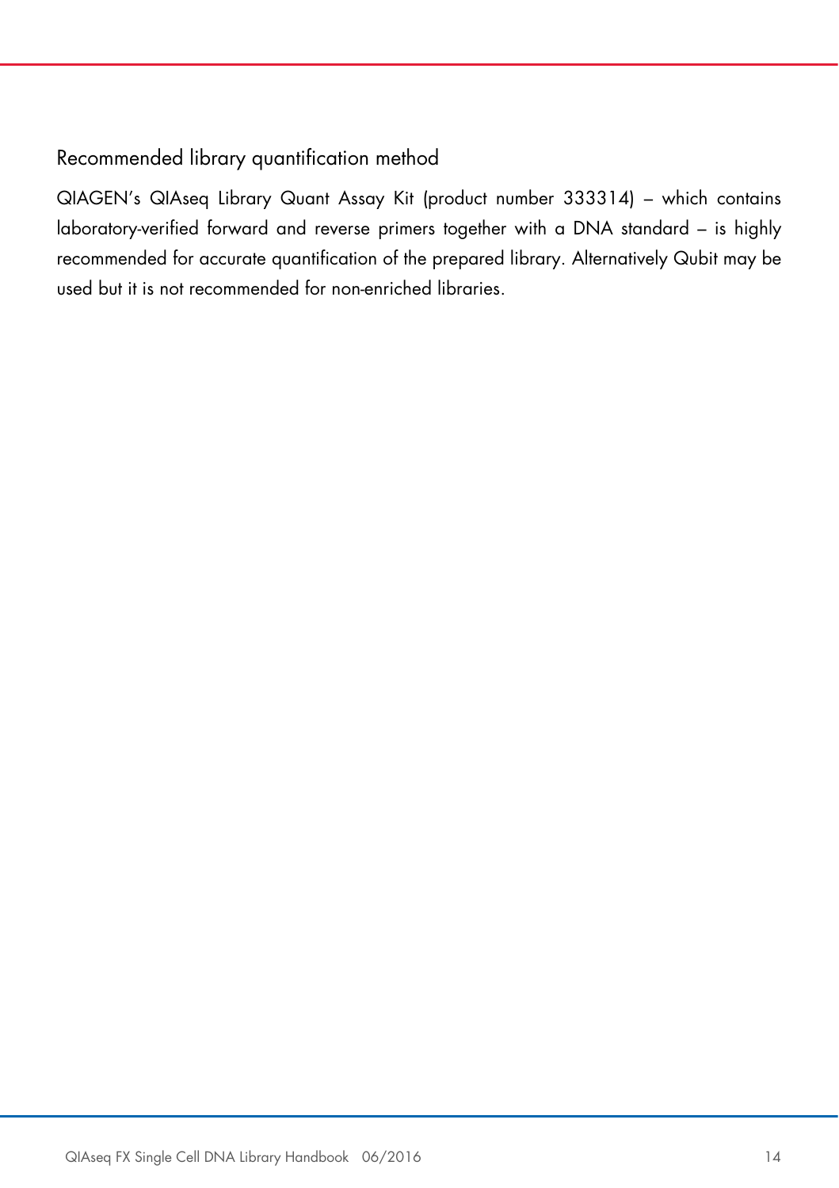### Recommended library quantification method

QIAGEN's QIAseq Library Quant Assay Kit (product number 333314) – which contains laboratory-verified forward and reverse primers together with a DNA standard – is highly recommended for accurate quantification of the prepared library. Alternatively Qubit may be used but it is not recommended for non-enriched libraries.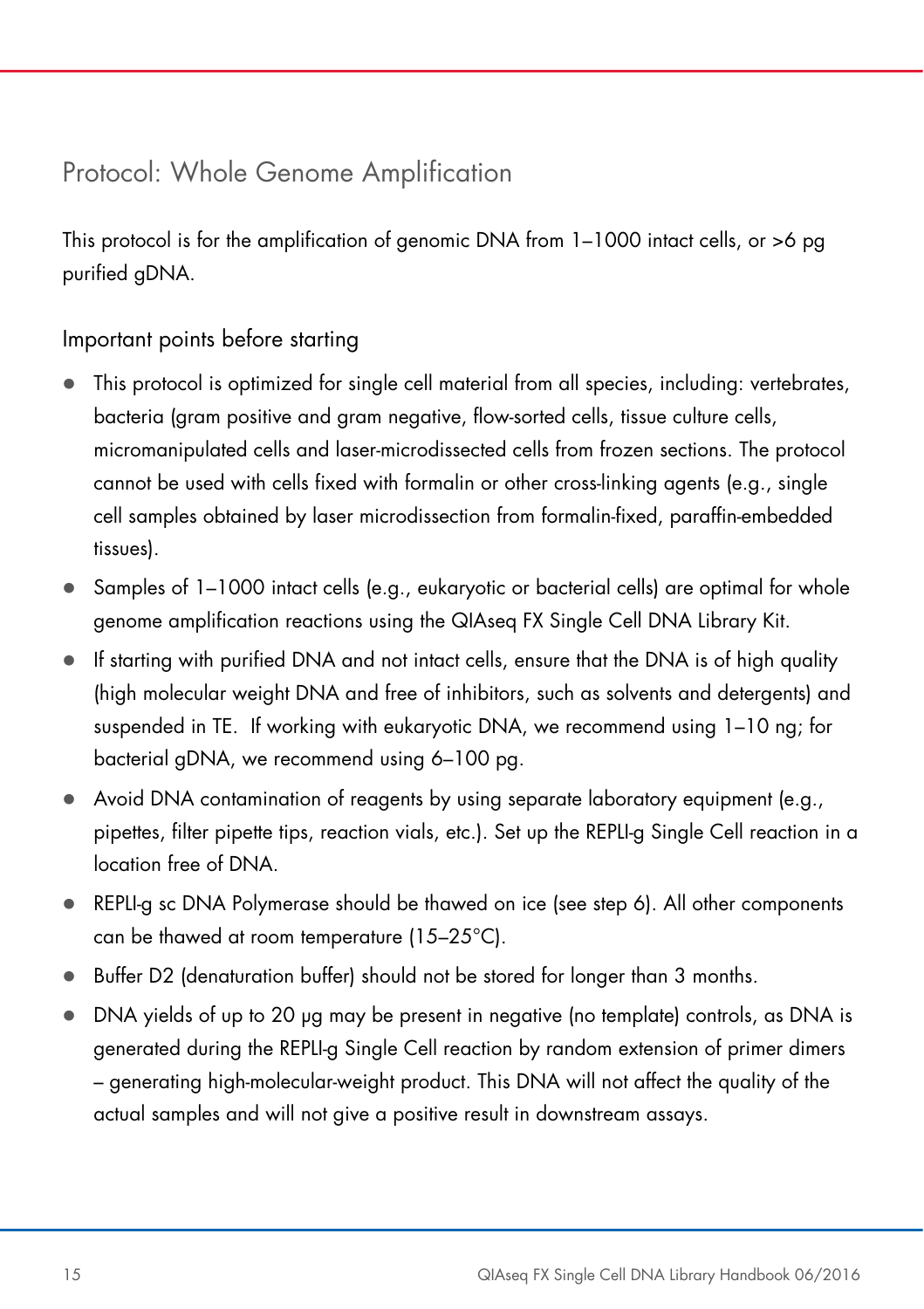# Protocol: Whole Genome Amplification

This protocol is for the amplification of genomic DNA from 1–1000 intact cells, or >6 pg purified gDNA.

## Important points before starting

- This protocol is optimized for single cell material from all species, including: vertebrates, bacteria (gram positive and gram negative, flow-sorted cells, tissue culture cells, micromanipulated cells and laser-microdissected cells from frozen sections. The protocol cannot be used with cells fixed with formalin or other cross-linking agents (e.g., single cell samples obtained by laser microdissection from formalin-fixed, paraffin-embedded tissues).
- Samples of 1–1000 intact cells (e.g., eukaryotic or bacterial cells) are optimal for whole genome amplification reactions using the QIAseq FX Single Cell DNA Library Kit.
- If starting with purified DNA and not intact cells, ensure that the DNA is of high quality (high molecular weight DNA and free of inhibitors, such as solvents and detergents) and suspended in TE. If working with eukaryotic DNA, we recommend using 1–10 ng; for bacterial gDNA, we recommend using 6–100 pg.
- Avoid DNA contamination of reagents by using separate laboratory equipment (e.g., pipettes, filter pipette tips, reaction vials, etc.). Set up the REPLI-g Single Cell reaction in a location free of DNA.
- REPLI-g sc DNA Polymerase should be thawed on ice (see step 6). All other components can be thawed at room temperature (15–25°C).
- Buffer D2 (denaturation buffer) should not be stored for longer than 3 months.
- DNA yields of up to 20 µg may be present in negative (no template) controls, as DNA is generated during the REPLI-g Single Cell reaction by random extension of primer dimers – generating high-molecular-weight product. This DNA will not affect the quality of the actual samples and will not give a positive result in downstream assays.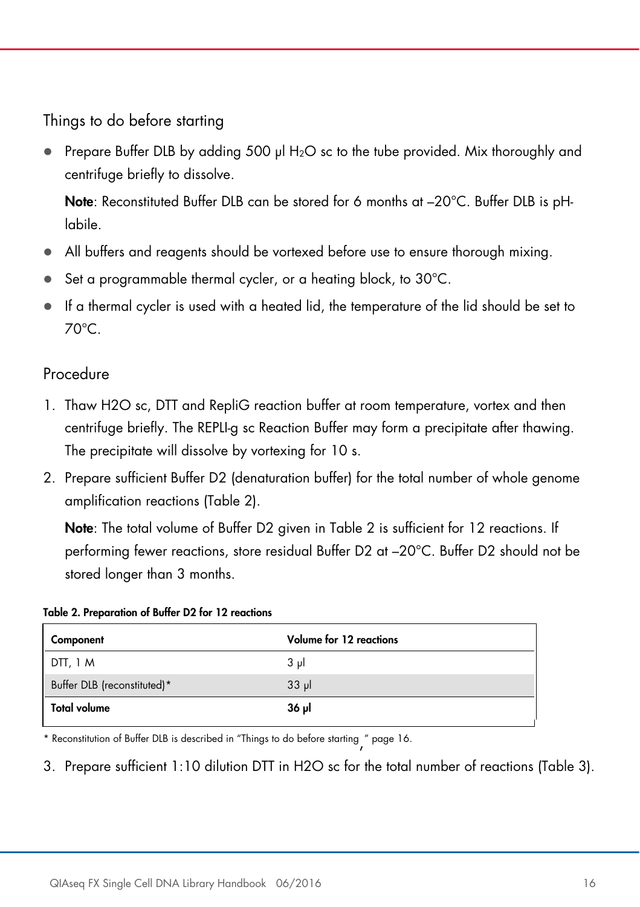## Things to do before starting

- Prepare Buffer DLB by adding 500 µl $H_2O$ sc to the tube provided. Mix thoroughly and centrifuge briefly to dissolve.

  **Note**: Reconstituted Buffer DLB can be stored for 6 months at –20°C. Buffer DLB is pH-labile.

- All buffers and reagents should be vortexed before use to ensure thorough mixing.
- Set a programmable thermal cycler, or a heating block, to 30°C.
- If a thermal cycler is used with a heated lid, the temperature of the lid should be set to 70°C.

## Procedure

1. Thaw H2O sc, DTT and RepliG reaction buffer at room temperature, vortex and then centrifuge briefly. The REPLI-g sc Reaction Buffer may form a precipitate after thawing. The precipitate will dissolve by vortexing for 10 s.
2. Prepare sufficient Buffer D2 (denaturation buffer) for the total number of whole genome amplification reactions (Table 2).

   **Note**: The total volume of Buffer D2 given in Table 2 is sufficient for 12 reactions. If performing fewer reactions, store residual Buffer D2 at –20°C. Buffer D2 should not be stored longer than 3 months.

**Table 2. Preparation of Buffer D2 for 12 reactions**

| Component | Volume for 12 reactions |
|---|---|
| DTT, 1 M | 3 µl |
| Buffer DLB (reconstituted)* | 33 µl |
| **Total volume** | **36 µl** |

\* Reconstitution of Buffer DLB is described in "Things to do before starting," page 16.

3. Prepare sufficient 1:10 dilution DTT in H2O sc for the total number of reactions (Table 3).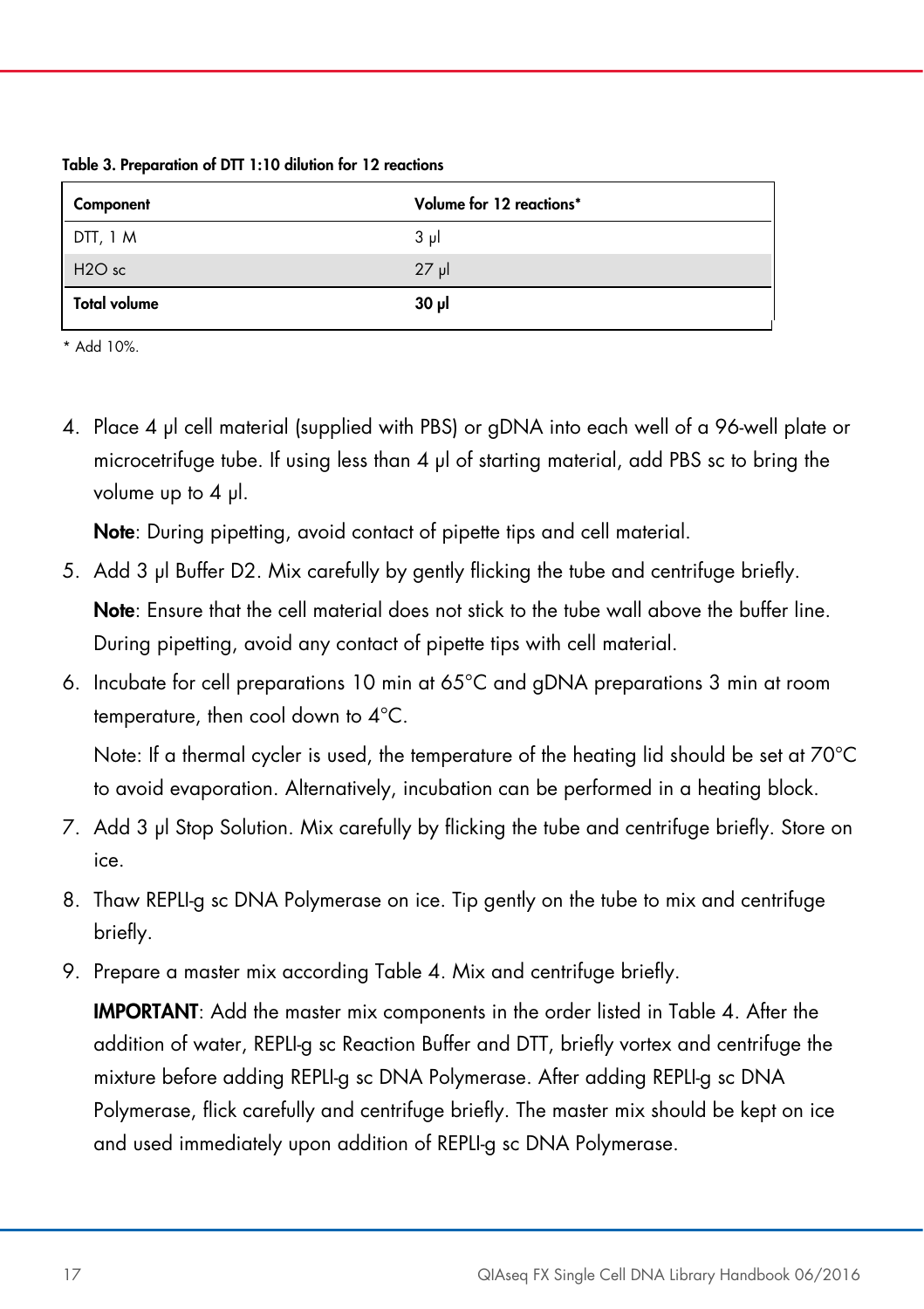**Table 3. Preparation of DTT 1:10 dilution for 12 reactions**

| Component | Volume for 12 reactions* |
|---|---|
| DTT, 1 M | 3 µl |
| H2O sc | 27 µl |
| **Total volume** | **30 µl** |

* Add 10%.

4. Place 4 µl cell material (supplied with PBS) or gDNA into each well of a 96-well plate or microcetrifuge tube. If using less than 4 µl of starting material, add PBS sc to bring the volume up to 4 µl.

   **Note**: During pipetting, avoid contact of pipette tips and cell material.

5. Add 3 µl Buffer D2. Mix carefully by gently flicking the tube and centrifuge briefly.

   **Note**: Ensure that the cell material does not stick to the tube wall above the buffer line. During pipetting, avoid any contact of pipette tips with cell material.

6. Incubate for cell preparations 10 min at 65°C and gDNA preparations 3 min at room temperature, then cool down to 4°C.

   Note: If a thermal cycler is used, the temperature of the heating lid should be set at 70°C to avoid evaporation. Alternatively, incubation can be performed in a heating block.

7. Add 3 µl Stop Solution. Mix carefully by flicking the tube and centrifuge briefly. Store on ice.

8. Thaw REPLI-g sc DNA Polymerase on ice. Tip gently on the tube to mix and centrifuge briefly.

9. Prepare a master mix according Table 4. Mix and centrifuge briefly.

   **IMPORTANT**: Add the master mix components in the order listed in Table 4. After the addition of water, REPLI-g sc Reaction Buffer and DTT, briefly vortex and centrifuge the mixture before adding REPLI-g sc DNA Polymerase. After adding REPLI-g sc DNA Polymerase, flick carefully and centrifuge briefly. The master mix should be kept on ice and used immediately upon addition of REPLI-g sc DNA Polymerase.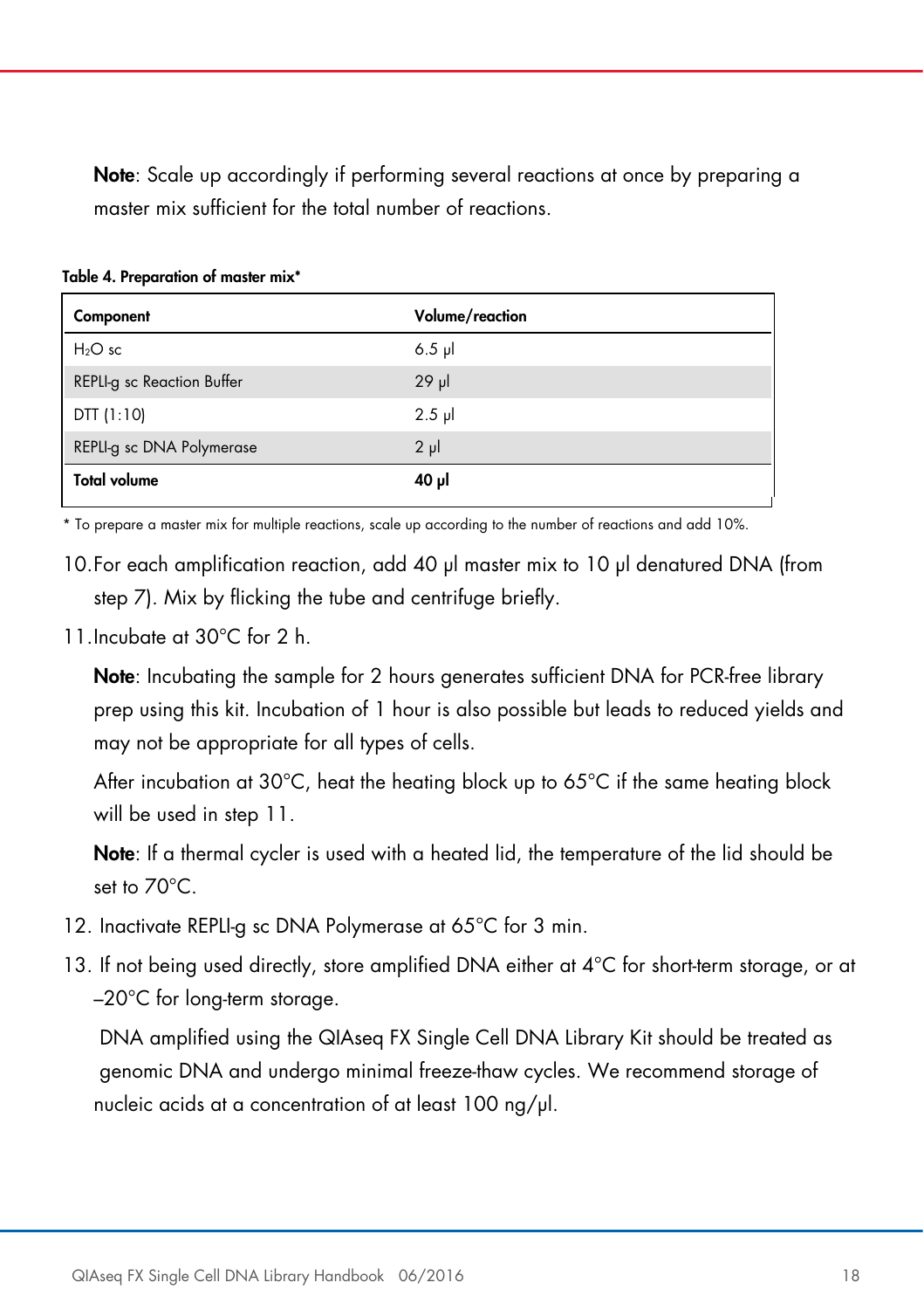**Note**: Scale up accordingly if performing several reactions at once by preparing a master mix sufficient for the total number of reactions.

**Table 4. Preparation of master mix***

| Component | Volume/reaction |
|---|---|
| $H_2O$ sc | 6.5 µl |
| REPLI-g sc Reaction Buffer | 29 µl |
| DTT (1:10) | 2.5 µl |
| REPLI-g sc DNA Polymerase | 2 µl |
| **Total volume** | **40 µl** |

\* To prepare a master mix for multiple reactions, scale up according to the number of reactions and add 10%.

10. For each amplification reaction, add 40 µl master mix to 10 µl denatured DNA (from step 7). Mix by flicking the tube and centrifuge briefly.
11. Incubate at 30°C for 2 h.

    **Note**: Incubating the sample for 2 hours generates sufficient DNA for PCR-free library prep using this kit. Incubation of 1 hour is also possible but leads to reduced yields and may not be appropriate for all types of cells.

    After incubation at 30°C, heat the heating block up to 65°C if the same heating block will be used in step 11.

    **Note**: If a thermal cycler is used with a heated lid, the temperature of the lid should be set to 70°C.
12. Inactivate REPLI-g sc DNA Polymerase at 65°C for 3 min.
13. If not being used directly, store amplified DNA either at 4°C for short-term storage, or at –20°C for long-term storage.

    DNA amplified using the QIAseq FX Single Cell DNA Library Kit should be treated as genomic DNA and undergo minimal freeze-thaw cycles. We recommend storage of nucleic acids at a concentration of at least 100 ng/µl.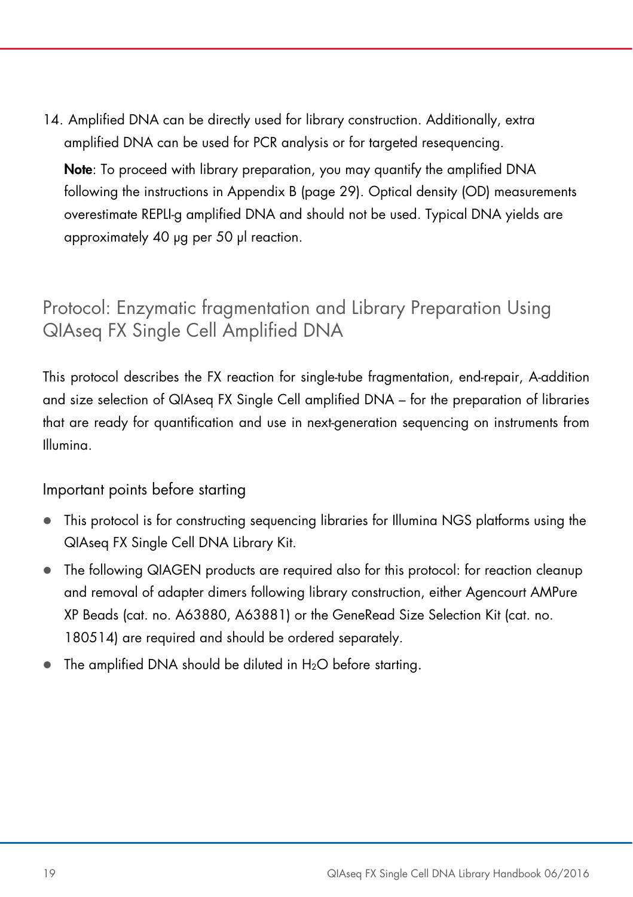14. Amplified DNA can be directly used for library construction. Additionally, extra amplified DNA can be used for PCR analysis or for targeted resequencing.

    **Note**: To proceed with library preparation, you may quantify the amplified DNA following the instructions in Appendix B (page 29). Optical density (OD) measurements overestimate REPLI-g amplified DNA and should not be used. Typical DNA yields are approximately 40 µg per 50 µl reaction.

## Protocol: Enzymatic fragmentation and Library Preparation Using QIAseq FX Single Cell Amplified DNA

This protocol describes the FX reaction for single-tube fragmentation, end-repair, A-addition and size selection of QIAseq FX Single Cell amplified DNA – for the preparation of libraries that are ready for quantification and use in next-generation sequencing on instruments from Illumina.

### Important points before starting

- This protocol is for constructing sequencing libraries for Illumina NGS platforms using the QIAseq FX Single Cell DNA Library Kit.
- The following QIAGEN products are required also for this protocol: for reaction cleanup and removal of adapter dimers following library construction, either Agencourt AMPure XP Beads (cat. no. A63880, A63881) or the GeneRead Size Selection Kit (cat. no. 180514) are required and should be ordered separately.
- The amplified DNA should be diluted in $H_2O$ before starting.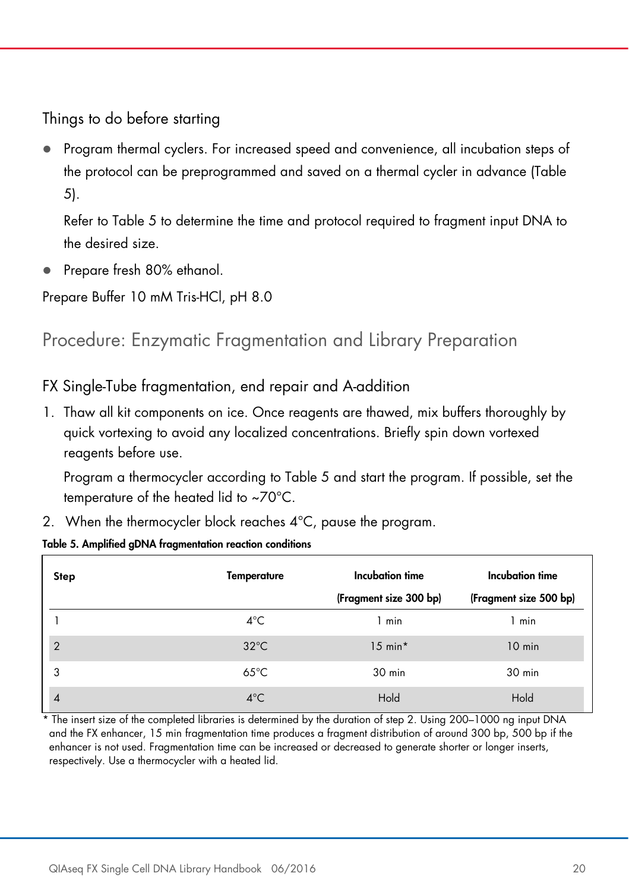### Things to do before starting

- Program thermal cyclers. For increased speed and convenience, all incubation steps of the protocol can be preprogrammed and saved on a thermal cycler in advance (Table 5).

  Refer to Table 5 to determine the time and protocol required to fragment input DNA to the desired size.
- Prepare fresh 80% ethanol.

Prepare Buffer 10 mM Tris-HCl, pH 8.0

## Procedure: Enzymatic Fragmentation and Library Preparation

### FX Single-Tube fragmentation, end repair and A-addition

1. Thaw all kit components on ice. Once reagents are thawed, mix buffers thoroughly by quick vortexing to avoid any localized concentrations. Briefly spin down vortexed reagents before use.

   Program a thermocycler according to Table 5 and start the program. If possible, set the temperature of the heated lid to ~70°C.
2. When the thermocycler block reaches 4°C, pause the program.

**Table 5. Amplified gDNA fragmentation reaction conditions**

| Step | Temperature | Incubation time (Fragment size 300 bp) | Incubation time (Fragment size 500 bp) |
|---|---|---|---|
| 1 | 4°C | 1 min | 1 min |
| 2 | 32°C | 15 min* | 10 min |
| 3 | 65°C | 30 min | 30 min |
| 4 | 4°C | Hold | Hold |

* The insert size of the completed libraries is determined by the duration of step 2. Using 200–1000 ng input DNA and the FX enhancer, 15 min fragmentation time produces a fragment distribution of around 300 bp, 500 bp if the enhancer is not used. Fragmentation time can be increased or decreased to generate shorter or longer inserts, respectively. Use a thermocycler with a heated lid.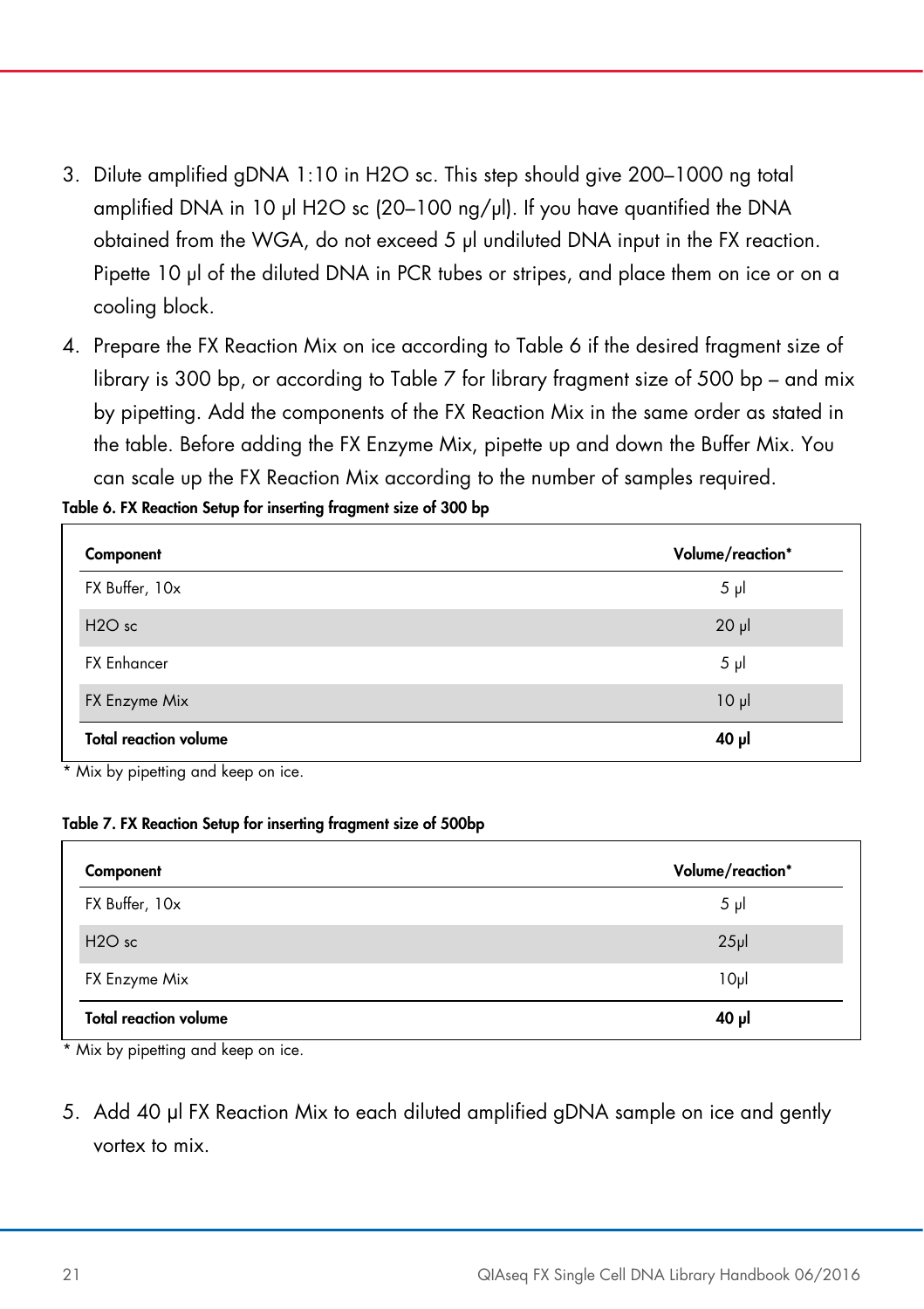3. Dilute amplified gDNA 1:10 in H2O sc. This step should give 200–1000 ng total amplified DNA in 10 µl H2O sc (20–100 ng/µl). If you have quantified the DNA obtained from the WGA, do not exceed 5 µl undiluted DNA input in the FX reaction. Pipette 10 µl of the diluted DNA in PCR tubes or stripes, and place them on ice or on a cooling block.
4. Prepare the FX Reaction Mix on ice according to Table 6 if the desired fragment size of library is 300 bp, or according to Table 7 for library fragment size of 500 bp – and mix by pipetting. Add the components of the FX Reaction Mix in the same order as stated in the table. Before adding the FX Enzyme Mix, pipette up and down the Buffer Mix. You can scale up the FX Reaction Mix according to the number of samples required.

**Table 6. FX Reaction Setup for inserting fragment size of 300 bp**

| Component | Volume/reaction* |
|---|---|
| FX Buffer, 10x | 5 µl |
| H2O sc | 20 µl |
| FX Enhancer | 5 µl |
| FX Enzyme Mix | 10 µl |
| **Total reaction volume** | **40 µl** |

\* Mix by pipetting and keep on ice.

**Table 7. FX Reaction Setup for inserting fragment size of 500bp**

| Component | Volume/reaction* |
|---|---|
| FX Buffer, 10x | 5 µl |
| H2O sc | 25µl |
| FX Enzyme Mix | 10µl |
| **Total reaction volume** | **40 µl** |

\* Mix by pipetting and keep on ice.

5. Add 40 µl FX Reaction Mix to each diluted amplified gDNA sample on ice and gently vortex to mix.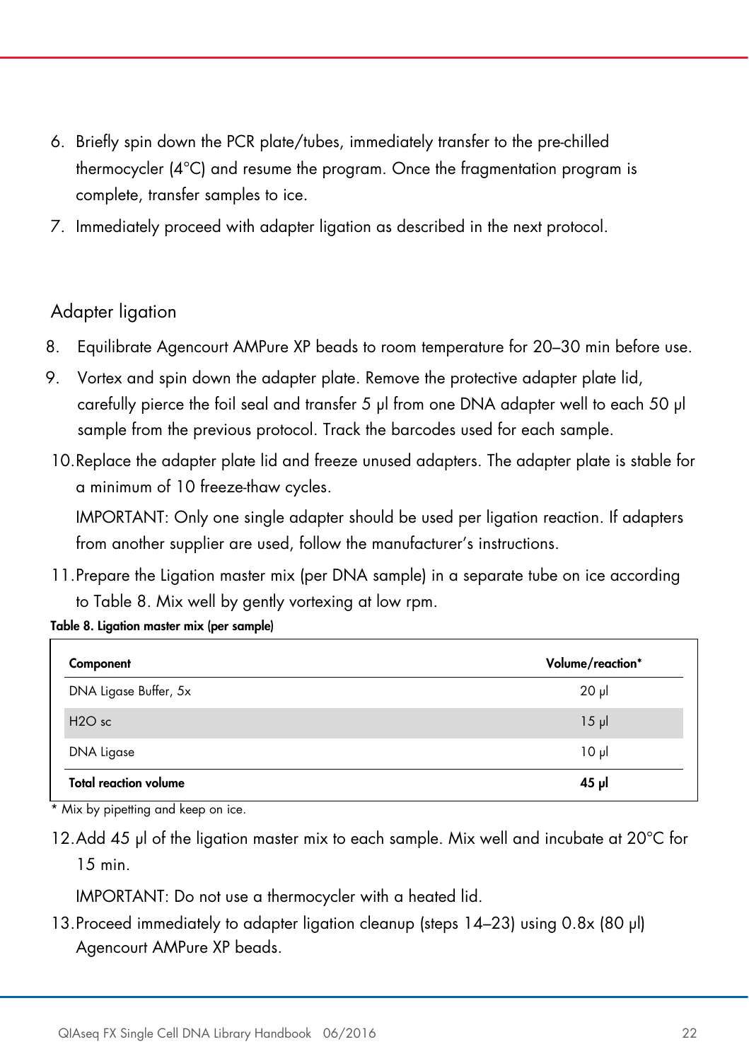6. Briefly spin down the PCR plate/tubes, immediately transfer to the pre-chilled thermocycler (4°C) and resume the program. Once the fragmentation program is complete, transfer samples to ice.
7. Immediately proceed with adapter ligation as described in the next protocol.

## Adapter ligation

8. Equilibrate Agencourt AMPure XP beads to room temperature for 20–30 min before use.
9. Vortex and spin down the adapter plate. Remove the protective adapter plate lid, carefully pierce the foil seal and transfer 5 µl from one DNA adapter well to each 50 µl sample from the previous protocol. Track the barcodes used for each sample.
10. Replace the adapter plate lid and freeze unused adapters. The adapter plate is stable for a minimum of 10 freeze-thaw cycles.

    IMPORTANT: Only one single adapter should be used per ligation reaction. If adapters from another supplier are used, follow the manufacturer's instructions.

11. Prepare the Ligation master mix (per DNA sample) in a separate tube on ice according to Table 8. Mix well by gently vortexing at low rpm.

**Table 8. Ligation master mix (per sample)**

| **Component** | **Volume/reaction*** |
|---|---|
| DNA Ligase Buffer, 5x | 20 µl |
| $H_2O$ sc | 15 µl |
| DNA Ligase | 10 µl |
| **Total reaction volume** | **45 µl** |

\* Mix by pipetting and keep on ice.

12. Add 45 µl of the ligation master mix to each sample. Mix well and incubate at 20°C for 15 min.

    IMPORTANT: Do not use a thermocycler with a heated lid.

13. Proceed immediately to adapter ligation cleanup (steps 14–23) using 0.8x (80 µl) Agencourt AMPure XP beads.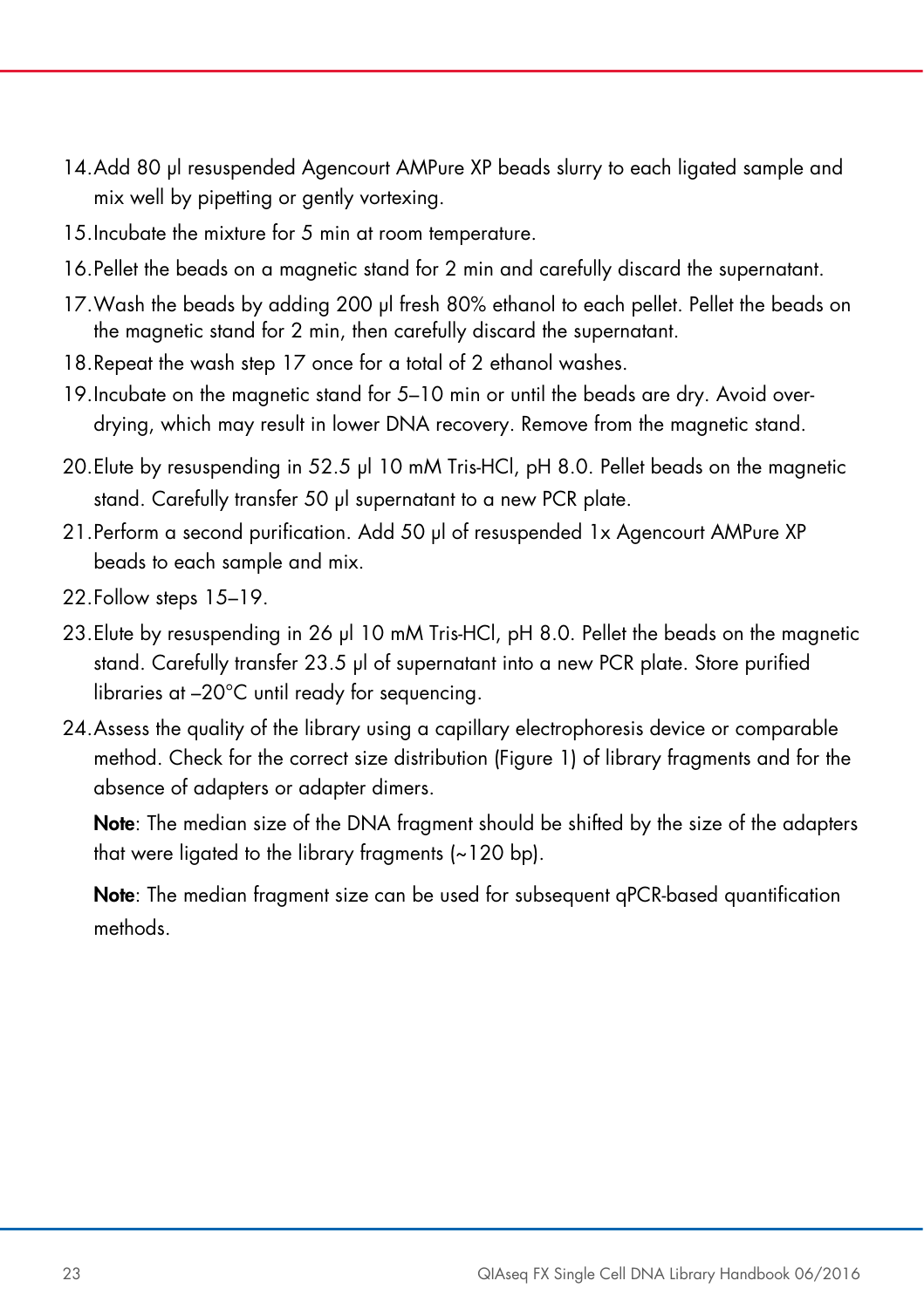14. Add 80 µl resuspended Agencourt AMPure XP beads slurry to each ligated sample and mix well by pipetting or gently vortexing.
15. Incubate the mixture for 5 min at room temperature.
16. Pellet the beads on a magnetic stand for 2 min and carefully discard the supernatant.
17. Wash the beads by adding 200 µl fresh 80% ethanol to each pellet. Pellet the beads on the magnetic stand for 2 min, then carefully discard the supernatant.
18. Repeat the wash step 17 once for a total of 2 ethanol washes.
19. Incubate on the magnetic stand for 5–10 min or until the beads are dry. Avoid over-drying, which may result in lower DNA recovery. Remove from the magnetic stand.
20. Elute by resuspending in 52.5 µl 10 mM Tris-HCl, pH 8.0. Pellet beads on the magnetic stand. Carefully transfer 50 µl supernatant to a new PCR plate.
21. Perform a second purification. Add 50 µl of resuspended 1x Agencourt AMPure XP beads to each sample and mix.
22. Follow steps 15–19.
23. Elute by resuspending in 26 µl 10 mM Tris-HCl, pH 8.0. Pellet the beads on the magnetic stand. Carefully transfer 23.5 µl of supernatant into a new PCR plate. Store purified libraries at –20°C until ready for sequencing.
24. Assess the quality of the library using a capillary electrophoresis device or comparable method. Check for the correct size distribution (Figure 1) of library fragments and for the absence of adapters or adapter dimers.

    **Note**: The median size of the DNA fragment should be shifted by the size of the adapters that were ligated to the library fragments (~120 bp).

    **Note**: The median fragment size can be used for subsequent qPCR-based quantification methods.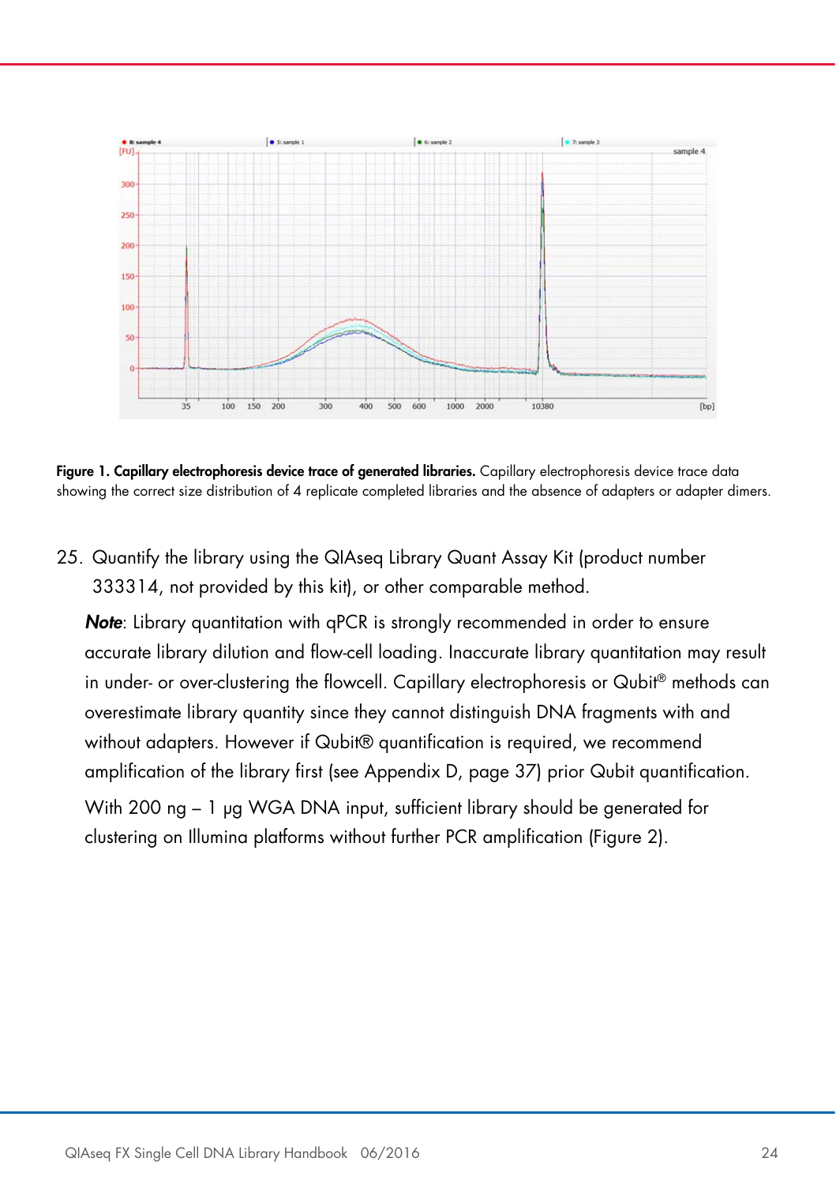**Figure 1. Capillary electrophoresis device trace of generated libraries.** Capillary electrophoresis device trace data showing the correct size distribution of 4 replicate completed libraries and the absence of adapters or adapter dimers.

25. Quantify the library using the QIAseq Library Quant Assay Kit (product number 333314, not provided by this kit), or other comparable method.

    ***Note***: Library quantitation with qPCR is strongly recommended in order to ensure accurate library dilution and flow-cell loading. Inaccurate library quantitation may result in under- or over-clustering the flowcell. Capillary electrophoresis or Qubit® methods can overestimate library quantity since they cannot distinguish DNA fragments with and without adapters. However if Qubit® quantification is required, we recommend amplification of the library first (see Appendix D, page 37) prior Qubit quantification.

    With 200 ng – 1 µg WGA DNA input, sufficient library should be generated for clustering on Illumina platforms without further PCR amplification (Figure 2).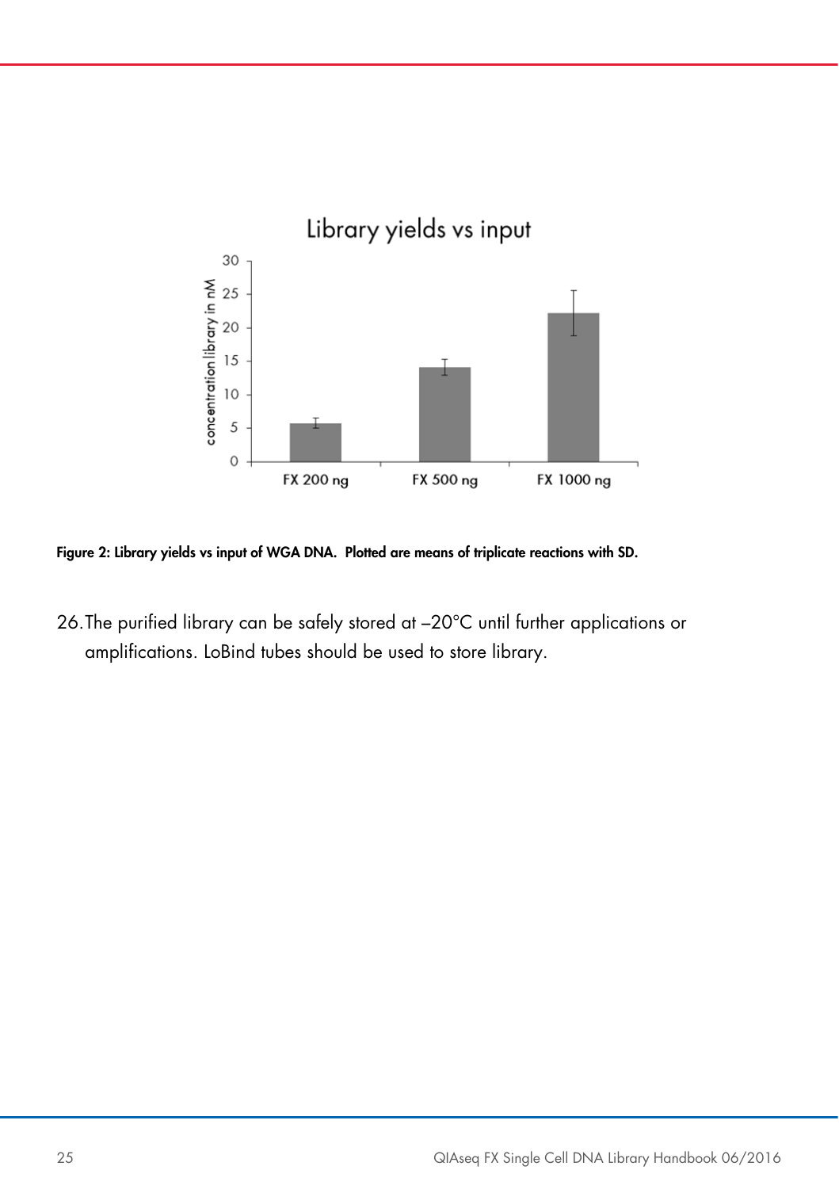**Figure 2: Library yields vs input of WGA DNA. Plotted are means of triplicate reactions with SD.**

26. The purified library can be safely stored at –20°C until further applications or amplifications. LoBind tubes should be used to store library.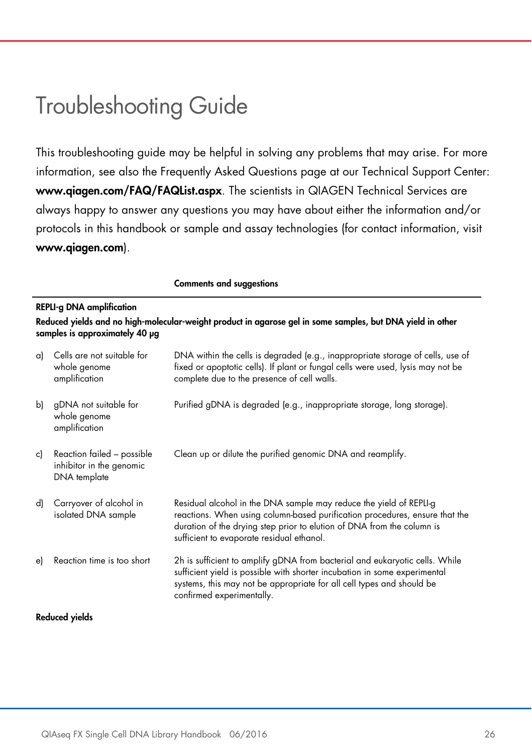# Troubleshooting Guide

This troubleshooting guide may be helpful in solving any problems that may arise. For more information, see also the Frequently Asked Questions page at our Technical Support Center: **www.qiagen.com/FAQ/FAQList.aspx**. The scientists in QIAGEN Technical Services are always happy to answer any questions you may have about either the information and/or protocols in this handbook or sample and assay technologies (for contact information, visit **www.qiagen.com**).

| | Comments and suggestions |
|---|---|
| **REPLI-g DNA amplification** | |
| **Reduced yields and no high-molecular-weight product in agarose gel in some samples, but DNA yield in other samples is approximately 40 µg** | |
| a) Cells are not suitable for whole genome amplification | DNA within the cells is degraded (e.g., inappropriate storage of cells, use of fixed or apoptotic cells). If plant or fungal cells were used, lysis may not be complete due to the presence of cell walls. |
| b) gDNA not suitable for whole genome amplification | Purified gDNA is degraded (e.g., inappropriate storage, long storage). |
| c) Reaction failed – possible inhibitor in the genomic DNA template | Clean up or dilute the purified genomic DNA and reamplify. |
| d) Carryover of alcohol in isolated DNA sample | Residual alcohol in the DNA sample may reduce the yield of REPLI-g reactions. When using column-based purification procedures, ensure that the duration of the drying step prior to elution of DNA from the column is sufficient to evaporate residual ethanol. |
| e) Reaction time is too short | 2h is sufficient to amplify gDNA from bacterial and eukaryotic cells. While sufficient yield is possible with shorter incubation in some experimental systems, this may not be appropriate for all cell types and should be confirmed experimentally. |
| **Reduced yields** | |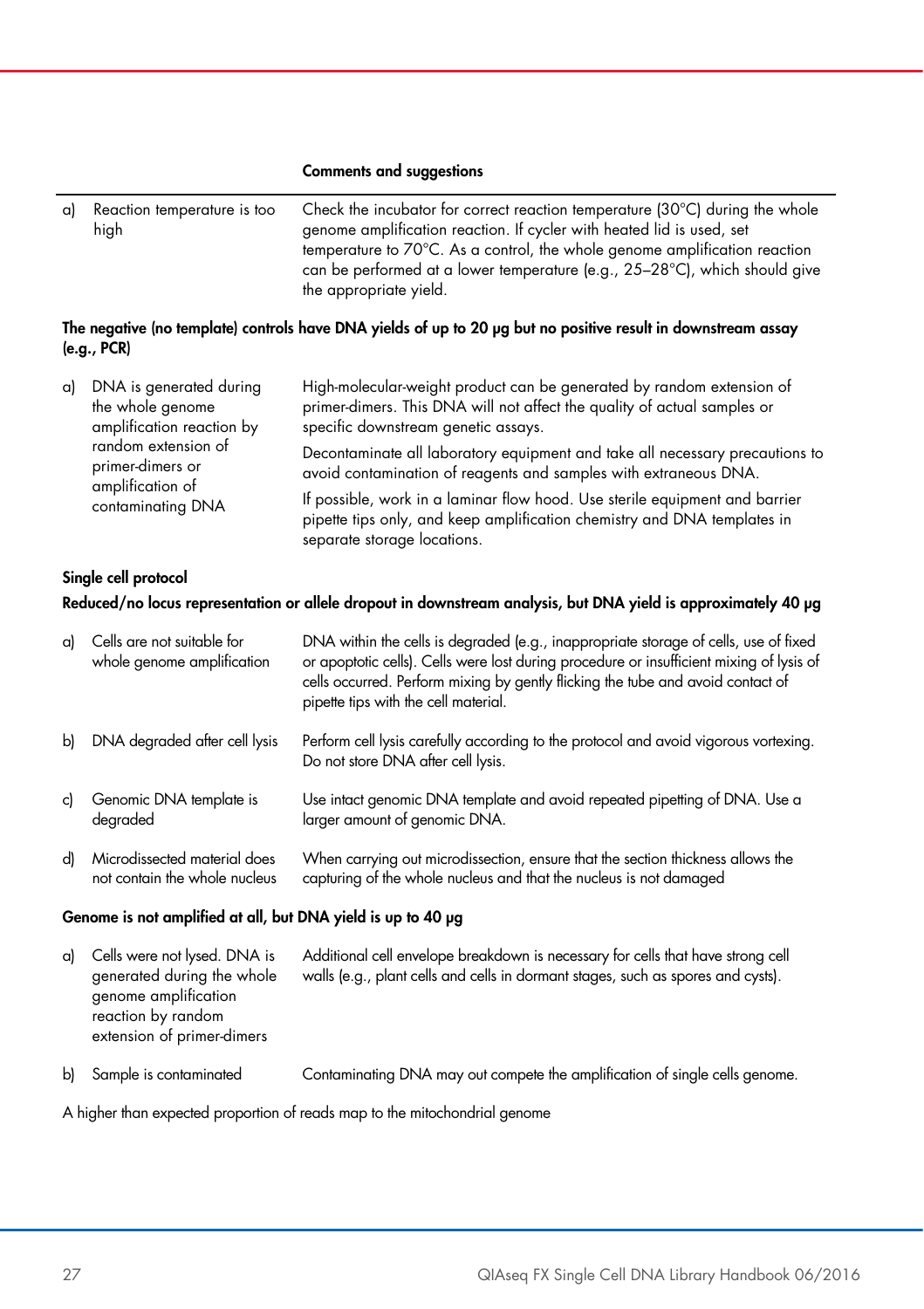| | Comments and suggestions |
|---|---|
| a) Reaction temperature is too high | Check the incubator for correct reaction temperature (30°C) during the whole genome amplification reaction. If cycler with heated lid is used, set temperature to 70°C. As a control, the whole genome amplification reaction can be performed at a lower temperature (e.g., 25–28°C), which should give the appropriate yield. |

**The negative (no template) controls have DNA yields of up to 20 µg but no positive result in downstream assay (e.g., PCR)**

| | |
|---|---|
| a) DNA is generated during the whole genome amplification reaction by random extension of primer-dimers or amplification of contaminating DNA | High-molecular-weight product can be generated by random extension of primer-dimers. This DNA will not affect the quality of actual samples or specific downstream genetic assays.<br><br>Decontaminate all laboratory equipment and take all necessary precautions to avoid contamination of reagents and samples with extraneous DNA.<br><br>If possible, work in a laminar flow hood. Use sterile equipment and barrier pipette tips only, and keep amplification chemistry and DNA templates in separate storage locations. |

**Single cell protocol**

**Reduced/no locus representation or allele dropout in downstream analysis, but DNA yield is approximately 40 µg**

| | |
|---|---|
| a) Cells are not suitable for whole genome amplification | DNA within the cells is degraded (e.g., inappropriate storage of cells, use of fixed or apoptotic cells). Cells were lost during procedure or insufficient mixing of lysis of cells occurred. Perform mixing by gently flicking the tube and avoid contact of pipette tips with the cell material. |
| b) DNA degraded after cell lysis | Perform cell lysis carefully according to the protocol and avoid vigorous vortexing. Do not store DNA after cell lysis. |
| c) Genomic DNA template is degraded | Use intact genomic DNA template and avoid repeated pipetting of DNA. Use a larger amount of genomic DNA. |
| d) Microdissected material does not contain the whole nucleus | When carrying out microdissection, ensure that the section thickness allows the capturing of the whole nucleus and that the nucleus is not damaged |

**Genome is not amplified at all, but DNA yield is up to 40 µg**

| | |
|---|---|
| a) Cells were not lysed. DNA is generated during the whole genome amplification reaction by random extension of primer-dimers | Additional cell envelope breakdown is necessary for cells that have strong cell walls (e.g., plant cells and cells in dormant stages, such as spores and cysts). |
| b) Sample is contaminated | Contaminating DNA may out compete the amplification of single cells genome. |

A higher than expected proportion of reads map to the mitochondrial genome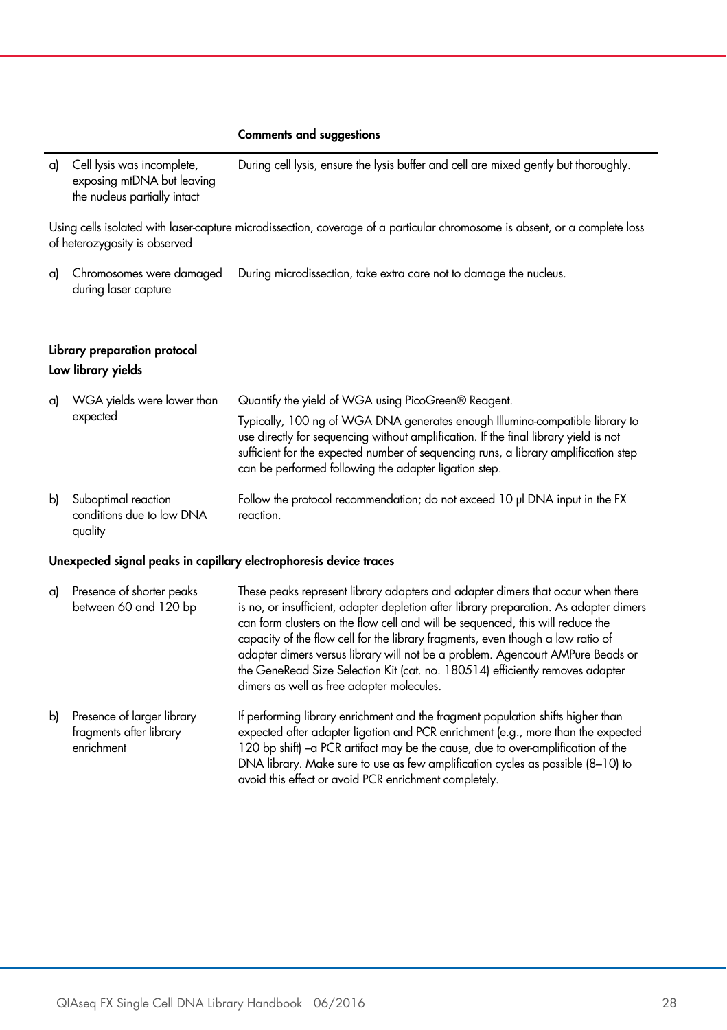| | | Comments and suggestions |
|---|---|---|
| a) | Cell lysis was incomplete, exposing mtDNA but leaving the nucleus partially intact | During cell lysis, ensure the lysis buffer and cell are mixed gently but thoroughly. |

Using cells isolated with laser-capture microdissection, coverage of a particular chromosome is absent, or a complete loss of heterozygosity is observed

| | | |
|---|---|---|
| a) | Chromosomes were damaged during laser capture | During microdissection, take extra care not to damage the nucleus. |

**Library preparation protocol**

**Low library yields**

| | | |
|---|---|---|
| a) | WGA yields were lower than expected | Quantify the yield of WGA using PicoGreen® Reagent.<br>Typically, 100 ng of WGA DNA generates enough Illumina-compatible library to use directly for sequencing without amplification. If the final library yield is not sufficient for the expected number of sequencing runs, a library amplification step can be performed following the adapter ligation step. |
| b) | Suboptimal reaction conditions due to low DNA quality | Follow the protocol recommendation; do not exceed 10 µl DNA input in the FX reaction. |

**Unexpected signal peaks in capillary electrophoresis device traces**

| | | |
|---|---|---|
| a) | Presence of shorter peaks between 60 and 120 bp | These peaks represent library adapters and adapter dimers that occur when there is no, or insufficient, adapter depletion after library preparation. As adapter dimers can form clusters on the flow cell and will be sequenced, this will reduce the capacity of the flow cell for the library fragments, even though a low ratio of adapter dimers versus library will not be a problem. Agencourt AMPure Beads or the GeneRead Size Selection Kit (cat. no. 180514) efficiently removes adapter dimers as well as free adapter molecules. |
| b) | Presence of larger library fragments after library enrichment | If performing library enrichment and the fragment population shifts higher than expected after adapter ligation and PCR enrichment (e.g., more than the expected 120 bp shift) –a PCR artifact may be the cause, due to over-amplification of the DNA library. Make sure to use as few amplification cycles as possible (8–10) to avoid this effect or avoid PCR enrichment completely. |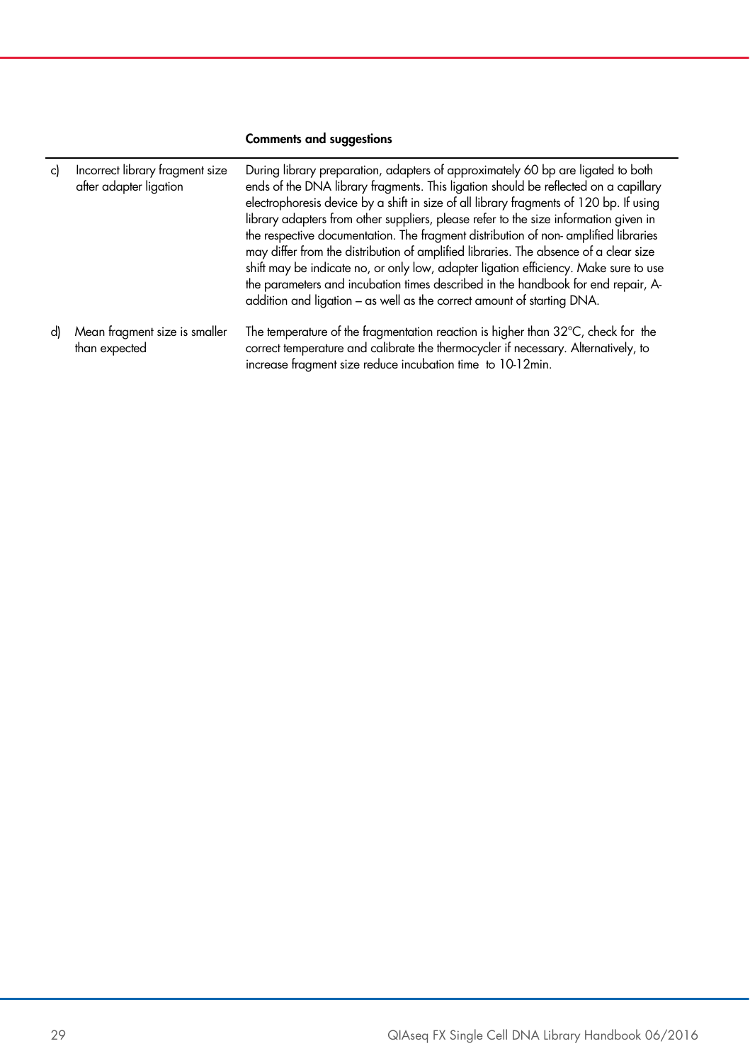|  |  | Comments and suggestions |
| --- | --- | --- |
| c) | Incorrect library fragment size after adapter ligation | During library preparation, adapters of approximately 60 bp are ligated to both ends of the DNA library fragments. This ligation should be reflected on a capillary electrophoresis device by a shift in size of all library fragments of 120 bp. If using library adapters from other suppliers, please refer to the size information given in the respective documentation. The fragment distribution of non- amplified libraries may differ from the distribution of amplified libraries. The absence of a clear size shift may be indicate no, or only low, adapter ligation efficiency. Make sure to use the parameters and incubation times described in the handbook for end repair, A-addition and ligation – as well as the correct amount of starting DNA. |
| d) | Mean fragment size is smaller than expected | The temperature of the fragmentation reaction is higher than 32°C, check for the correct temperature and calibrate the thermocycler if necessary. Alternatively, to increase fragment size reduce incubation time to 10-12min. |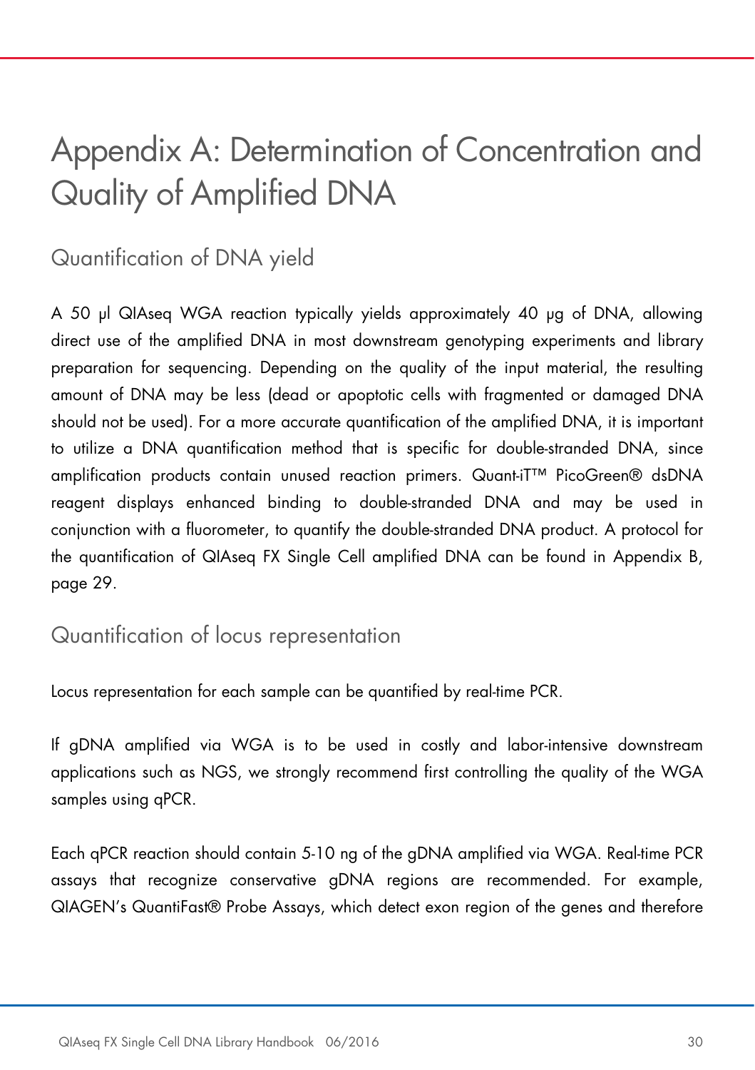// Appendix A: Determination of Concentration and Quality of Amplified DNA

## Quantification of DNA yield

A 50 µl QIAseq WGA reaction typically yields approximately 40 µg of DNA, allowing direct use of the amplified DNA in most downstream genotyping experiments and library preparation for sequencing. Depending on the quality of the input material, the resulting amount of DNA may be less (dead or apoptotic cells with fragmented or damaged DNA should not be used). For a more accurate quantification of the amplified DNA, it is important to utilize a DNA quantification method that is specific for double-stranded DNA, since amplification products contain unused reaction primers. Quant-iT™ PicoGreen® dsDNA reagent displays enhanced binding to double-stranded DNA and may be used in conjunction with a fluorometer, to quantify the double-stranded DNA product. A protocol for the quantification of QIAseq FX Single Cell amplified DNA can be found in Appendix B, page 29.

## Quantification of locus representation

Locus representation for each sample can be quantified by real-time PCR.

If gDNA amplified via WGA is to be used in costly and labor-intensive downstream applications such as NGS, we strongly recommend first controlling the quality of the WGA samples using qPCR.

Each qPCR reaction should contain 5-10 ng of the gDNA amplified via WGA. Real-time PCR assays that recognize conservative gDNA regions are recommended. For example, QIAGEN's QuantiFast® Probe Assays, which detect exon region of the genes and therefore

# Appendix A: Determination of Concentration and Quality of Amplified DNA

## Quantification of DNA yield

A 50 µl QIAseq WGA reaction typically yields approximately 40 µg of DNA, allowing direct use of the amplified DNA in most downstream genotyping experiments and library preparation for sequencing. Depending on the quality of the input material, the resulting amount of DNA may be less (dead or apoptotic cells with fragmented or damaged DNA should not be used). For a more accurate quantification of the amplified DNA, it is important to utilize a DNA quantification method that is specific for double-stranded DNA, since amplification products contain unused reaction primers. Quant-iT™ PicoGreen® dsDNA reagent displays enhanced binding to double-stranded DNA and may be used in conjunction with a fluorometer, to quantify the double-stranded DNA product. A protocol for the quantification of QIAseq FX Single Cell amplified DNA can be found in Appendix B, page 29.

## Quantification of locus representation

Locus representation for each sample can be quantified by real-time PCR.

If gDNA amplified via WGA is to be used in costly and labor-intensive downstream applications such as NGS, we strongly recommend first controlling the quality of the WGA samples using qPCR.

Each qPCR reaction should contain 5-10 ng of the gDNA amplified via WGA. Real-time PCR assays that recognize conservative gDNA regions are recommended. For example, QIAGEN's QuantiFast® Probe Assays, which detect exon region of the genes and therefore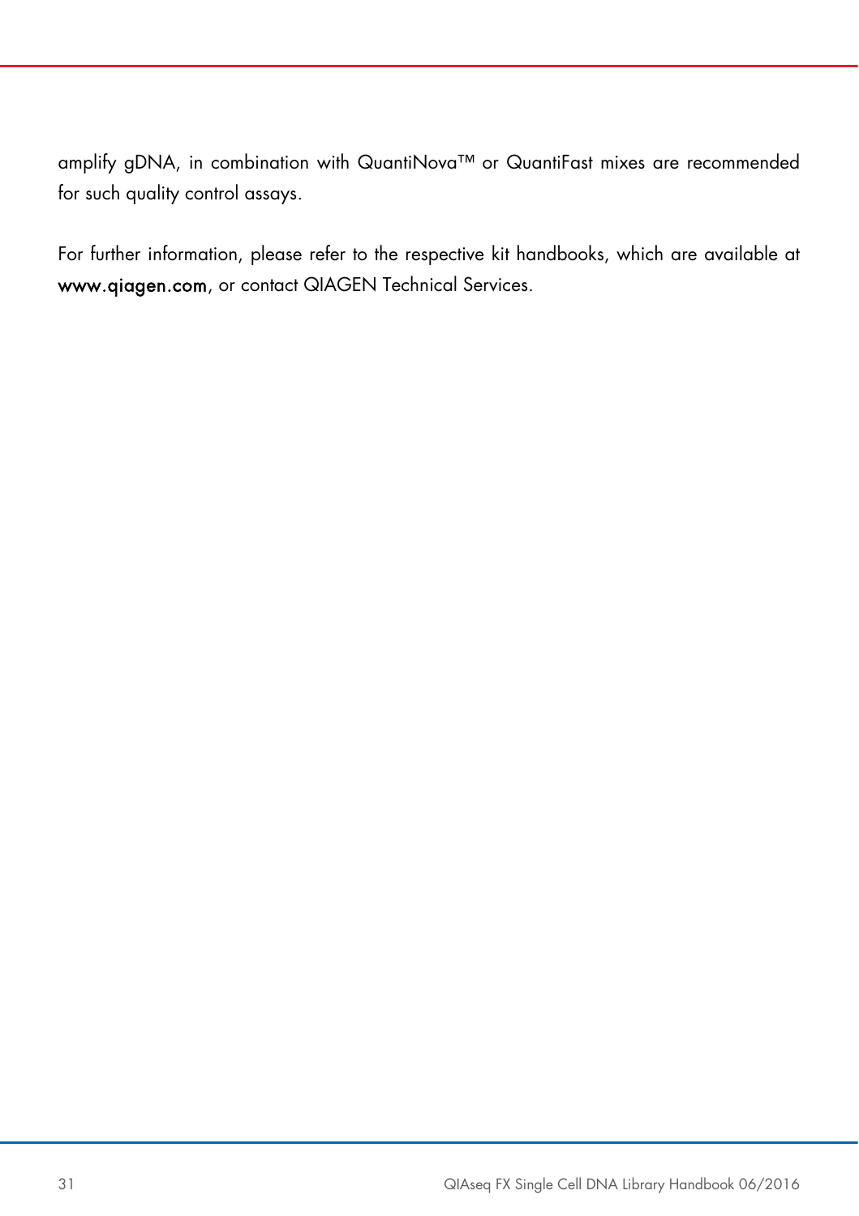amplify gDNA, in combination with QuantiNova™ or QuantiFast mixes are recommended for such quality control assays.

For further information, please refer to the respective kit handbooks, which are available at **www.qiagen.com**, or contact QIAGEN Technical Services.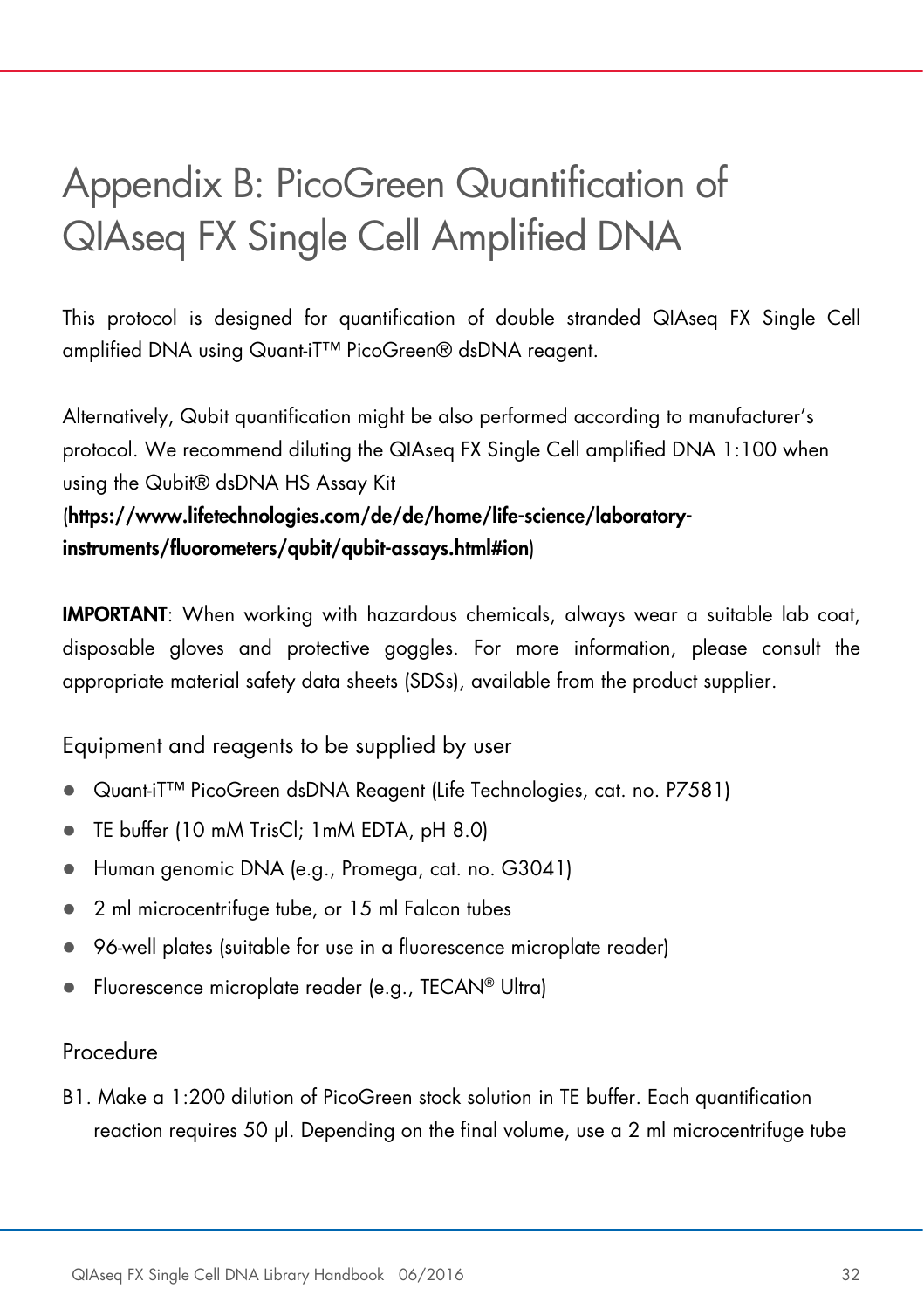# Appendix B: PicoGreen Quantification of QIAseq FX Single Cell Amplified DNA

This protocol is designed for quantification of double stranded QIAseq FX Single Cell amplified DNA using Quant-iT™ PicoGreen® dsDNA reagent.

Alternatively, Qubit quantification might be also performed according to manufacturer's protocol. We recommend diluting the QIAseq FX Single Cell amplified DNA 1:100 when using the Qubit® dsDNA HS Assay Kit (**https://www.lifetechnologies.com/de/de/home/life-science/laboratory-instruments/fluorometers/qubit/qubit-assays.html#ion**)

**IMPORTANT**: When working with hazardous chemicals, always wear a suitable lab coat, disposable gloves and protective goggles. For more information, please consult the appropriate material safety data sheets (SDSs), available from the product supplier.

## Equipment and reagents to be supplied by user

- Quant-iT™ PicoGreen dsDNA Reagent (Life Technologies, cat. no. P7581)
- TE buffer (10 mM TrisCl; 1mM EDTA, pH 8.0)
- Human genomic DNA (e.g., Promega, cat. no. G3041)
- 2 ml microcentrifuge tube, or 15 ml Falcon tubes
- 96-well plates (suitable for use in a fluorescence microplate reader)
- Fluorescence microplate reader (e.g., TECAN® Ultra)

## Procedure

B1. Make a 1:200 dilution of PicoGreen stock solution in TE buffer. Each quantification reaction requires 50 µl. Depending on the final volume, use a 2 ml microcentrifuge tube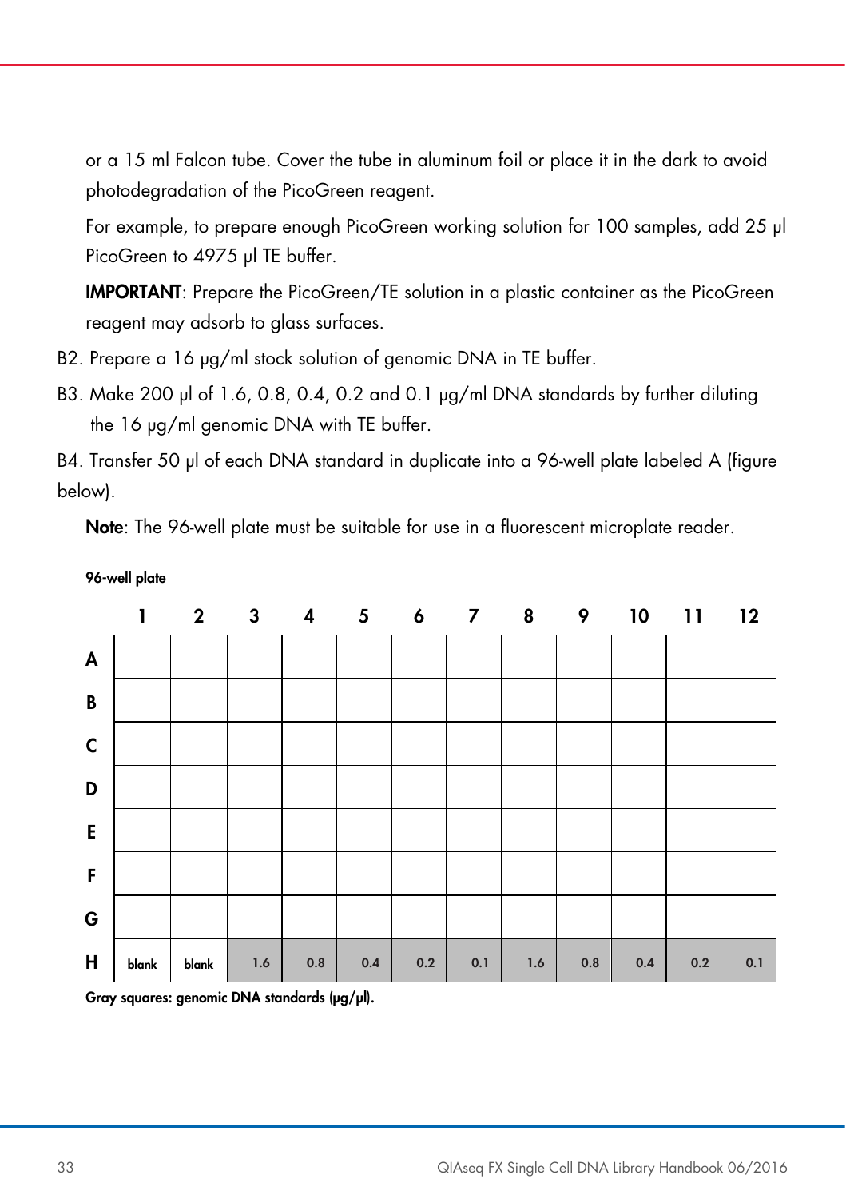or a 15 ml Falcon tube. Cover the tube in aluminum foil or place it in the dark to avoid photodegradation of the PicoGreen reagent.

For example, to prepare enough PicoGreen working solution for 100 samples, add 25 µl PicoGreen to 4975 µl TE buffer.

**IMPORTANT**: Prepare the PicoGreen/TE solution in a plastic container as the PicoGreen reagent may adsorb to glass surfaces.

B2. Prepare a 16 µg/ml stock solution of genomic DNA in TE buffer.

B3. Make 200 µl of 1.6, 0.8, 0.4, 0.2 and 0.1 µg/ml DNA standards by further diluting the 16 µg/ml genomic DNA with TE buffer.

B4. Transfer 50 µl of each DNA standard in duplicate into a 96-well plate labeled A (figure below).

**Note**: The 96-well plate must be suitable for use in a fluorescent microplate reader.

**96-well plate**

| | 1 | 2 | 3 | 4 | 5 | 6 | 7 | 8 | 9 | 10 | 11 | 12 |
|---|---|---|---|---|---|---|---|---|---|---|---|---|
| **A** | | | | | | | | | | | | |
| **B** | | | | | | | | | | | | |
| **C** | | | | | | | | | | | | |
| **D** | | | | | | | | | | | | |
| **E** | | | | | | | | | | | | |
| **F** | | | | | | | | | | | | |
| **G** | | | | | | | | | | | | |
| **H** | blank | blank | 1.6 | 0.8 | 0.4 | 0.2 | 0.1 | 1.6 | 0.8 | 0.4 | 0.2 | 0.1 |

**Gray squares: genomic DNA standards (µg/µl).**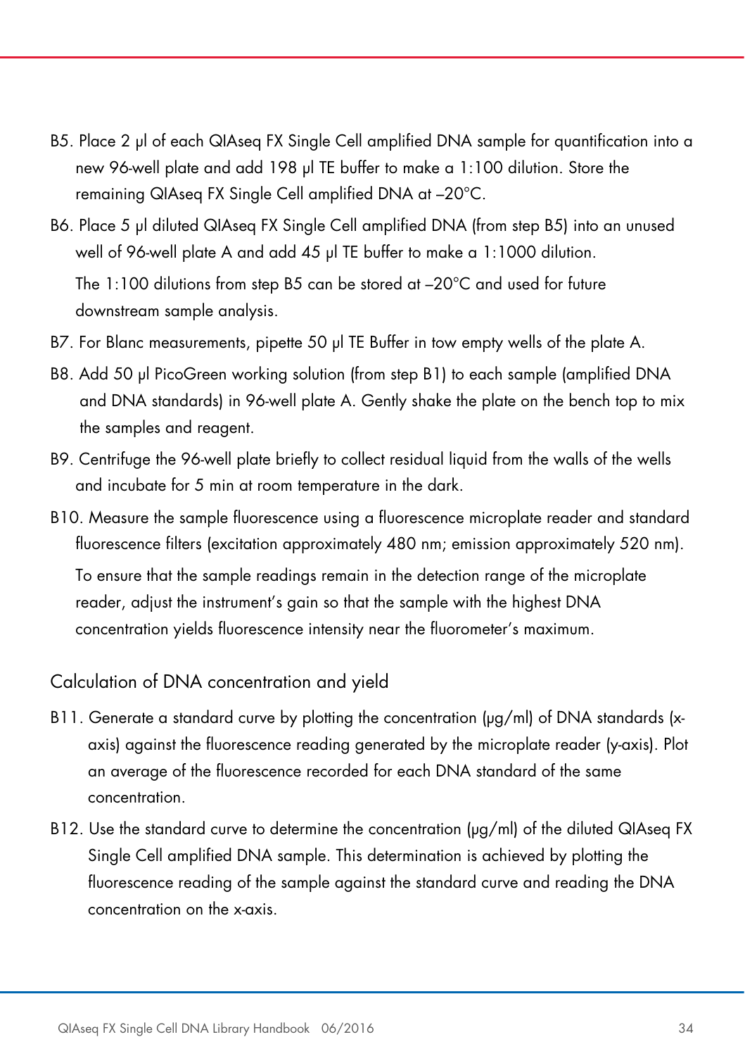B5. Place 2 µl of each QIAseq FX Single Cell amplified DNA sample for quantification into a new 96-well plate and add 198 µl TE buffer to make a 1:100 dilution. Store the remaining QIAseq FX Single Cell amplified DNA at –20°C.

B6. Place 5 µl diluted QIAseq FX Single Cell amplified DNA (from step B5) into an unused well of 96-well plate A and add 45 µl TE buffer to make a 1:1000 dilution.

The 1:100 dilutions from step B5 can be stored at –20°C and used for future downstream sample analysis.

B7. For Blanc measurements, pipette 50 µl TE Buffer in tow empty wells of the plate A.

B8. Add 50 µl PicoGreen working solution (from step B1) to each sample (amplified DNA and DNA standards) in 96-well plate A. Gently shake the plate on the bench top to mix the samples and reagent.

B9. Centrifuge the 96-well plate briefly to collect residual liquid from the walls of the wells and incubate for 5 min at room temperature in the dark.

B10. Measure the sample fluorescence using a fluorescence microplate reader and standard fluorescence filters (excitation approximately 480 nm; emission approximately 520 nm).

To ensure that the sample readings remain in the detection range of the microplate reader, adjust the instrument's gain so that the sample with the highest DNA concentration yields fluorescence intensity near the fluorometer's maximum.

## Calculation of DNA concentration and yield

B11. Generate a standard curve by plotting the concentration (µg/ml) of DNA standards (x-axis) against the fluorescence reading generated by the microplate reader (y-axis). Plot an average of the fluorescence recorded for each DNA standard of the same concentration.

B12. Use the standard curve to determine the concentration (µg/ml) of the diluted QIAseq FX Single Cell amplified DNA sample. This determination is achieved by plotting the fluorescence reading of the sample against the standard curve and reading the DNA concentration on the x-axis.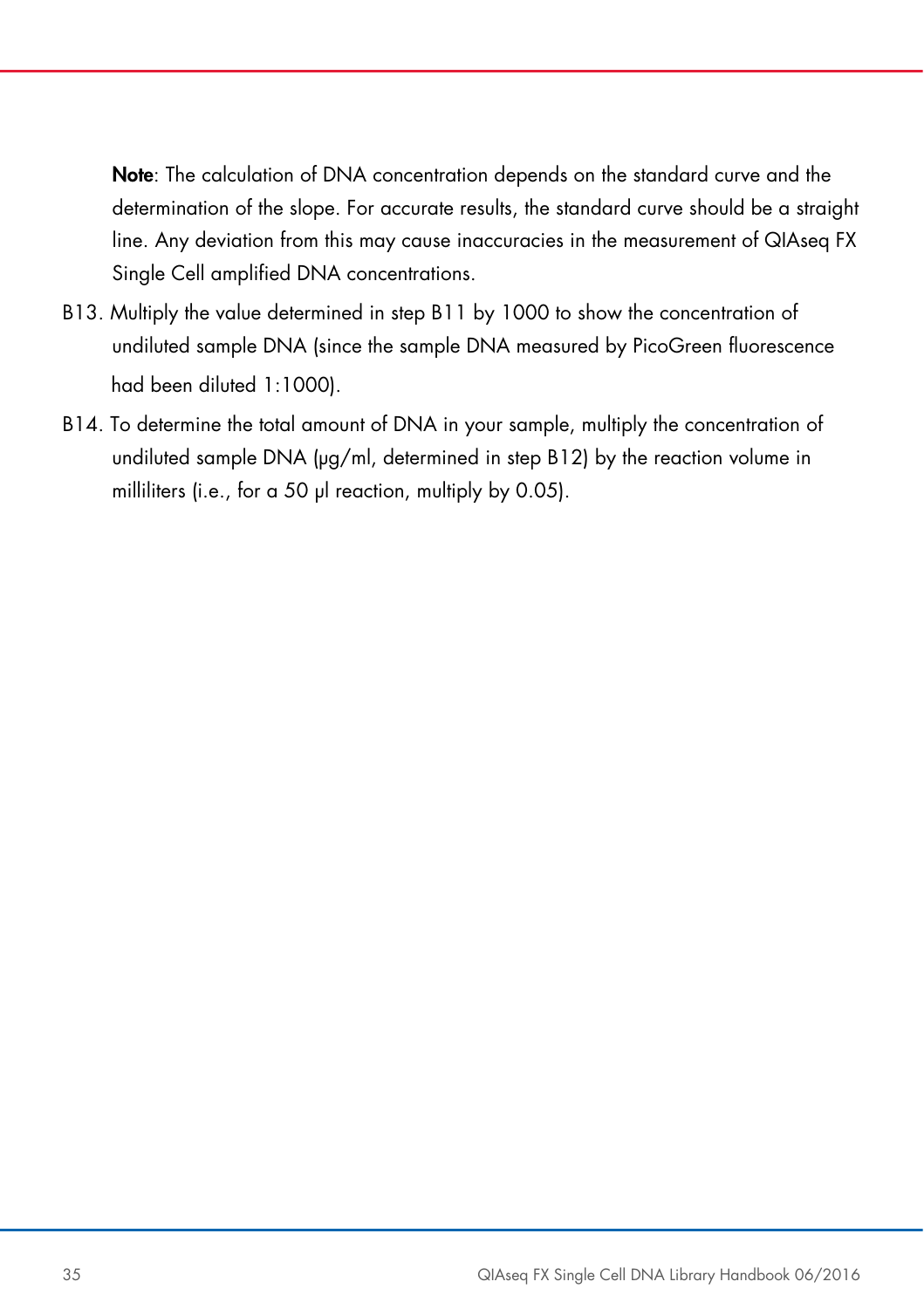**Note**: The calculation of DNA concentration depends on the standard curve and the determination of the slope. For accurate results, the standard curve should be a straight line. Any deviation from this may cause inaccuracies in the measurement of QIAseq FX Single Cell amplified DNA concentrations.

B13. Multiply the value determined in step B11 by 1000 to show the concentration of undiluted sample DNA (since the sample DNA measured by PicoGreen fluorescence had been diluted 1:1000).

B14. To determine the total amount of DNA in your sample, multiply the concentration of undiluted sample DNA (µg/ml, determined in step B12) by the reaction volume in milliliters (i.e., for a 50 µl reaction, multiply by 0.05).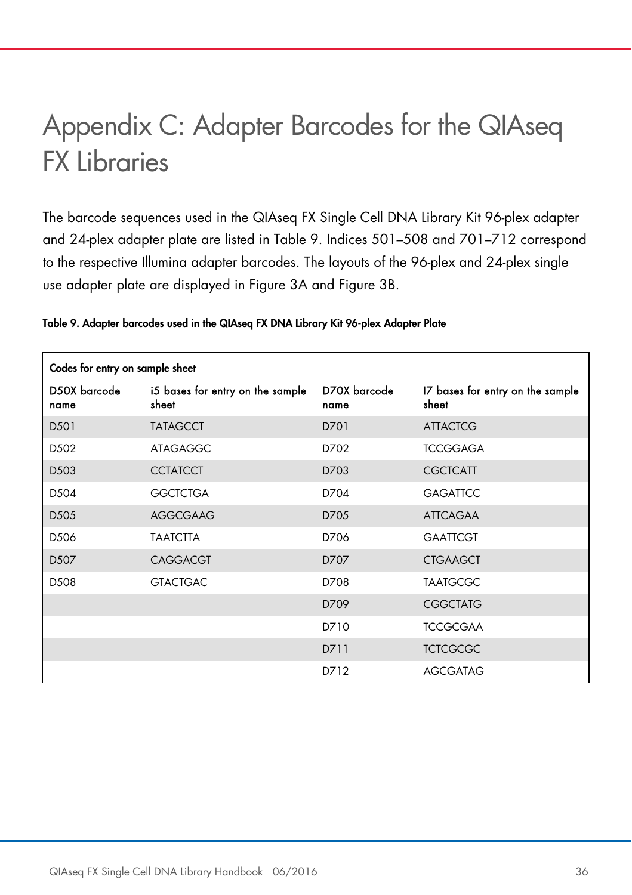# Appendix C: Adapter Barcodes for the QIAseq FX Libraries

The barcode sequences used in the QIAseq FX Single Cell DNA Library Kit 96-plex adapter and 24-plex adapter plate are listed in Table 9. Indices 501–508 and 701–712 correspond to the respective Illumina adapter barcodes. The layouts of the 96-plex and 24-plex single use adapter plate are displayed in Figure 3A and Figure 3B.

**Table 9. Adapter barcodes used in the QIAseq FX DNA Library Kit 96-plex Adapter Plate**

| Codes for entry on sample sheet | | | |
|---|---|---|---|
| D50X barcode name | i5 bases for entry on the sample sheet | D70X barcode name | I7 bases for entry on the sample sheet |
| D501 | TATAGCCT | D701 | ATTACTCG |
| D502 | ATAGAGGC | D702 | TCCGGAGA |
| D503 | CCTATCCT | D703 | CGCTCATT |
| D504 | GGCTCTGA | D704 | GAGATTCC |
| D505 | AGGCGAAG | D705 | ATTCAGAA |
| D506 | TAATCTTA | D706 | GAATTCGT |
| D507 | CAGGACGT | D707 | CTGAAGCT |
| D508 | GTACTGAC | D708 | TAATGCGC |
| | | D709 | CGGCTATG |
| | | D710 | TCCGCGAA |
| | | D711 | TCTCGCGC |
| | | D712 | AGCGATAG |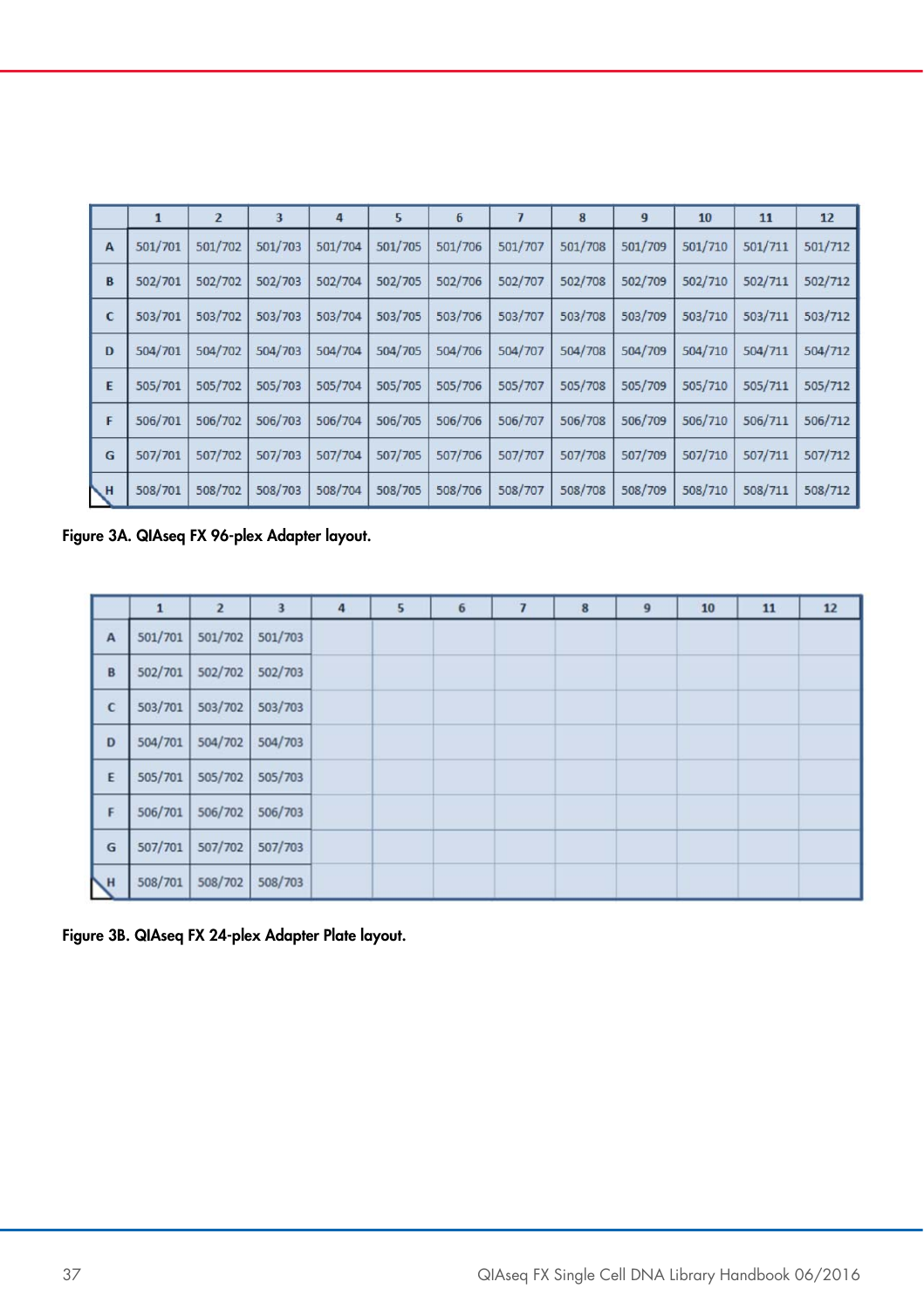| | 1 | 2 | 3 | 4 | 5 | 6 | 7 | 8 | 9 | 10 | 11 | 12 |
|---|---|---|---|---|---|---|---|---|---|---|---|---|
| A | 501/701 | 501/702 | 501/703 | 501/704 | 501/705 | 501/706 | 501/707 | 501/708 | 501/709 | 501/710 | 501/711 | 501/712 |
| B | 502/701 | 502/702 | 502/703 | 502/704 | 502/705 | 502/706 | 502/707 | 502/708 | 502/709 | 502/710 | 502/711 | 502/712 |
| C | 503/701 | 503/702 | 503/703 | 503/704 | 503/705 | 503/706 | 503/707 | 503/708 | 503/709 | 503/710 | 503/711 | 503/712 |
| D | 504/701 | 504/702 | 504/703 | 504/704 | 504/705 | 504/706 | 504/707 | 504/708 | 504/709 | 504/710 | 504/711 | 504/712 |
| E | 505/701 | 505/702 | 505/703 | 505/704 | 505/705 | 505/706 | 505/707 | 505/708 | 505/709 | 505/710 | 505/711 | 505/712 |
| F | 506/701 | 506/702 | 506/703 | 506/704 | 506/705 | 506/706 | 506/707 | 506/708 | 506/709 | 506/710 | 506/711 | 506/712 |
| G | 507/701 | 507/702 | 507/703 | 507/704 | 507/705 | 507/706 | 507/707 | 507/708 | 507/709 | 507/710 | 507/711 | 507/712 |
| H | 508/701 | 508/702 | 508/703 | 508/704 | 508/705 | 508/706 | 508/707 | 508/708 | 508/709 | 508/710 | 508/711 | 508/712 |

**Figure 3A. QIAseq FX 96-plex Adapter layout.**

| | 1 | 2 | 3 | 4 | 5 | 6 | 7 | 8 | 9 | 10 | 11 | 12 |
|---|---|---|---|---|---|---|---|---|---|---|---|---|
| A | 501/701 | 501/702 | 501/703 | | | | | | | | | |
| B | 502/701 | 502/702 | 502/703 | | | | | | | | | |
| C | 503/701 | 503/702 | 503/703 | | | | | | | | | |
| D | 504/701 | 504/702 | 504/703 | | | | | | | | | |
| E | 505/701 | 505/702 | 505/703 | | | | | | | | | |
| F | 506/701 | 506/702 | 506/703 | | | | | | | | | |
| G | 507/701 | 507/702 | 507/703 | | | | | | | | | |
| H | 508/701 | 508/702 | 508/703 | | | | | | | | | |

**Figure 3B. QIAseq FX 24-plex Adapter Plate layout.**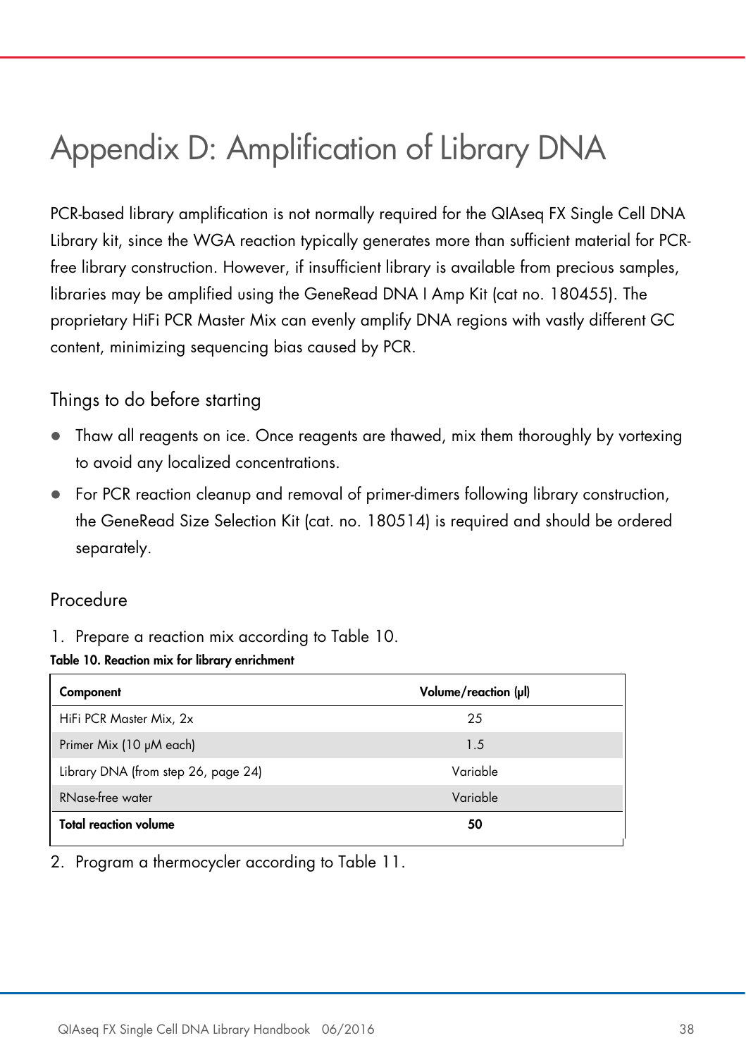# Appendix D: Amplification of Library DNA

PCR-based library amplification is not normally required for the QIAseq FX Single Cell DNA Library kit, since the WGA reaction typically generates more than sufficient material for PCR-free library construction. However, if insufficient library is available from precious samples, libraries may be amplified using the GeneRead DNA I Amp Kit (cat no. 180455). The proprietary HiFi PCR Master Mix can evenly amplify DNA regions with vastly different GC content, minimizing sequencing bias caused by PCR.

## Things to do before starting

- Thaw all reagents on ice. Once reagents are thawed, mix them thoroughly by vortexing to avoid any localized concentrations.
- For PCR reaction cleanup and removal of primer-dimers following library construction, the GeneRead Size Selection Kit (cat. no. 180514) is required and should be ordered separately.

## Procedure

1. Prepare a reaction mix according to Table 10.

**Table 10. Reaction mix for library enrichment**

| Component | Volume/reaction (µl) |
|---|---|
| HiFi PCR Master Mix, 2x | 25 |
| Primer Mix (10 µM each) | 1.5 |
| Library DNA (from step 26, page 24) | Variable |
| RNase-free water | Variable |
| **Total reaction volume** | **50** |

2. Program a thermocycler according to Table 11.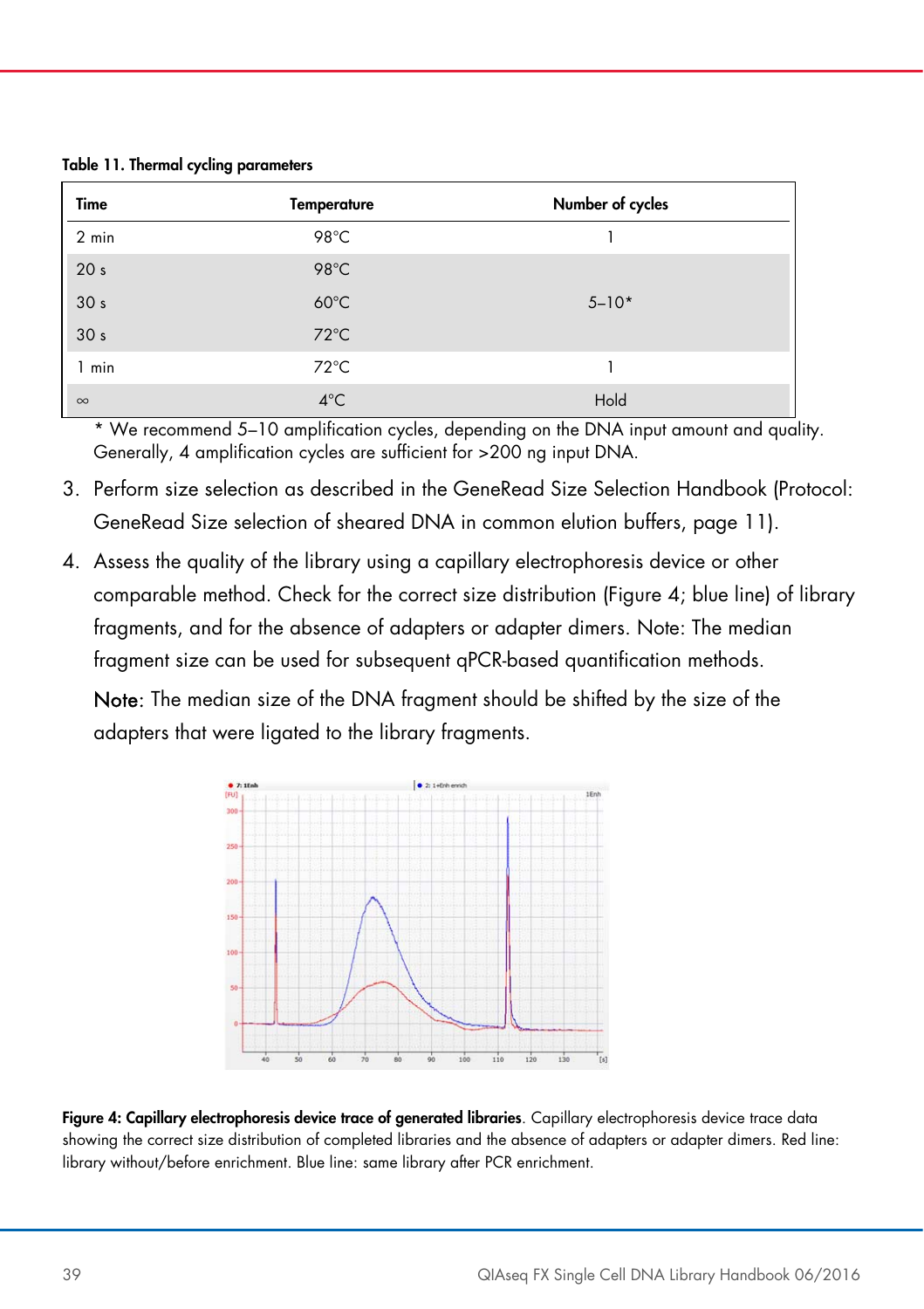**Table 11. Thermal cycling parameters**

| Time | Temperature | Number of cycles |
|---|---|---|
| 2 min | 98°C | 1 |
| 20 s | 98°C | |
| 30 s | 60°C | 5–10* |
| 30 s | 72°C | |
| 1 min | 72°C | 1 |
| ∞ | 4°C | Hold |

\* We recommend 5–10 amplification cycles, depending on the DNA input amount and quality. Generally, 4 amplification cycles are sufficient for >200 ng input DNA.

3. Perform size selection as described in the GeneRead Size Selection Handbook (Protocol: GeneRead Size selection of sheared DNA in common elution buffers, page 11).
4. Assess the quality of the library using a capillary electrophoresis device or other comparable method. Check for the correct size distribution (Figure 4; blue line) of library fragments, and for the absence of adapters or adapter dimers. Note: The median fragment size can be used for subsequent qPCR-based quantification methods.

   Note: The median size of the DNA fragment should be shifted by the size of the adapters that were ligated to the library fragments.

**Figure 4: Capillary electrophoresis device trace of generated libraries**. Capillary electrophoresis device trace data showing the correct size distribution of completed libraries and the absence of adapters or adapter dimers. Red line: library without/before enrichment. Blue line: same library after PCR enrichment.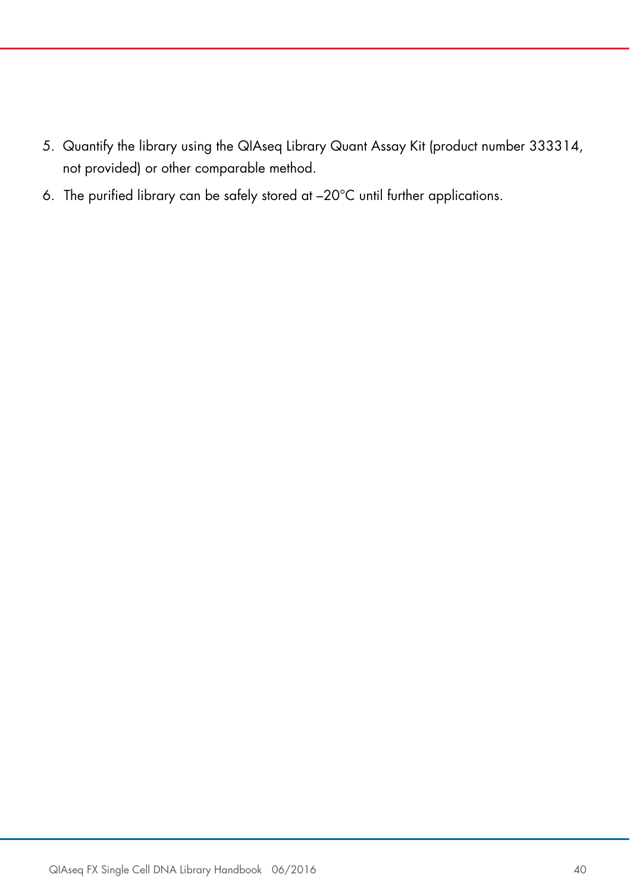5. Quantify the library using the QIAseq Library Quant Assay Kit (product number 333314, not provided) or other comparable method.
6. The purified library can be safely stored at –20°C until further applications.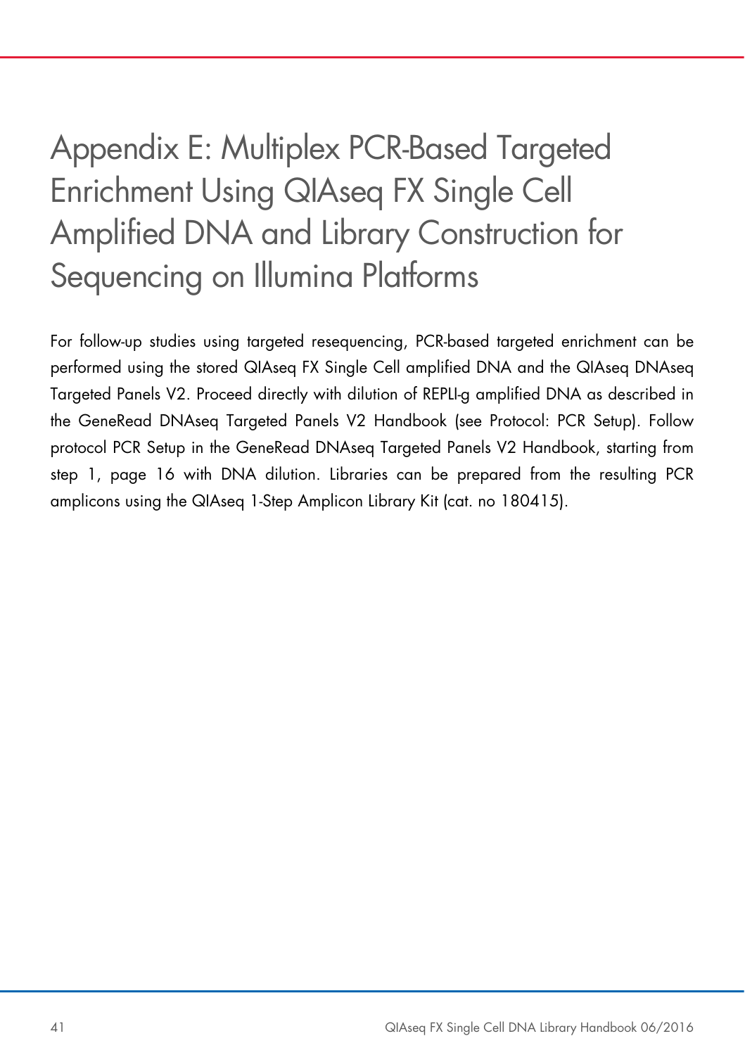# Appendix E: Multiplex PCR-Based Targeted Enrichment Using QIAseq FX Single Cell Amplified DNA and Library Construction for Sequencing on Illumina Platforms

For follow-up studies using targeted resequencing, PCR-based targeted enrichment can be performed using the stored QIAseq FX Single Cell amplified DNA and the QIAseq DNAseq Targeted Panels V2. Proceed directly with dilution of REPLI-g amplified DNA as described in the GeneRead DNAseq Targeted Panels V2 Handbook (see Protocol: PCR Setup). Follow protocol PCR Setup in the GeneRead DNAseq Targeted Panels V2 Handbook, starting from step 1, page 16 with DNA dilution. Libraries can be prepared from the resulting PCR amplicons using the QIAseq 1-Step Amplicon Library Kit (cat. no 180415).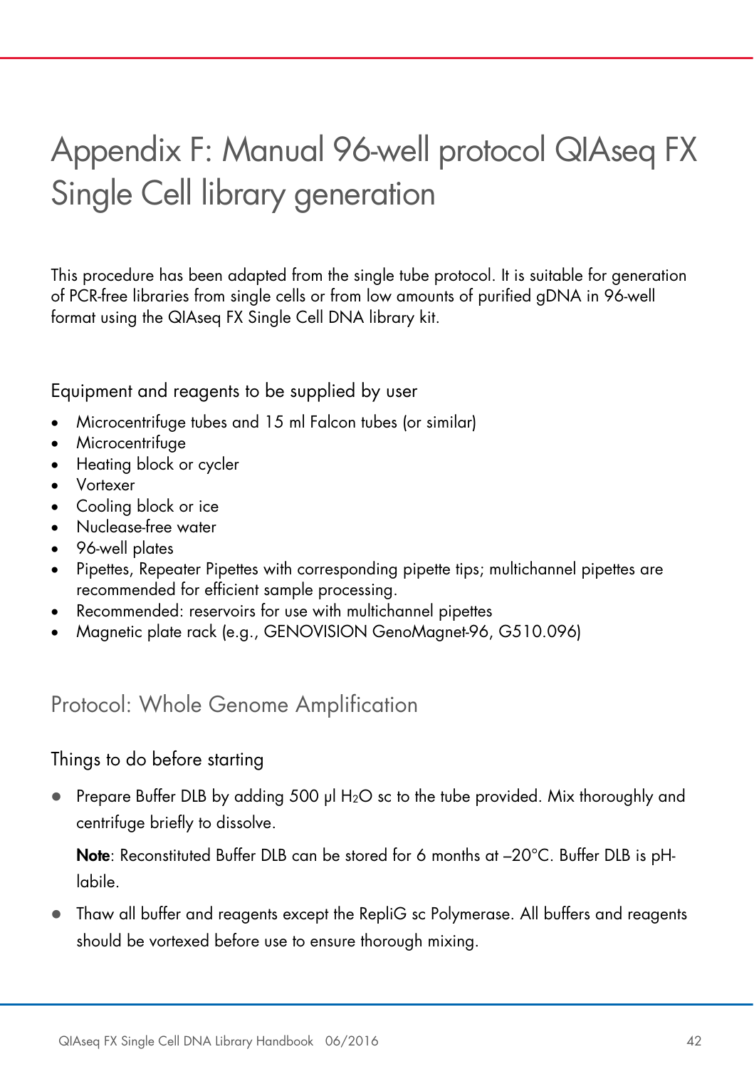# Appendix F: Manual 96-well protocol QIAseq FX Single Cell library generation

This procedure has been adapted from the single tube protocol. It is suitable for generation of PCR-free libraries from single cells or from low amounts of purified gDNA in 96-well format using the QIAseq FX Single Cell DNA library kit.

### Equipment and reagents to be supplied by user

- Microcentrifuge tubes and 15 ml Falcon tubes (or similar)
- Microcentrifuge
- Heating block or cycler
- Vortexer
- Cooling block or ice
- Nuclease-free water
- 96-well plates
- Pipettes, Repeater Pipettes with corresponding pipette tips; multichannel pipettes are recommended for efficient sample processing.
- Recommended: reservoirs for use with multichannel pipettes
- Magnetic plate rack (e.g., GENOVISION GenoMagnet-96, G510.096)

## Protocol: Whole Genome Amplification

### Things to do before starting

- Prepare Buffer DLB by adding 500 µl $H_2O$ sc to the tube provided. Mix thoroughly and centrifuge briefly to dissolve.

  **Note**: Reconstituted Buffer DLB can be stored for 6 months at –20°C. Buffer DLB is pH-labile.

- Thaw all buffer and reagents except the RepliG sc Polymerase. All buffers and reagents should be vortexed before use to ensure thorough mixing.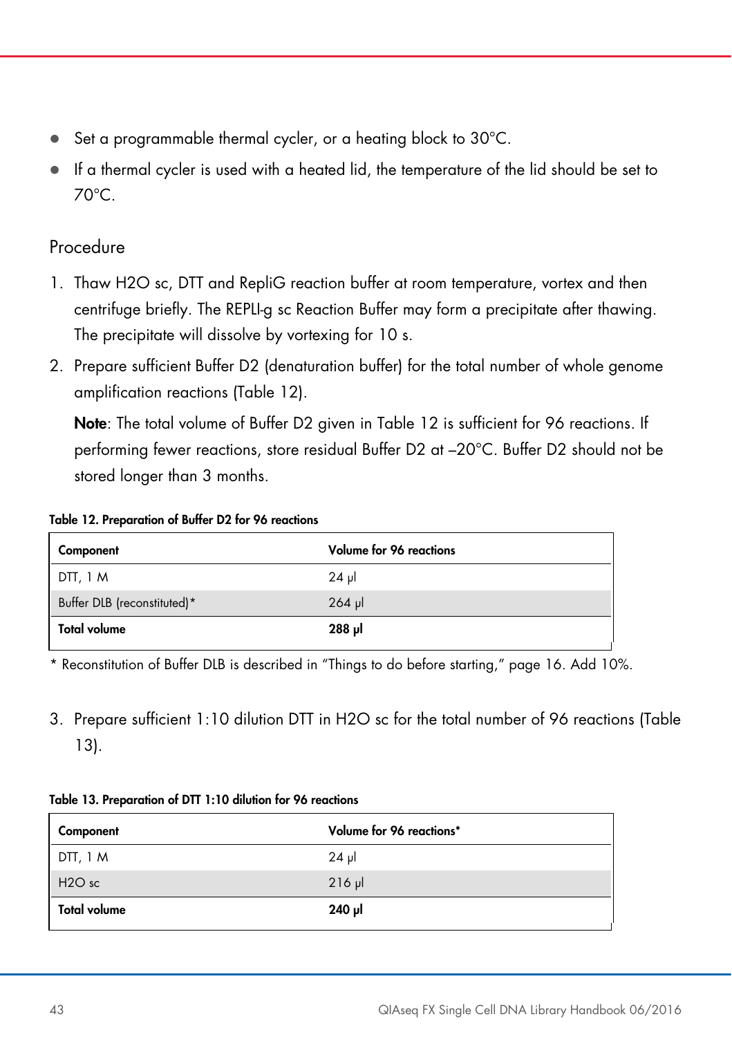- Set a programmable thermal cycler, or a heating block to 30°C.
- If a thermal cycler is used with a heated lid, the temperature of the lid should be set to 70°C.

## Procedure

1. Thaw H2O sc, DTT and RepliG reaction buffer at room temperature, vortex and then centrifuge briefly. The REPLI-g sc Reaction Buffer may form a precipitate after thawing. The precipitate will dissolve by vortexing for 10 s.
2. Prepare sufficient Buffer D2 (denaturation buffer) for the total number of whole genome amplification reactions (Table 12).

   **Note**: The total volume of Buffer D2 given in Table 12 is sufficient for 96 reactions. If performing fewer reactions, store residual Buffer D2 at –20°C. Buffer D2 should not be stored longer than 3 months.

**Table 12. Preparation of Buffer D2 for 96 reactions**

| Component | Volume for 96 reactions |
|---|---|
| DTT, 1 M | 24 µl |
| Buffer DLB (reconstituted)* | 264 µl |
| **Total volume** | **288 µl** |

* Reconstitution of Buffer DLB is described in "Things to do before starting," page 16. Add 10%.

3. Prepare sufficient 1:10 dilution DTT in H2O sc for the total number of 96 reactions (Table 13).

**Table 13. Preparation of DTT 1:10 dilution for 96 reactions**

| Component | Volume for 96 reactions* |
|---|---|
| DTT, 1 M | 24 µl |
| H2O sc | 216 µl |
| **Total volume** | **240 µl** |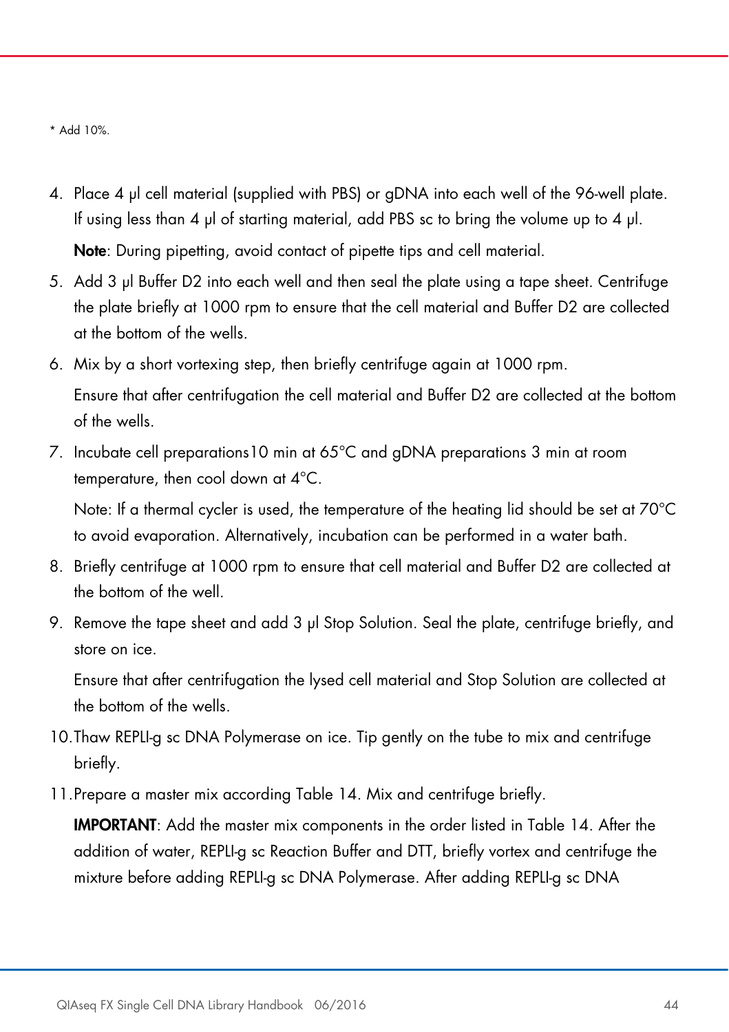* Add 10%.

4. Place 4 µl cell material (supplied with PBS) or gDNA into each well of the 96-well plate. If using less than 4 µl of starting material, add PBS sc to bring the volume up to 4 µl.

   **Note**: During pipetting, avoid contact of pipette tips and cell material.

5. Add 3 µl Buffer D2 into each well and then seal the plate using a tape sheet. Centrifuge the plate briefly at 1000 rpm to ensure that the cell material and Buffer D2 are collected at the bottom of the wells.
6. Mix by a short vortexing step, then briefly centrifuge again at 1000 rpm.

   Ensure that after centrifugation the cell material and Buffer D2 are collected at the bottom of the wells.

7. Incubate cell preparations10 min at 65°C and gDNA preparations 3 min at room temperature, then cool down at 4°C.

   Note: If a thermal cycler is used, the temperature of the heating lid should be set at 70°C to avoid evaporation. Alternatively, incubation can be performed in a water bath.

8. Briefly centrifuge at 1000 rpm to ensure that cell material and Buffer D2 are collected at the bottom of the well.
9. Remove the tape sheet and add 3 µl Stop Solution. Seal the plate, centrifuge briefly, and store on ice.

   Ensure that after centrifugation the lysed cell material and Stop Solution are collected at the bottom of the wells.

10. Thaw REPLI-g sc DNA Polymerase on ice. Tip gently on the tube to mix and centrifuge briefly.
11. Prepare a master mix according Table 14. Mix and centrifuge briefly.

    **IMPORTANT**: Add the master mix components in the order listed in Table 14. After the addition of water, REPLI-g sc Reaction Buffer and DTT, briefly vortex and centrifuge the mixture before adding REPLI-g sc DNA Polymerase. After adding REPLI-g sc DNA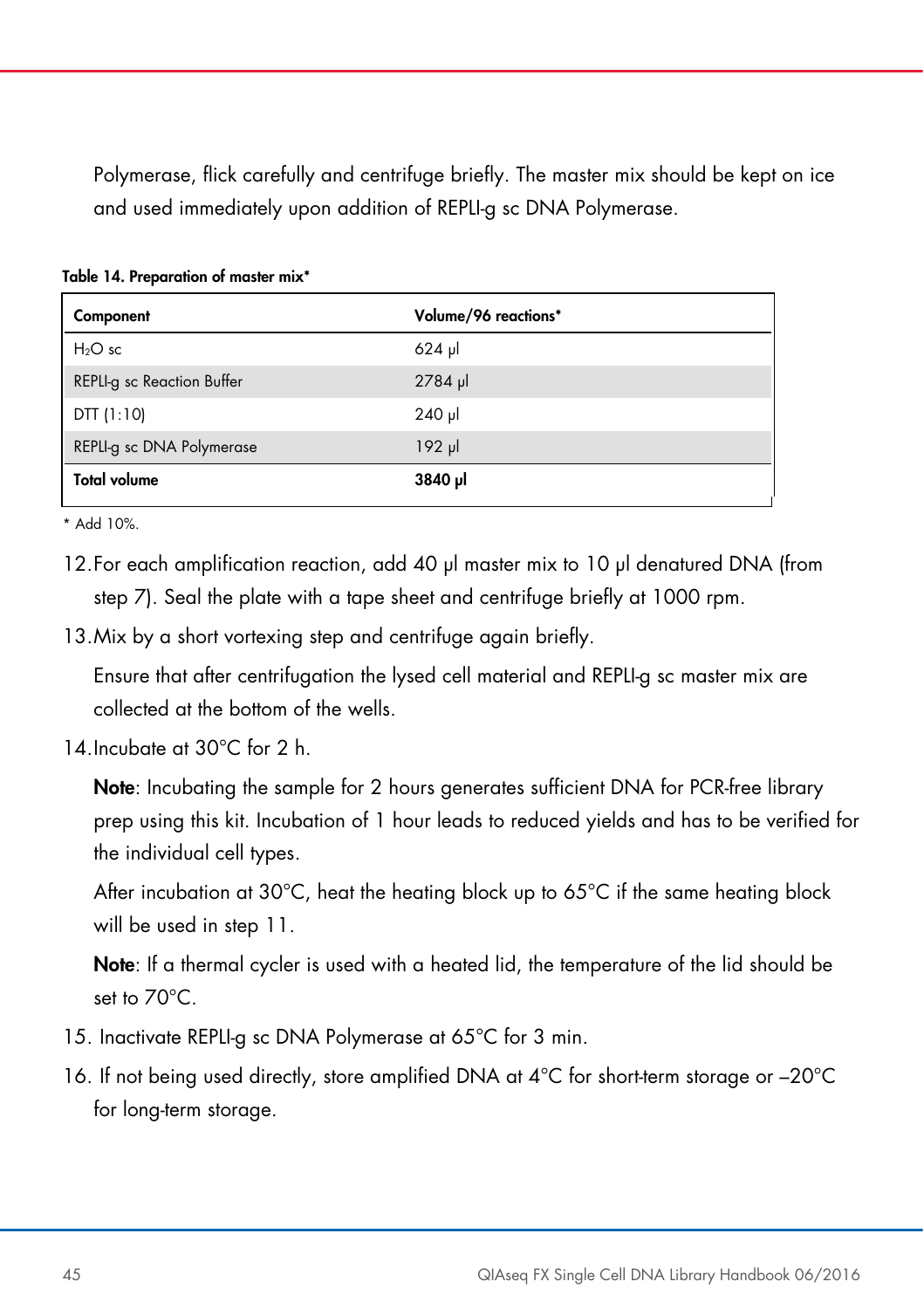Polymerase, flick carefully and centrifuge briefly. The master mix should be kept on ice and used immediately upon addition of REPLI-g sc DNA Polymerase.

**Table 14. Preparation of master mix***

| Component | Volume/96 reactions* |
|---|---|
| $H_2O$ sc | 624 µl |
| REPLI-g sc Reaction Buffer | 2784 µl |
| DTT (1:10) | 240 µl |
| REPLI-g sc DNA Polymerase | 192 µl |
| **Total volume** | **3840 µl** |

* Add 10%.

12. For each amplification reaction, add 40 µl master mix to 10 µl denatured DNA (from step 7). Seal the plate with a tape sheet and centrifuge briefly at 1000 rpm.
13. Mix by a short vortexing step and centrifuge again briefly.

    Ensure that after centrifugation the lysed cell material and REPLI-g sc master mix are collected at the bottom of the wells.
14. Incubate at 30°C for 2 h.

    **Note**: Incubating the sample for 2 hours generates sufficient DNA for PCR-free library prep using this kit. Incubation of 1 hour leads to reduced yields and has to be verified for the individual cell types.

    After incubation at 30°C, heat the heating block up to 65°C if the same heating block will be used in step 11.

    **Note**: If a thermal cycler is used with a heated lid, the temperature of the lid should be set to 70°C.
15. Inactivate REPLI-g sc DNA Polymerase at 65°C for 3 min.
16. If not being used directly, store amplified DNA at 4°C for short-term storage or –20°C for long-term storage.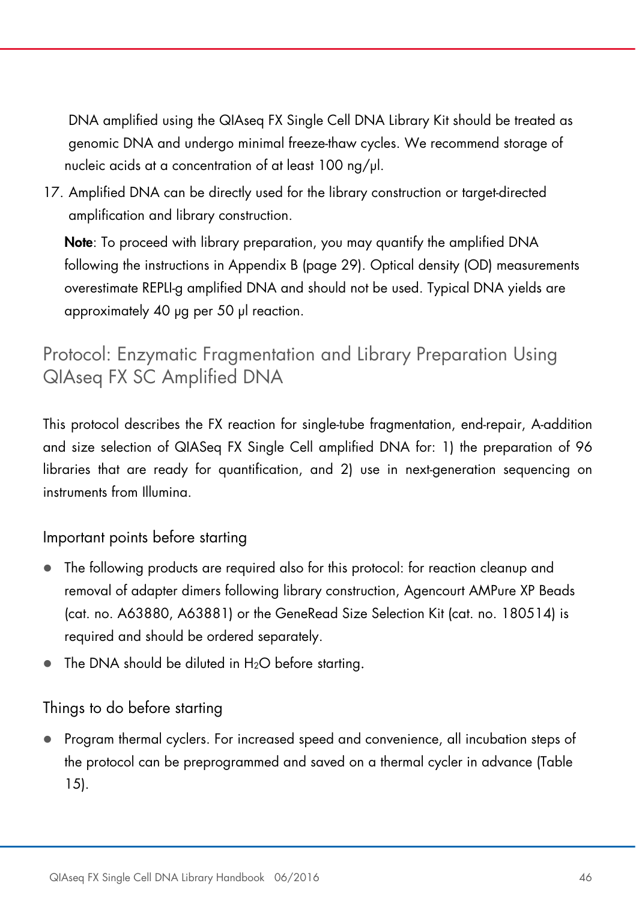DNA amplified using the QIAseq FX Single Cell DNA Library Kit should be treated as genomic DNA and undergo minimal freeze-thaw cycles. We recommend storage of nucleic acids at a concentration of at least 100 ng/µl.

17. Amplified DNA can be directly used for the library construction or target-directed amplification and library construction.

    **Note**: To proceed with library preparation, you may quantify the amplified DNA following the instructions in Appendix B (page 29). Optical density (OD) measurements overestimate REPLI-g amplified DNA and should not be used. Typical DNA yields are approximately 40 µg per 50 µl reaction.

# Protocol: Enzymatic Fragmentation and Library Preparation Using QIAseq FX SC Amplified DNA

This protocol describes the FX reaction for single-tube fragmentation, end-repair, A-addition and size selection of QIASeq FX Single Cell amplified DNA for: 1) the preparation of 96 libraries that are ready for quantification, and 2) use in next-generation sequencing on instruments from Illumina.

## Important points before starting

- The following products are required also for this protocol: for reaction cleanup and removal of adapter dimers following library construction, Agencourt AMPure XP Beads (cat. no. A63880, A63881) or the GeneRead Size Selection Kit (cat. no. 180514) is required and should be ordered separately.
- The DNA should be diluted in $H_2O$ before starting.

## Things to do before starting

- Program thermal cyclers. For increased speed and convenience, all incubation steps of the protocol can be preprogrammed and saved on a thermal cycler in advance (Table 15).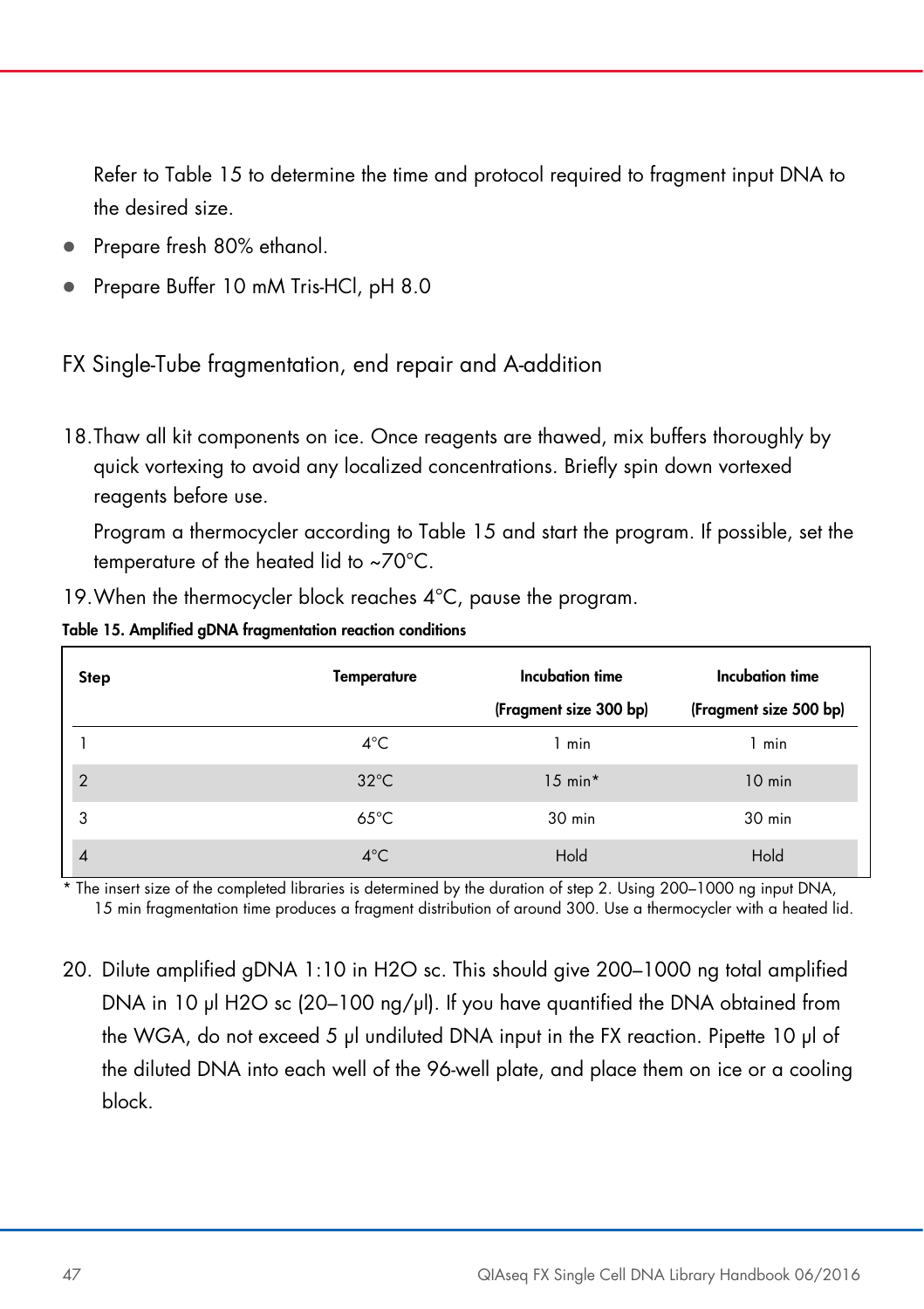Refer to Table 15 to determine the time and protocol required to fragment input DNA to the desired size.

- Prepare fresh 80% ethanol.
- Prepare Buffer 10 mM Tris-HCl, pH 8.0

## FX Single-Tube fragmentation, end repair and A-addition

18. Thaw all kit components on ice. Once reagents are thawed, mix buffers thoroughly by quick vortexing to avoid any localized concentrations. Briefly spin down vortexed reagents before use.

    Program a thermocycler according to Table 15 and start the program. If possible, set the temperature of the heated lid to ~70°C.

19. When the thermocycler block reaches 4°C, pause the program.

**Table 15. Amplified gDNA fragmentation reaction conditions**

| Step | Temperature | Incubation time (Fragment size 300 bp) | Incubation time (Fragment size 500 bp) |
|---|---|---|---|
| 1 | 4°C | 1 min | 1 min |
| 2 | 32°C | 15 min* | 10 min |
| 3 | 65°C | 30 min | 30 min |
| 4 | 4°C | Hold | Hold |

\* The insert size of the completed libraries is determined by the duration of step 2. Using 200–1000 ng input DNA, 15 min fragmentation time produces a fragment distribution of around 300. Use a thermocycler with a heated lid.

20. Dilute amplified gDNA 1:10 in H2O sc. This should give 200–1000 ng total amplified DNA in 10 µl H2O sc (20–100 ng/µl). If you have quantified the DNA obtained from the WGA, do not exceed 5 µl undiluted DNA input in the FX reaction. Pipette 10 µl of the diluted DNA into each well of the 96-well plate, and place them on ice or a cooling block.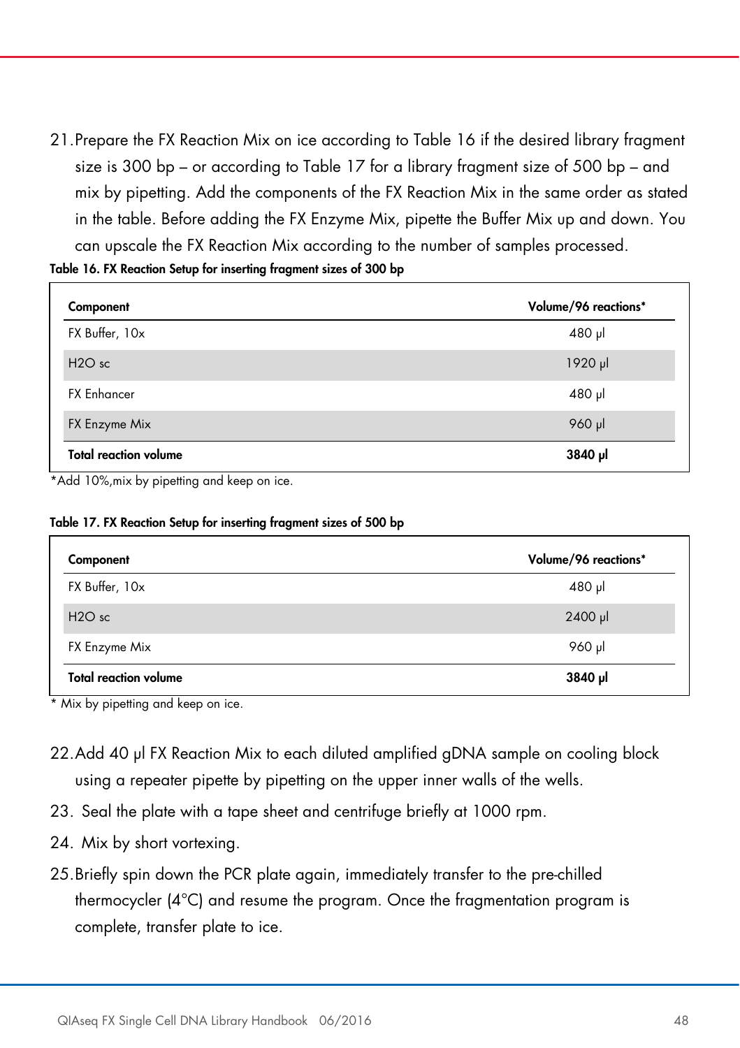21. Prepare the FX Reaction Mix on ice according to Table 16 if the desired library fragment size is 300 bp – or according to Table 17 for a library fragment size of 500 bp – and mix by pipetting. Add the components of the FX Reaction Mix in the same order as stated in the table. Before adding the FX Enzyme Mix, pipette the Buffer Mix up and down. You can upscale the FX Reaction Mix according to the number of samples processed.

**Table 16. FX Reaction Setup for inserting fragment sizes of 300 bp**

| Component | Volume/96 reactions* |
|---|---|
| FX Buffer, 10x | 480 µl |
| H2O sc | 1920 µl |
| FX Enhancer | 480 µl |
| FX Enzyme Mix | 960 µl |
| **Total reaction volume** | **3840 µl** |

*Add 10%,mix by pipetting and keep on ice.

**Table 17. FX Reaction Setup for inserting fragment sizes of 500 bp**

| Component | Volume/96 reactions* |
|---|---|
| FX Buffer, 10x | 480 µl |
| H2O sc | 2400 µl |
| FX Enzyme Mix | 960 µl |
| **Total reaction volume** | **3840 µl** |

* Mix by pipetting and keep on ice.

22. Add 40 µl FX Reaction Mix to each diluted amplified gDNA sample on cooling block using a repeater pipette by pipetting on the upper inner walls of the wells.
23. Seal the plate with a tape sheet and centrifuge briefly at 1000 rpm.
24. Mix by short vortexing.
25. Briefly spin down the PCR plate again, immediately transfer to the pre-chilled thermocycler (4°C) and resume the program. Once the fragmentation program is complete, transfer plate to ice.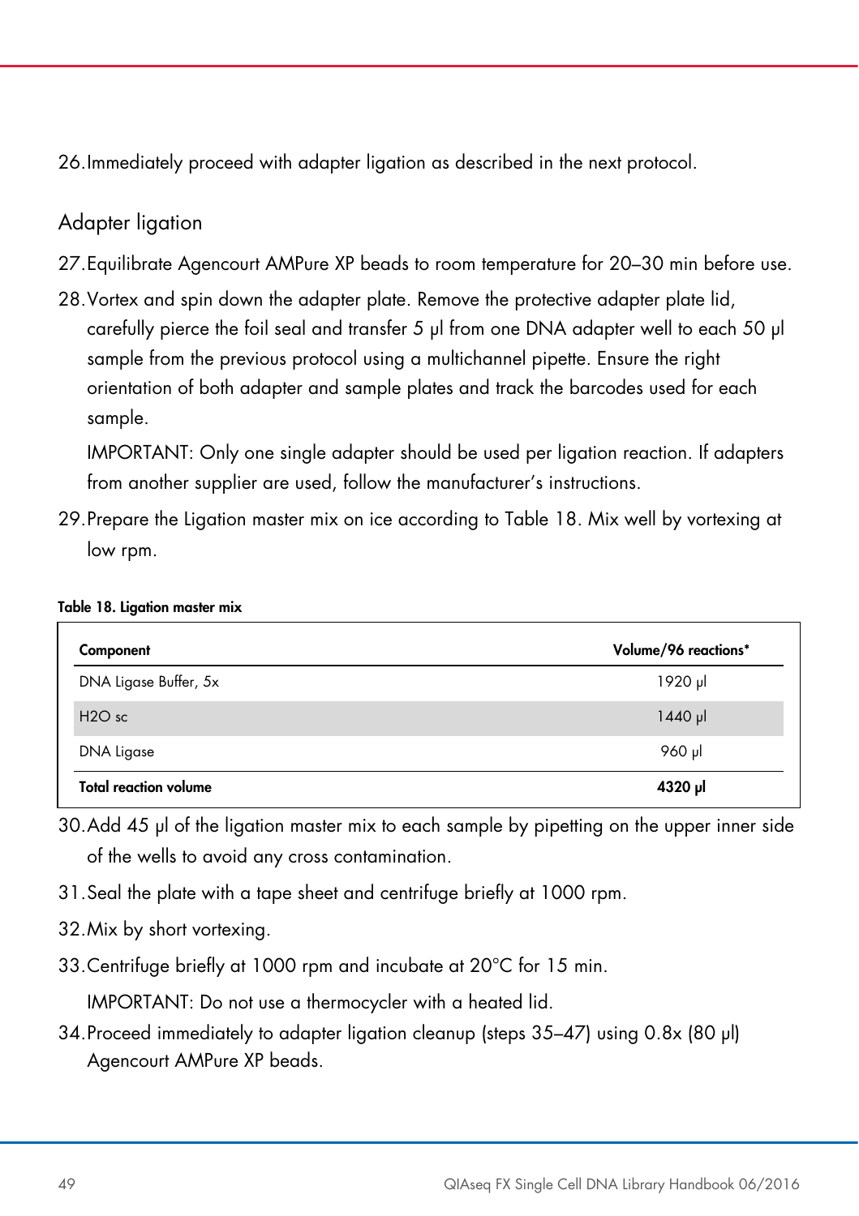26. Immediately proceed with adapter ligation as described in the next protocol.

## Adapter ligation

27. Equilibrate Agencourt AMPure XP beads to room temperature for 20–30 min before use.
28. Vortex and spin down the adapter plate. Remove the protective adapter plate lid, carefully pierce the foil seal and transfer 5 µl from one DNA adapter well to each 50 µl sample from the previous protocol using a multichannel pipette. Ensure the right orientation of both adapter and sample plates and track the barcodes used for each sample.

    IMPORTANT: Only one single adapter should be used per ligation reaction. If adapters from another supplier are used, follow the manufacturer's instructions.

29. Prepare the Ligation master mix on ice according to Table 18. Mix well by vortexing at low rpm.

**Table 18. Ligation master mix**

| **Component** | **Volume/96 reactions*** |
|---|---|
| DNA Ligase Buffer, 5x | 1920 µl |
| H2O sc | 1440 µl |
| DNA Ligase | 960 µl |
| **Total reaction volume** | **4320 µl** |

30. Add 45 µl of the ligation master mix to each sample by pipetting on the upper inner side of the wells to avoid any cross contamination.
31. Seal the plate with a tape sheet and centrifuge briefly at 1000 rpm.
32. Mix by short vortexing.
33. Centrifuge briefly at 1000 rpm and incubate at 20°C for 15 min.

    IMPORTANT: Do not use a thermocycler with a heated lid.

34. Proceed immediately to adapter ligation cleanup (steps 35–47) using 0.8x (80 µl) Agencourt AMPure XP beads.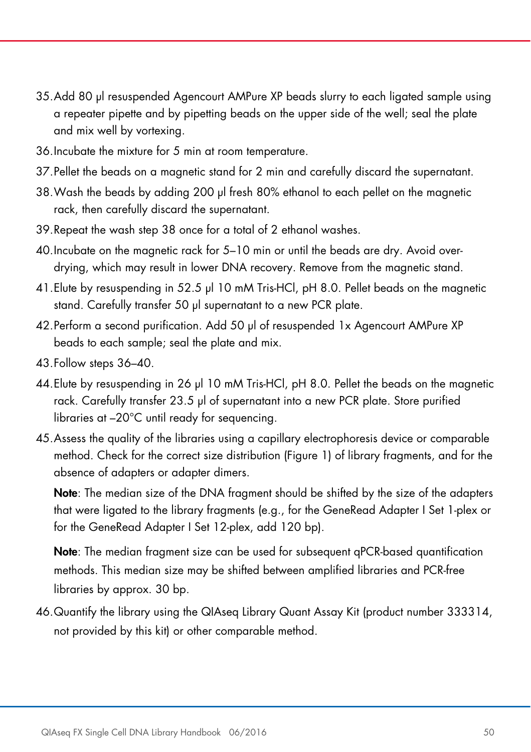35. Add 80 µl resuspended Agencourt AMPure XP beads slurry to each ligated sample using a repeater pipette and by pipetting beads on the upper side of the well; seal the plate and mix well by vortexing.
36. Incubate the mixture for 5 min at room temperature.
37. Pellet the beads on a magnetic stand for 2 min and carefully discard the supernatant.
38. Wash the beads by adding 200 µl fresh 80% ethanol to each pellet on the magnetic rack, then carefully discard the supernatant.
39. Repeat the wash step 38 once for a total of 2 ethanol washes.
40. Incubate on the magnetic rack for 5–10 min or until the beads are dry. Avoid over-drying, which may result in lower DNA recovery. Remove from the magnetic stand.
41. Elute by resuspending in 52.5 µl 10 mM Tris-HCl, pH 8.0. Pellet beads on the magnetic stand. Carefully transfer 50 µl supernatant to a new PCR plate.
42. Perform a second purification. Add 50 µl of resuspended 1x Agencourt AMPure XP beads to each sample; seal the plate and mix.
43. Follow steps 36–40.
44. Elute by resuspending in 26 µl 10 mM Tris-HCl, pH 8.0. Pellet the beads on the magnetic rack. Carefully transfer 23.5 µl of supernatant into a new PCR plate. Store purified libraries at –20°C until ready for sequencing.
45. Assess the quality of the libraries using a capillary electrophoresis device or comparable method. Check for the correct size distribution (Figure 1) of library fragments, and for the absence of adapters or adapter dimers.

    **Note**: The median size of the DNA fragment should be shifted by the size of the adapters that were ligated to the library fragments (e.g., for the GeneRead Adapter I Set 1-plex or for the GeneRead Adapter I Set 12-plex, add 120 bp).

    **Note**: The median fragment size can be used for subsequent qPCR-based quantification methods. This median size may be shifted between amplified libraries and PCR-free libraries by approx. 30 bp.
46. Quantify the library using the QIAseq Library Quant Assay Kit (product number 333314, not provided by this kit) or other comparable method.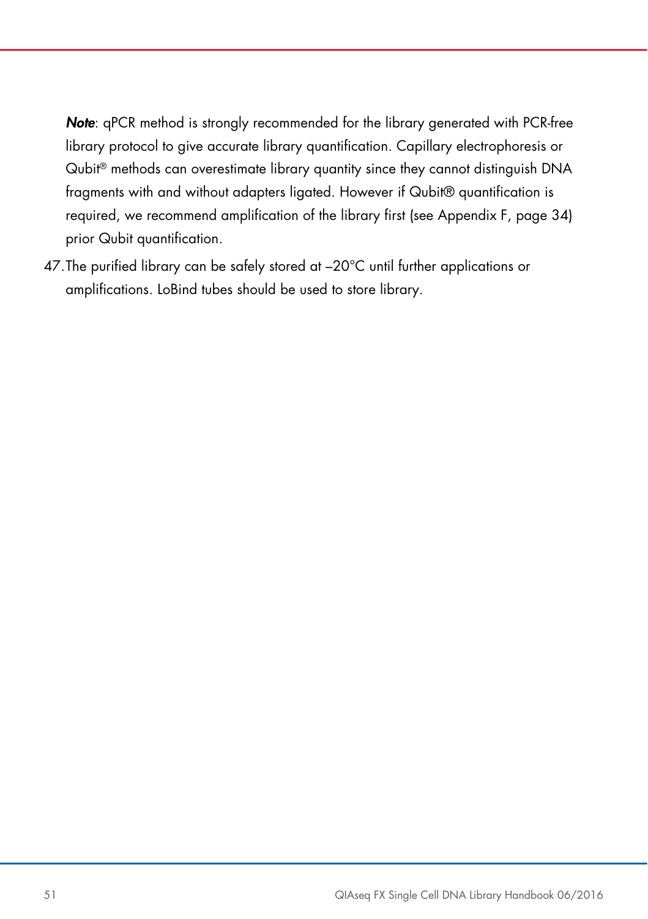***Note***: qPCR method is strongly recommended for the library generated with PCR-free library protocol to give accurate library quantification. Capillary electrophoresis or Qubit® methods can overestimate library quantity since they cannot distinguish DNA fragments with and without adapters ligated. However if Qubit® quantification is required, we recommend amplification of the library first (see Appendix F, page 34) prior Qubit quantification.

47. The purified library can be safely stored at –20°C until further applications or amplifications. LoBind tubes should be used to store library.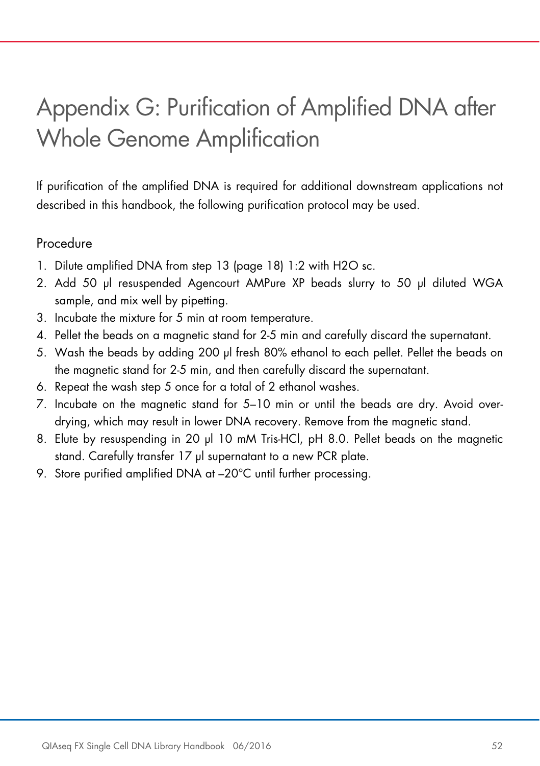# Appendix G: Purification of Amplified DNA after Whole Genome Amplification

If purification of the amplified DNA is required for additional downstream applications not described in this handbook, the following purification protocol may be used.

## Procedure

1. Dilute amplified DNA from step 13 (page 18) 1:2 with H2O sc.
2. Add 50 µl resuspended Agencourt AMPure XP beads slurry to 50 µl diluted WGA sample, and mix well by pipetting.
3. Incubate the mixture for 5 min at room temperature.
4. Pellet the beads on a magnetic stand for 2-5 min and carefully discard the supernatant.
5. Wash the beads by adding 200 µl fresh 80% ethanol to each pellet. Pellet the beads on the magnetic stand for 2-5 min, and then carefully discard the supernatant.
6. Repeat the wash step 5 once for a total of 2 ethanol washes.
7. Incubate on the magnetic stand for 5–10 min or until the beads are dry. Avoid over-drying, which may result in lower DNA recovery. Remove from the magnetic stand.
8. Elute by resuspending in 20 µl 10 mM Tris-HCl, pH 8.0. Pellet beads on the magnetic stand. Carefully transfer 17 µl supernatant to a new PCR plate.
9. Store purified amplified DNA at –20°C until further processing.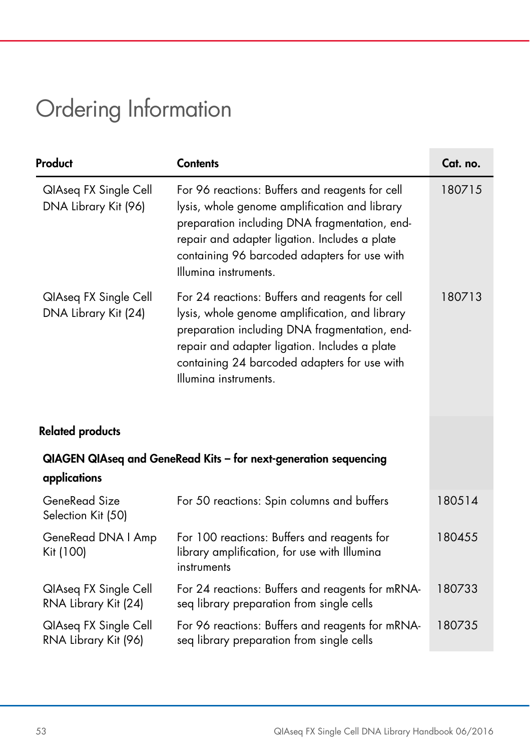# Ordering Information

| Product | Contents | Cat. no. |
|---|---|---|
| QIAseq FX Single Cell DNA Library Kit (96) | For 96 reactions: Buffers and reagents for cell lysis, whole genome amplification and library preparation including DNA fragmentation, end-repair and adapter ligation. Includes a plate containing 96 barcoded adapters for use with Illumina instruments. | 180715 |
| QIAseq FX Single Cell DNA Library Kit (24) | For 24 reactions: Buffers and reagents for cell lysis, whole genome amplification, and library preparation including DNA fragmentation, end-repair and adapter ligation. Includes a plate containing 24 barcoded adapters for use with Illumina instruments. | 180713 |
| **Related products** | | |
| **QIAGEN QIAseq and GeneRead Kits – for next-generation sequencing applications** | | |
| GeneRead Size Selection Kit (50) | For 50 reactions: Spin columns and buffers | 180514 |
| GeneRead DNA I Amp Kit (100) | For 100 reactions: Buffers and reagents for library amplification, for use with Illumina instruments | 180455 |
| QIAseq FX Single Cell RNA Library Kit (24) | For 24 reactions: Buffers and reagents for mRNA-seq library preparation from single cells | 180733 |
| QIAseq FX Single Cell RNA Library Kit (96) | For 96 reactions: Buffers and reagents for mRNA-seq library preparation from single cells | 180735 |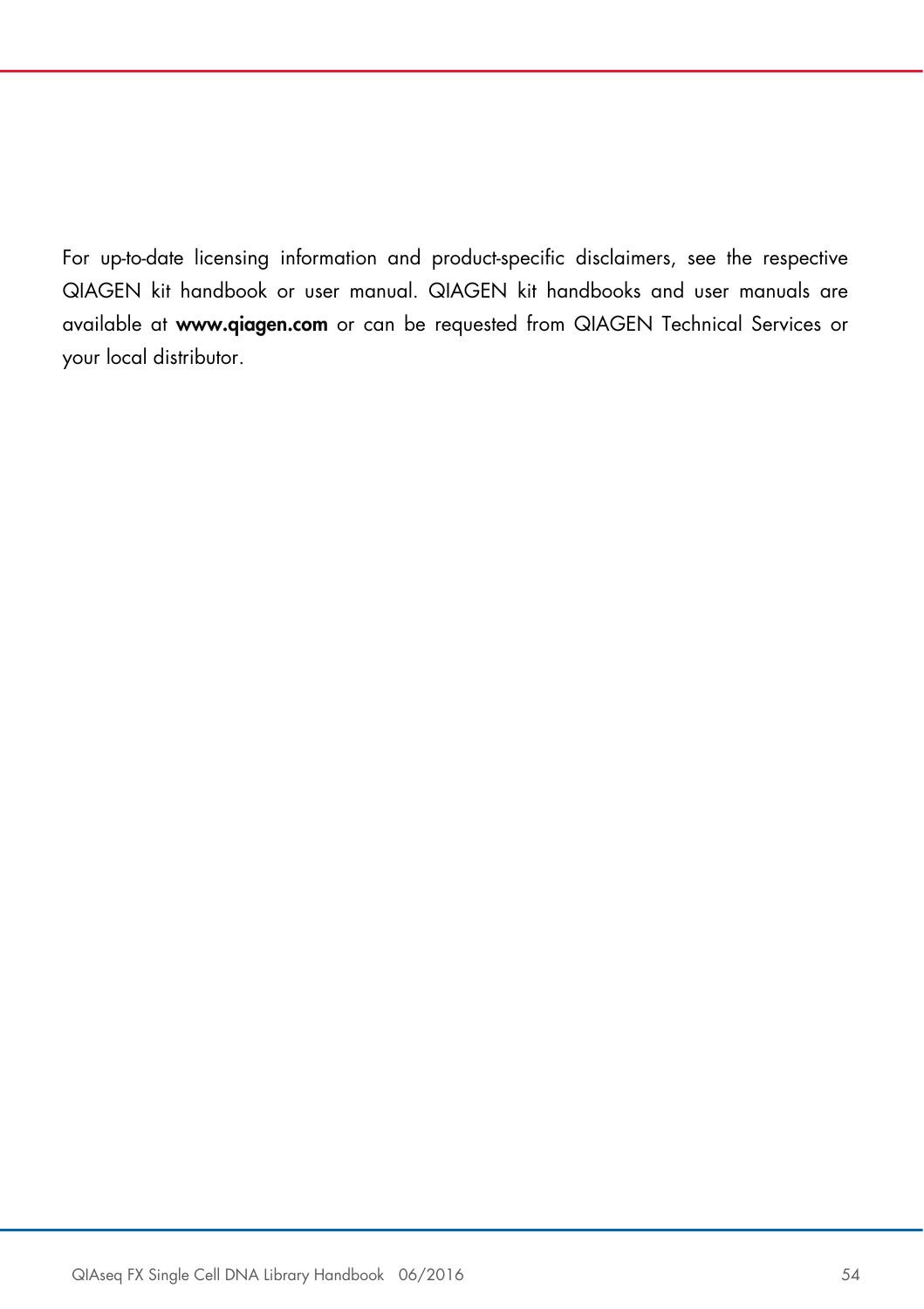For up-to-date licensing information and product-specific disclaimers, see the respective QIAGEN kit handbook or user manual. QIAGEN kit handbooks and user manuals are available at **www.qiagen.com** or can be requested from QIAGEN Technical Services or your local distributor.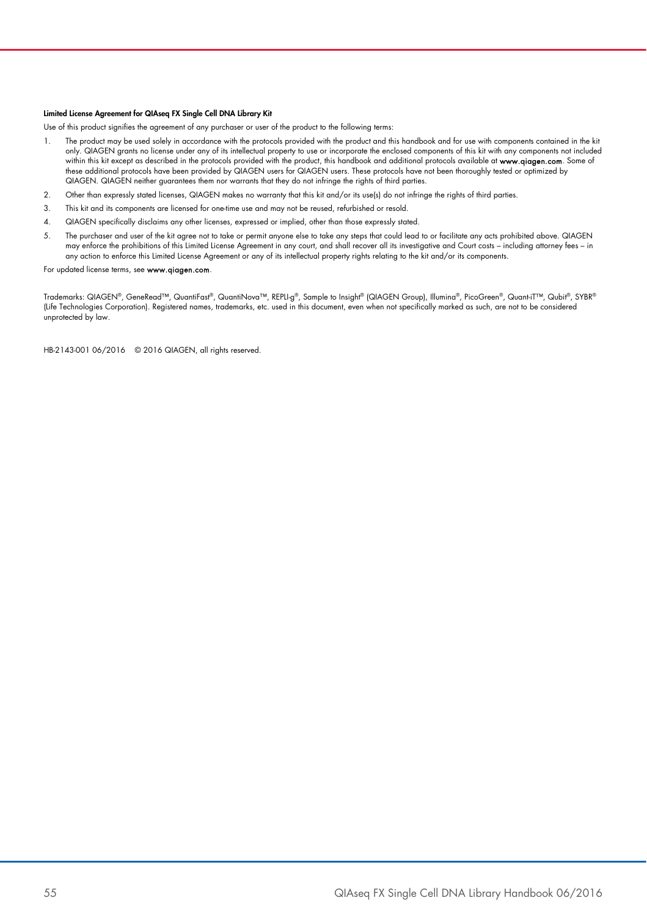**Limited License Agreement for QIAseq FX Single Cell DNA Library Kit**

Use of this product signifies the agreement of any purchaser or user of the product to the following terms:

1. The product may be used solely in accordance with the protocols provided with the product and this handbook and for use with components contained in the kit only. QIAGEN grants no license under any of its intellectual property to use or incorporate the enclosed components of this kit with any components not included within this kit except as described in the protocols provided with the product, this handbook and additional protocols available at **www.qiagen.com**. Some of these additional protocols have been provided by QIAGEN users for QIAGEN users. These protocols have not been thoroughly tested or optimized by QIAGEN. QIAGEN neither guarantees them nor warrants that they do not infringe the rights of third parties.
2. Other than expressly stated licenses, QIAGEN makes no warranty that this kit and/or its use(s) do not infringe the rights of third parties.
3. This kit and its components are licensed for one-time use and may not be reused, refurbished or resold.
4. QIAGEN specifically disclaims any other licenses, expressed or implied, other than those expressly stated.
5. The purchaser and user of the kit agree not to take or permit anyone else to take any steps that could lead to or facilitate any acts prohibited above. QIAGEN may enforce the prohibitions of this Limited License Agreement in any court, and shall recover all its investigative and Court costs – including attorney fees – in any action to enforce this Limited License Agreement or any of its intellectual property rights relating to the kit and/or its components.

For updated license terms, see **www.qiagen.com**.

Trademarks: QIAGEN®, GeneRead™, QuantiFast®, QuantiNova™, REPLI-g®, Sample to Insight® (QIAGEN Group), Illumina®, PicoGreen®, Quant-iT™, Qubit®, SYBR® (Life Technologies Corporation). Registered names, trademarks, etc. used in this document, even when not specifically marked as such, are not to be considered unprotected by law.

HB-2143-001 06/2016 © 2016 QIAGEN, all rights reserved.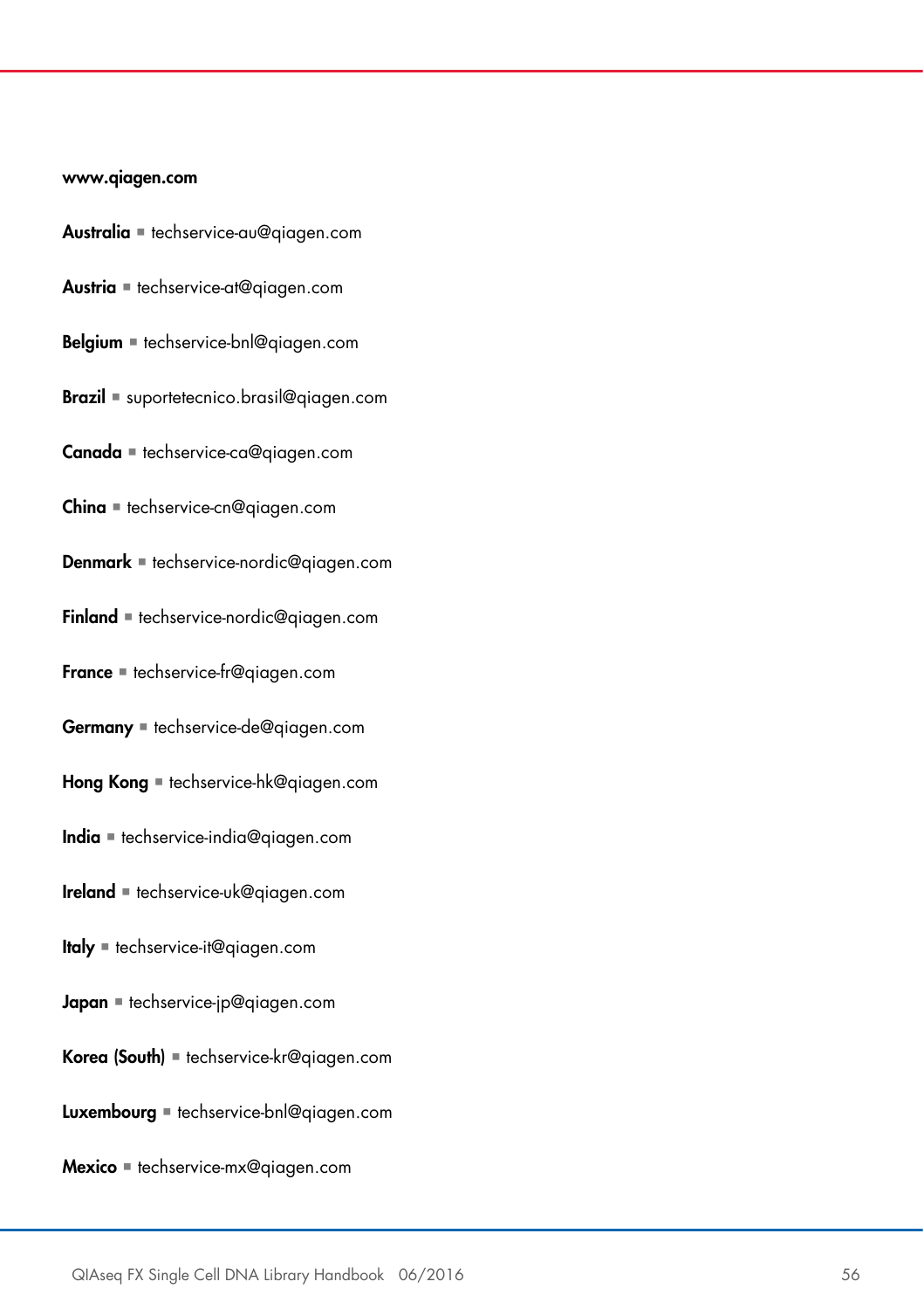**www.qiagen.com**

**Australia** ■ techservice-au@qiagen.com

**Austria** ■ techservice-at@qiagen.com

**Belgium** ■ techservice-bnl@qiagen.com

**Brazil** ■ suportetecnico.brasil@qiagen.com

**Canada** ■ techservice-ca@qiagen.com

**China** ■ techservice-cn@qiagen.com

**Denmark** ■ techservice-nordic@qiagen.com

**Finland** ■ techservice-nordic@qiagen.com

**France** ■ techservice-fr@qiagen.com

**Germany** ■ techservice-de@qiagen.com

**Hong Kong** ■ techservice-hk@qiagen.com

**India** ■ techservice-india@qiagen.com

**Ireland** ■ techservice-uk@qiagen.com

**Italy** ■ techservice-it@qiagen.com

**Japan** ■ techservice-jp@qiagen.com

**Korea (South)** ■ techservice-kr@qiagen.com

**Luxembourg** ■ techservice-bnl@qiagen.com

**Mexico** ■ techservice-mx@qiagen.com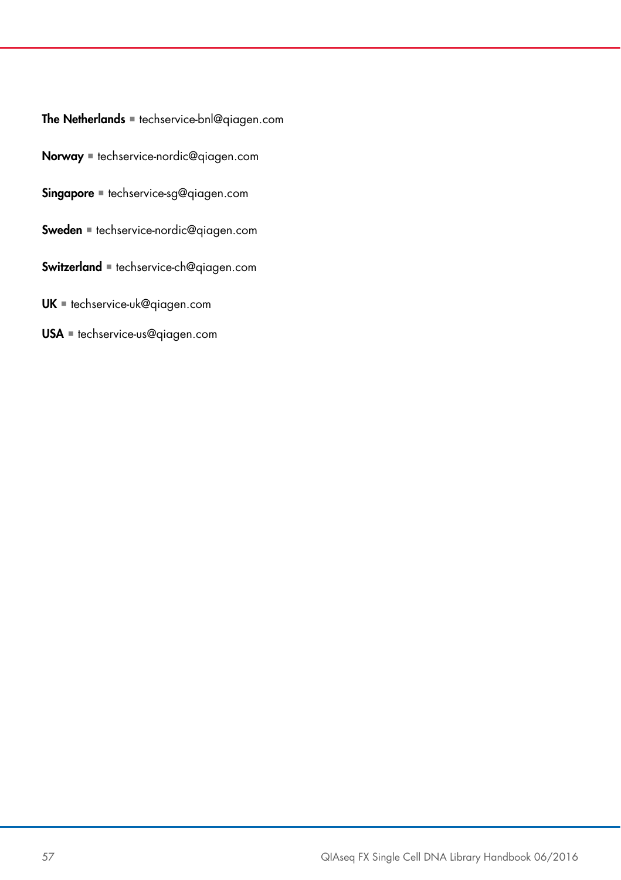**The Netherlands** ▪ techservice-bnl@qiagen.com

**Norway** ▪ techservice-nordic@qiagen.com

**Singapore** ▪ techservice-sg@qiagen.com

**Sweden** ▪ techservice-nordic@qiagen.com

**Switzerland** ▪ techservice-ch@qiagen.com

**UK** ▪ techservice-uk@qiagen.com

**USA** ▪ techservice-us@qiagen.com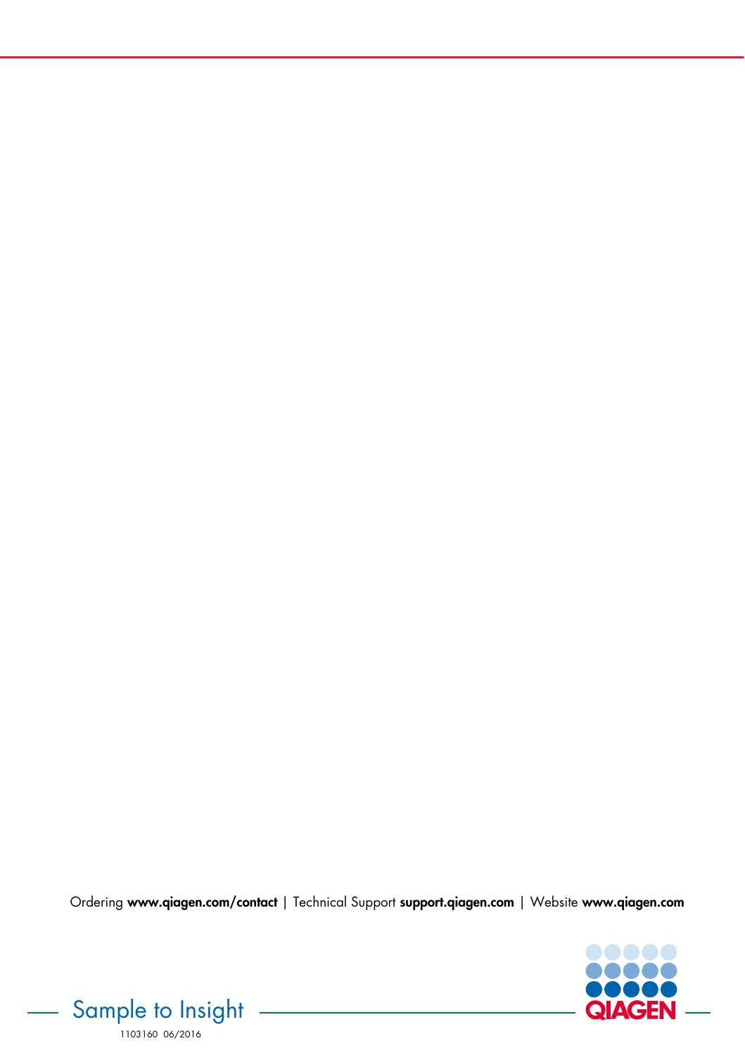Ordering **www.qiagen.com/contact** | Technical Support **support.qiagen.com** | Website **www.qiagen.com**

Sample to Insight

QIAGEN

1103160 06/2016